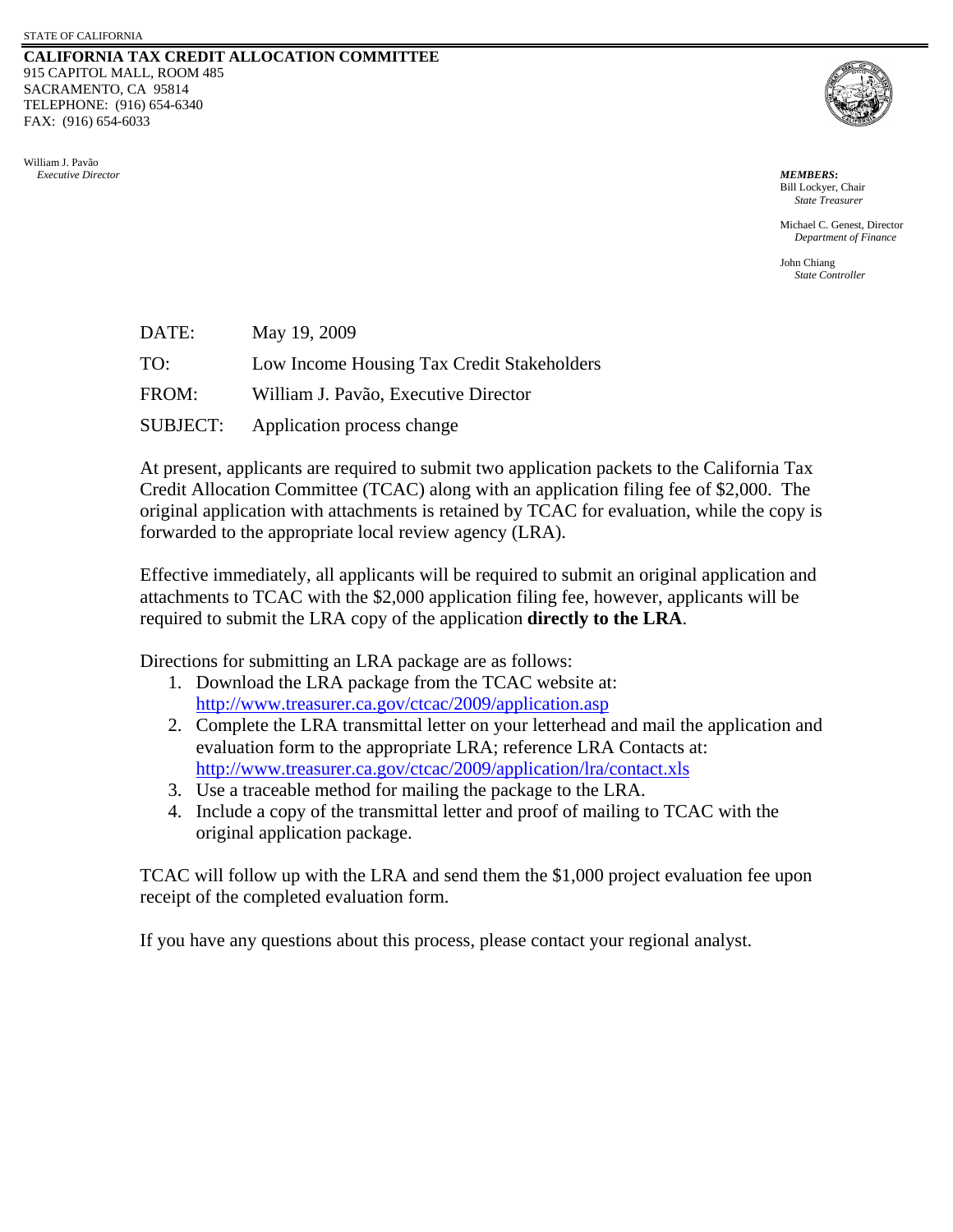STATE OF CALIFORNIA

**CALIFORNIA TAX CREDIT ALLOCATION COMMITTEE**
915 CAPITOL MALL, ROOM 485
SACRAMENTO, CA 95814
TELEPHONE: (916) 654-6340
FAX: (916) 654-6033

William J. Pavão
*Executive Director*

***MEMBERS*:**
Bill Lockyer, Chair
*State Treasurer*

Michael C. Genest, Director
*Department of Finance*

John Chiang
*State Controller*

DATE: May 19, 2009

TO: Low Income Housing Tax Credit Stakeholders

FROM: William J. Pavão, Executive Director

SUBJECT: Application process change

At present, applicants are required to submit two application packets to the California Tax Credit Allocation Committee (TCAC) along with an application filing fee of $2,000. The original application with attachments is retained by TCAC for evaluation, while the copy is forwarded to the appropriate local review agency (LRA).

Effective immediately, all applicants will be required to submit an original application and attachments to TCAC with the $2,000 application filing fee, however, applicants will be required to submit the LRA copy of the application **directly to the LRA**.

Directions for submitting an LRA package are as follows:

1. Download the LRA package from the TCAC website at: http://www.treasurer.ca.gov/ctcac/2009/application.asp
2. Complete the LRA transmittal letter on your letterhead and mail the application and evaluation form to the appropriate LRA; reference LRA Contacts at: http://www.treasurer.ca.gov/ctcac/2009/application/lra/contact.xls
3. Use a traceable method for mailing the package to the LRA.
4. Include a copy of the transmittal letter and proof of mailing to TCAC with the original application package.

TCAC will follow up with the LRA and send them the $1,000 project evaluation fee upon receipt of the completed evaluation form.

If you have any questions about this process, please contact your regional analyst.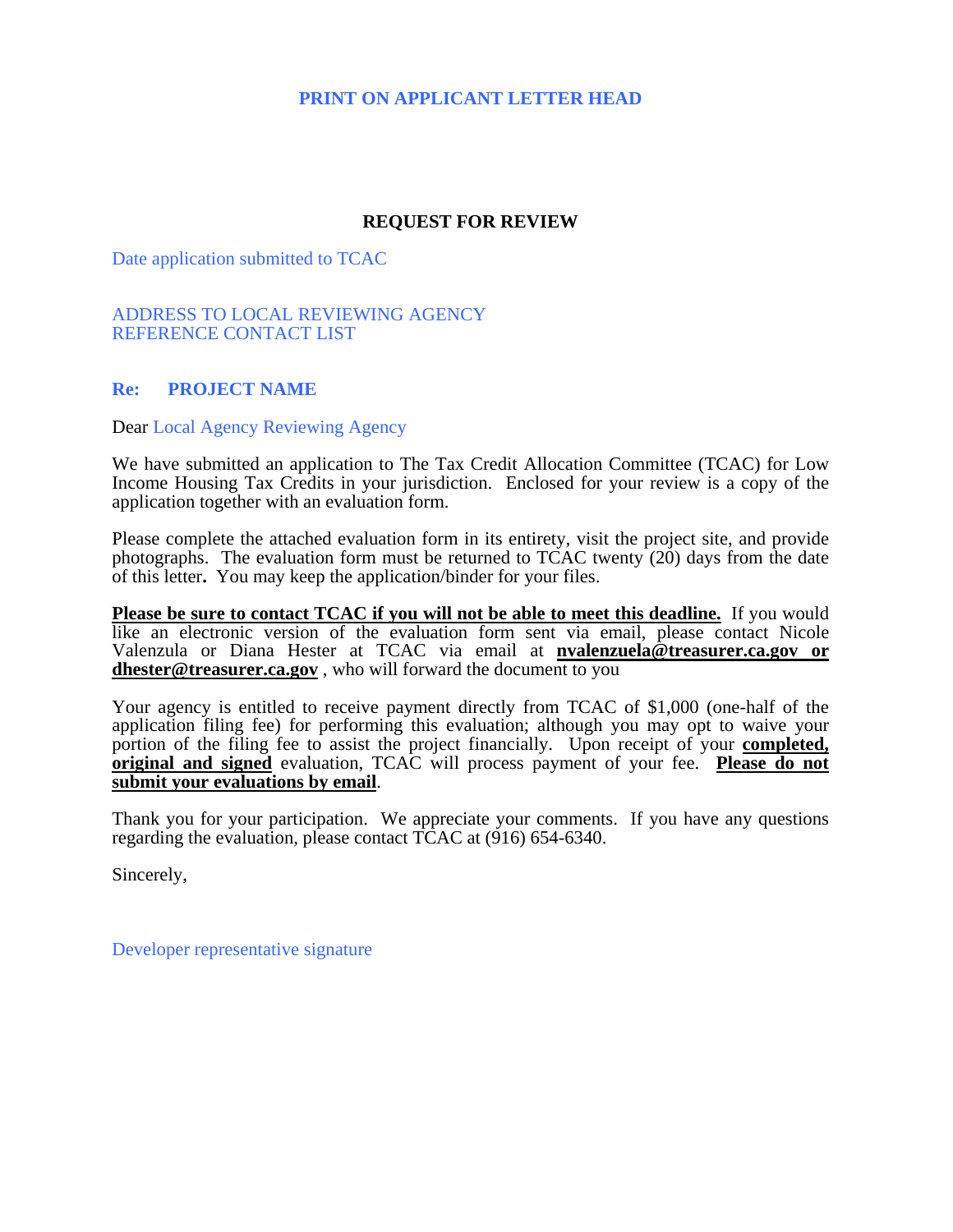**PRINT ON APPLICANT LETTER HEAD**

**REQUEST FOR REVIEW**

Date application submitted to TCAC

ADDRESS TO LOCAL REVIEWING AGENCY
REFERENCE CONTACT LIST

**Re: PROJECT NAME**

Dear Local Agency Reviewing Agency

We have submitted an application to The Tax Credit Allocation Committee (TCAC) for Low Income Housing Tax Credits in your jurisdiction. Enclosed for your review is a copy of the application together with an evaluation form.

Please complete the attached evaluation form in its entirety, visit the project site, and provide photographs. The evaluation form must be returned to TCAC twenty (20) days from the date of this letter**.** You may keep the application/binder for your files.

**Please be sure to contact TCAC if you will not be able to meet this deadline.** If you would like an electronic version of the evaluation form sent via email, please contact Nicole Valenzula or Diana Hester at TCAC via email at **nvalenzuela@treasurer.ca.gov or dhester@treasurer.ca.gov** , who will forward the document to you

Your agency is entitled to receive payment directly from TCAC of $1,000 (one-half of the application filing fee) for performing this evaluation; although you may opt to waive your portion of the filing fee to assist the project financially. Upon receipt of your **completed, original and signed** evaluation, TCAC will process payment of your fee. **Please do not submit your evaluations by email**.

Thank you for your participation. We appreciate your comments. If you have any questions regarding the evaluation, please contact TCAC at (916) 654-6340.

Sincerely,

Developer representative signature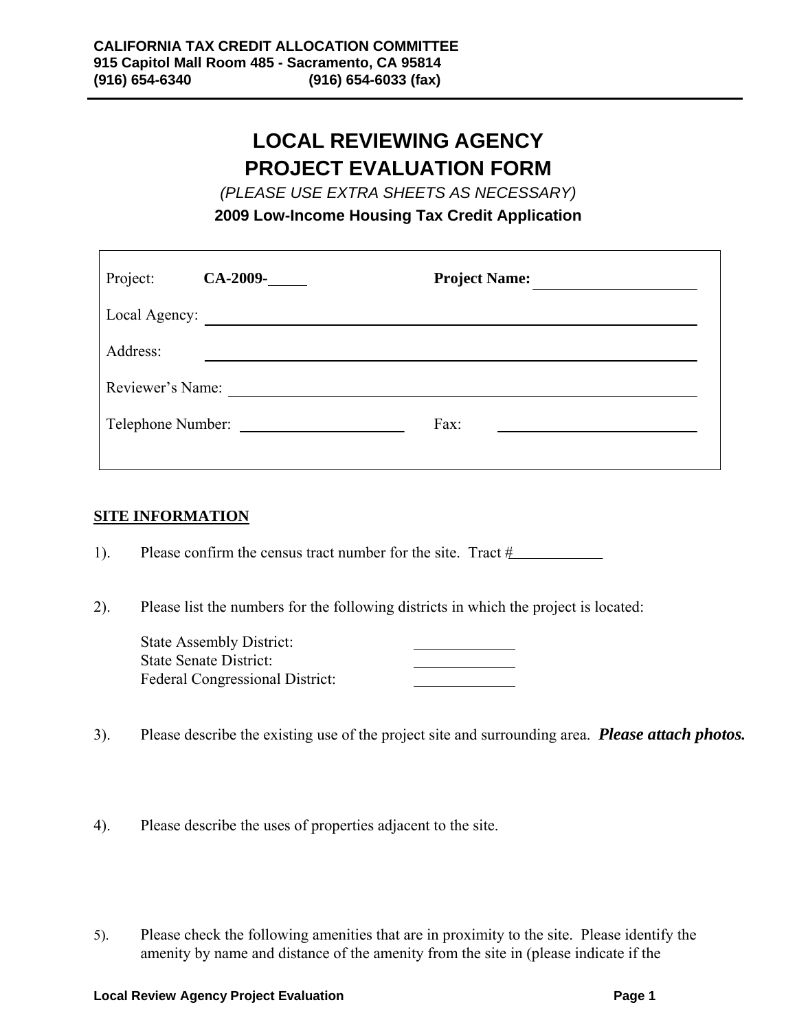CALIFORNIA TAX CREDIT ALLOCATION COMMITTEE
915 Capitol Mall Room 485 - Sacramento, CA 95814
(916) 654-6340 (916) 654-6033 (fax)

# LOCAL REVIEWING AGENCY PROJECT EVALUATION FORM

*(PLEASE USE EXTRA SHEETS AS NECESSARY)*

**2009 Low-Income Housing Tax Credit Application**

Project: **CA-2009-**_____ **Project Name:** ____________________

Local Agency: ____________________________________________

Address: ____________________________________________

Reviewer's Name: ____________________________________________

Telephone Number: ____________________ Fax: ____________________

## SITE INFORMATION

1). Please confirm the census tract number for the site. Tract #____________

2). Please list the numbers for the following districts in which the project is located:

State Assembly District: ____________
State Senate District: ____________
Federal Congressional District: ____________

3). Please describe the existing use of the project site and surrounding area. ***Please attach photos.***

4). Please describe the uses of properties adjacent to the site.

5). Please check the following amenities that are in proximity to the site. Please identify the amenity by name and distance of the amenity from the site in (please indicate if the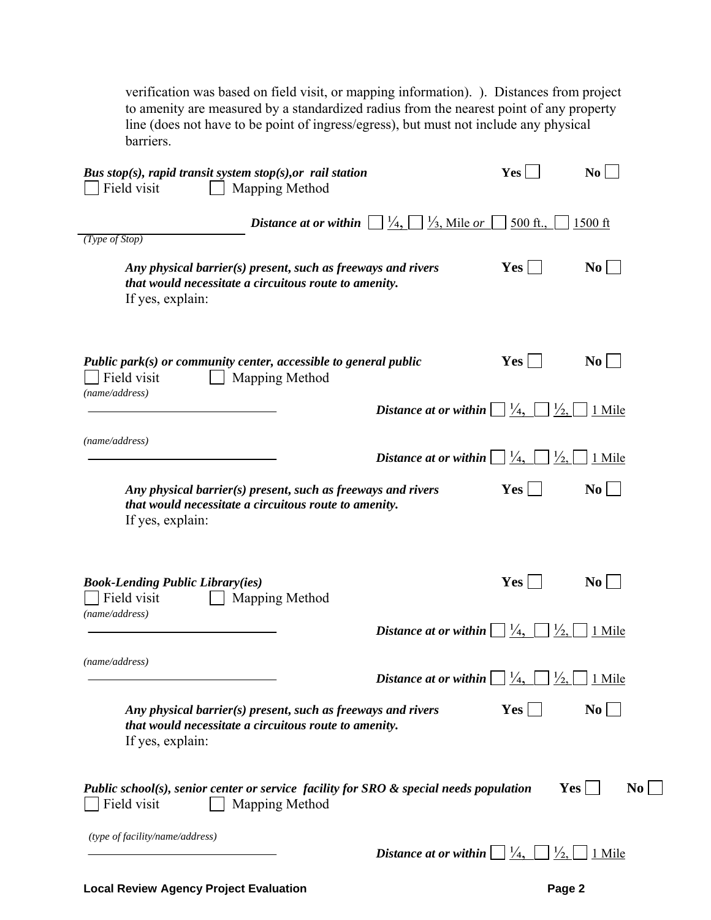verification was based on field visit, or mapping information). ). Distances from project to amenity are measured by a standardized radius from the nearest point of any property line (does not have to be point of ingress/egress), but must not include any physical barriers.

***Bus stop(s), rapid transit system stop(s),or rail station*** **Yes** ☐ **No** ☐

☐ Field visit ☐ Mapping Method

______________________ ***Distance at or within*** ☐ ¼, ☐ ⅓, Mile *or* ☐ 500 ft., ☐ 1500 ft

*(Type of Stop)*

***Any physical barrier(s) present, such as freeways and rivers that would necessitate a circuitous route to amenity.*** **Yes** ☐ **No** ☐

If yes, explain:

***Public park(s) or community center, accessible to general public*** **Yes** ☐ **No** ☐

☐ Field visit ☐ Mapping Method

*(name/address)*

______________________ ***Distance at or within*** ☐ ¼, ☐ ½, ☐ 1 Mile

*(name/address)*

______________________ ***Distance at or within*** ☐ ¼, ☐ ½, ☐ 1 Mile

***Any physical barrier(s) present, such as freeways and rivers that would necessitate a circuitous route to amenity.*** **Yes** ☐ **No** ☐

If yes, explain:

***Book-Lending Public Library(ies)*** **Yes** ☐ **No** ☐

☐ Field visit ☐ Mapping Method

*(name/address)*

______________________ ***Distance at or within*** ☐ ¼, ☐ ½, ☐ 1 Mile

*(name/address)*

______________________ ***Distance at or within*** ☐ ¼, ☐ ½, ☐ 1 Mile

***Any physical barrier(s) present, such as freeways and rivers that would necessitate a circuitous route to amenity.*** **Yes** ☐ **No** ☐

If yes, explain:

***Public school(s), senior center or service facility for SRO & special needs population*** **Yes** ☐ **No** ☐

☐ Field visit ☐ Mapping Method

*(type of facility/name/address)*

______________________ ***Distance at or within*** ☐ ¼, ☐ ½, ☐ 1 Mile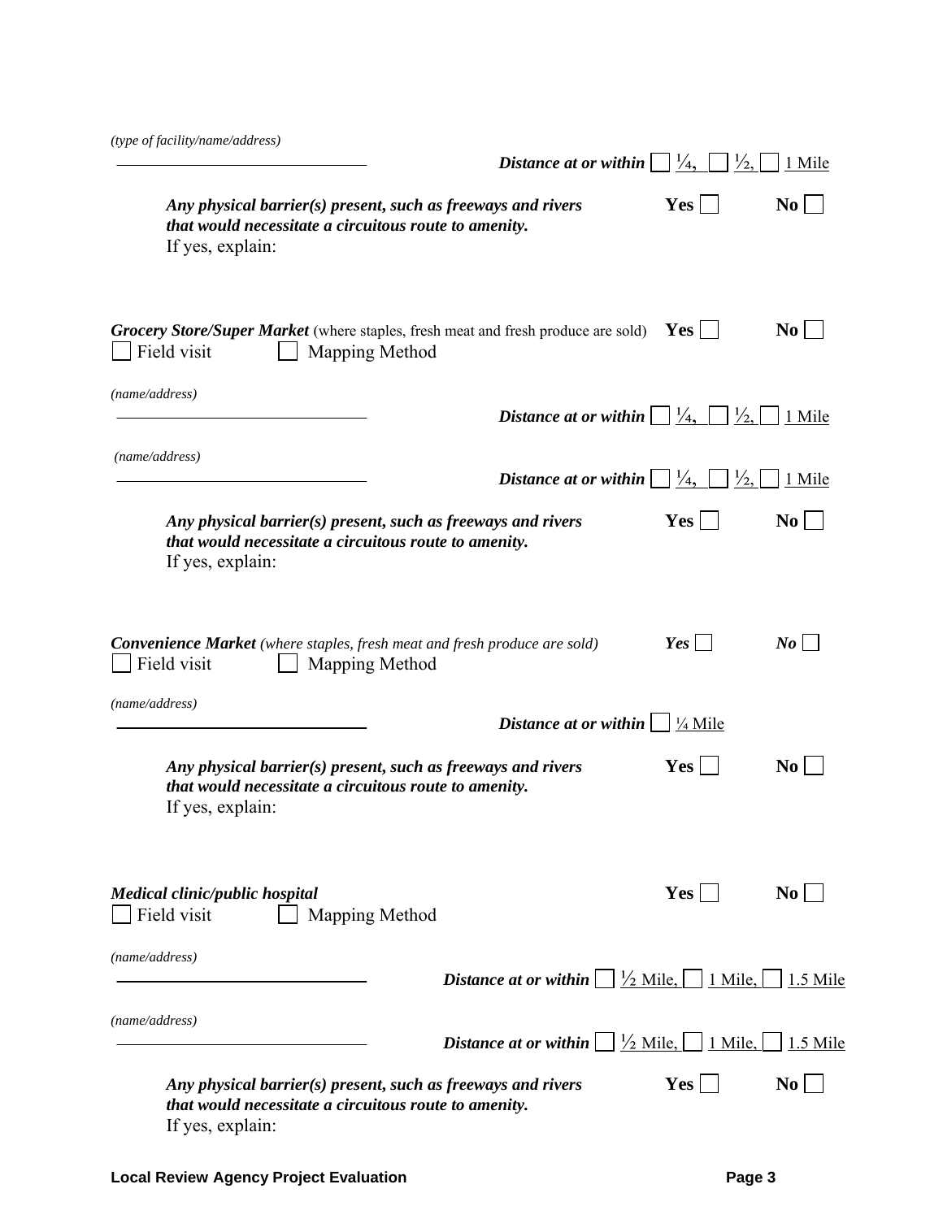*(type of facility/name/address)*

\_\_\_\_\_\_\_\_\_\_\_\_\_\_\_\_\_\_\_\_\_\_\_\_\_\_\_\_\_\_ ***Distance at or within*** ☐ ¼, ☐ ½, ☐ 1 Mile

***Any physical barrier(s) present, such as freeways and rivers that would necessitate a circuitous route to amenity.*** **Yes** ☐ **No** ☐

If yes, explain:

***Grocery Store/Super Market*** (where staples, fresh meat and fresh produce are sold) **Yes** ☐ **No** ☐

☐ Field visit ☐ Mapping Method

*(name/address)*

\_\_\_\_\_\_\_\_\_\_\_\_\_\_\_\_\_\_\_\_\_\_\_\_\_\_\_\_\_\_ ***Distance at or within*** ☐ ¼, ☐ ½, ☐ 1 Mile

*(name/address)*

\_\_\_\_\_\_\_\_\_\_\_\_\_\_\_\_\_\_\_\_\_\_\_\_\_\_\_\_\_\_ ***Distance at or within*** ☐ ¼, ☐ ½, ☐ 1 Mile

***Any physical barrier(s) present, such as freeways and rivers that would necessitate a circuitous route to amenity.*** **Yes** ☐ **No** ☐

If yes, explain:

***Convenience Market*** *(where staples, fresh meat and fresh produce are sold)* ***Yes*** ☐ ***No*** ☐

☐ Field visit ☐ Mapping Method

*(name/address)*

\_\_\_\_\_\_\_\_\_\_\_\_\_\_\_\_\_\_\_\_\_\_\_\_\_\_\_\_\_\_ ***Distance at or within*** ☐ ¼ Mile

***Any physical barrier(s) present, such as freeways and rivers that would necessitate a circuitous route to amenity.*** **Yes** ☐ **No** ☐

If yes, explain:

***Medical clinic/public hospital*** **Yes** ☐ **No** ☐

☐ Field visit ☐ Mapping Method

*(name/address)*

\_\_\_\_\_\_\_\_\_\_\_\_\_\_\_\_\_\_\_\_\_\_\_\_\_\_\_\_\_\_ ***Distance at or within*** ☐ ½ Mile, ☐ 1 Mile, ☐ 1.5 Mile

*(name/address)*

\_\_\_\_\_\_\_\_\_\_\_\_\_\_\_\_\_\_\_\_\_\_\_\_\_\_\_\_\_\_ ***Distance at or within*** ☐ ½ Mile, ☐ 1 Mile, ☐ 1.5 Mile

***Any physical barrier(s) present, such as freeways and rivers that would necessitate a circuitous route to amenity.*** **Yes** ☐ **No** ☐

If yes, explain: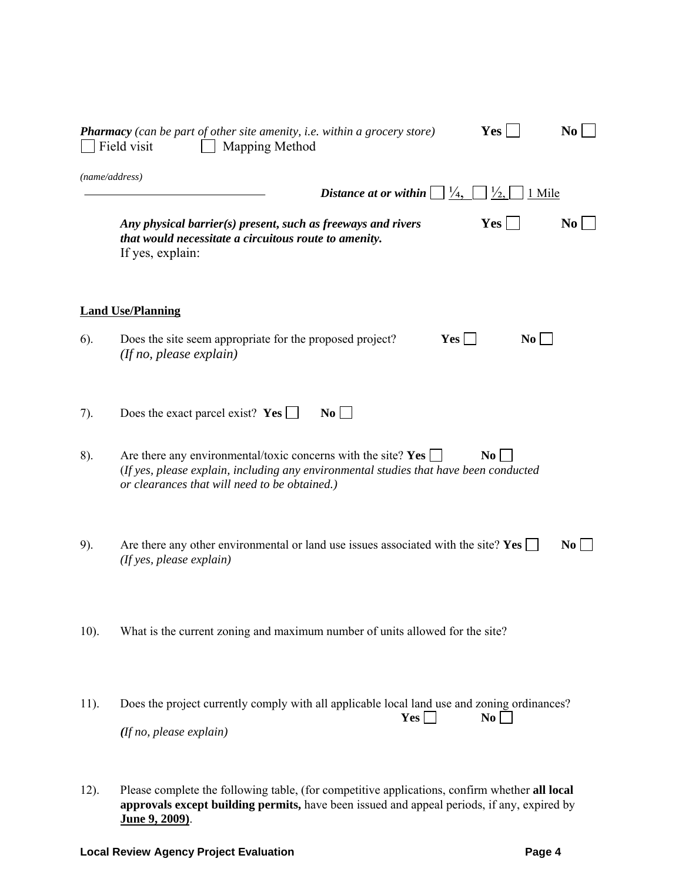***Pharmacy*** *(can be part of other site amenity, i.e. within a grocery store)* **Yes** ☐ **No** ☐

☐ Field visit ☐ Mapping Method

*(name/address)*

______________________________ ***Distance at or within*** ☐ ¼, ☐ ½, ☐ 1 Mile

***Any physical barrier(s) present, such as freeways and rivers that would necessitate a circuitous route to amenity.*** **Yes** ☐ **No** ☐

If yes, explain:

**Land Use/Planning**

6). Does the site seem appropriate for the proposed project? **Yes** ☐ **No** ☐
*(If no, please explain)*

7). Does the exact parcel exist? **Yes** ☐ **No** ☐

8). Are there any environmental/toxic concerns with the site? **Yes** ☐ **No** ☐
(*If yes, please explain, including any environmental studies that have been conducted or clearances that will need to be obtained.)*

9). Are there any other environmental or land use issues associated with the site? **Yes** ☐ **No** ☐
*(If yes, please explain)*

10). What is the current zoning and maximum number of units allowed for the site?

11). Does the project currently comply with all applicable local land use and zoning ordinances? **Yes** ☐ **No** ☐
***(****If no, please explain)*

12). Please complete the following table, (for competitive applications, confirm whether **all local approvals except building permits,** have been issued and appeal periods, if any, expired by **June 9, 2009)**.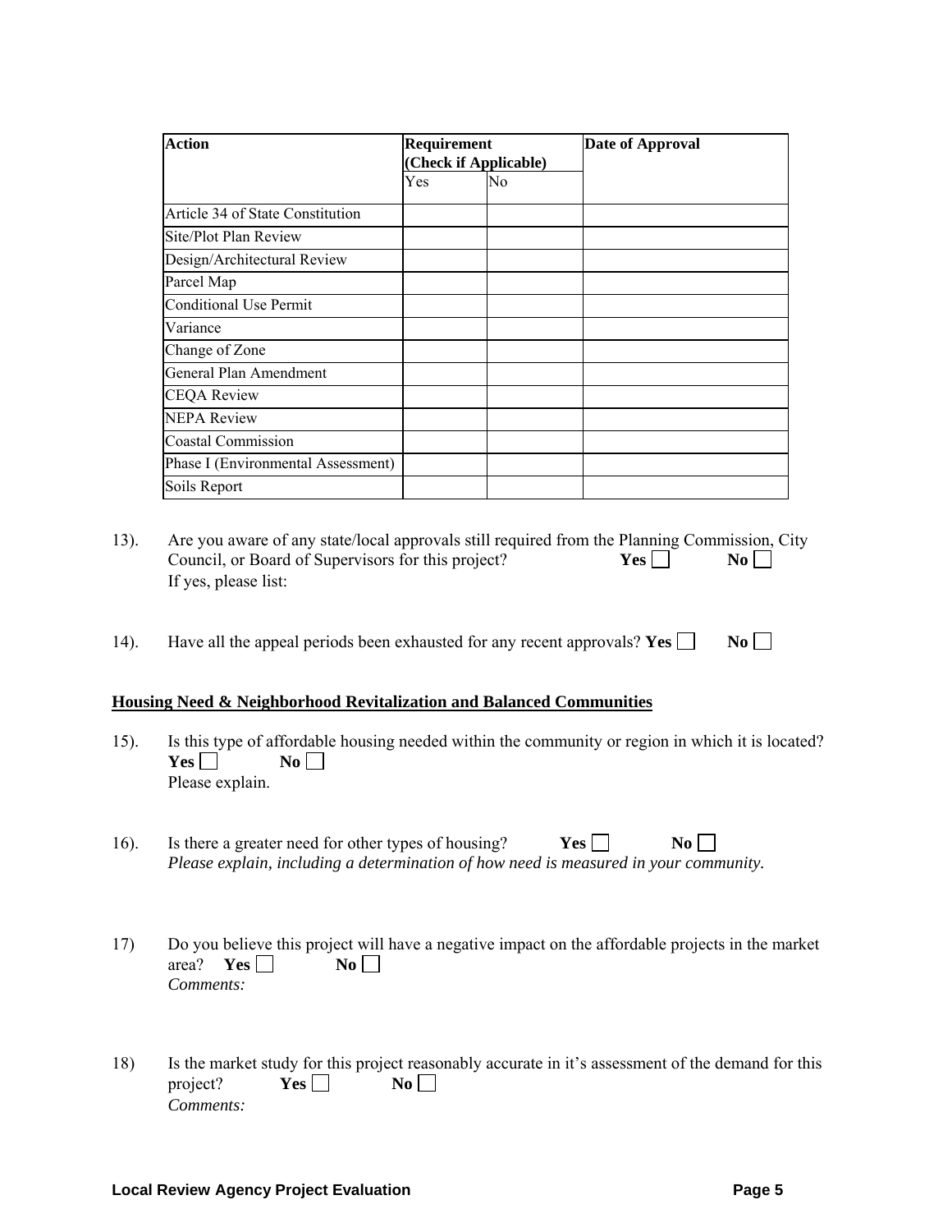| Action | Requirement (Check if Applicable) | | Date of Approval |
|---|---|---|---|
| | Yes | No | |
| Article 34 of State Constitution | | | |
| Site/Plot Plan Review | | | |
| Design/Architectural Review | | | |
| Parcel Map | | | |
| Conditional Use Permit | | | |
| Variance | | | |
| Change of Zone | | | |
| General Plan Amendment | | | |
| CEQA Review | | | |
| NEPA Review | | | |
| Coastal Commission | | | |
| Phase I (Environmental Assessment) | | | |
| Soils Report | | | |

13). Are you aware of any state/local approvals still required from the Planning Commission, City Council, or Board of Supervisors for this project? **Yes** ☐ **No** ☐
If yes, please list:

14). Have all the appeal periods been exhausted for any recent approvals? **Yes** ☐ **No** ☐

**<u>Housing Need & Neighborhood Revitalization and Balanced Communities</u>**

15). Is this type of affordable housing needed within the community or region in which it is located?
**Yes** ☐ **No** ☐
Please explain.

16). Is there a greater need for other types of housing? **Yes** ☐ **No** ☐
*Please explain, including a determination of how need is measured in your community.*

17) Do you believe this project will have a negative impact on the affordable projects in the market area? **Yes** ☐ **No** ☐
*Comments:*

18) Is the market study for this project reasonably accurate in it's assessment of the demand for this project? **Yes** ☐ **No** ☐
*Comments:*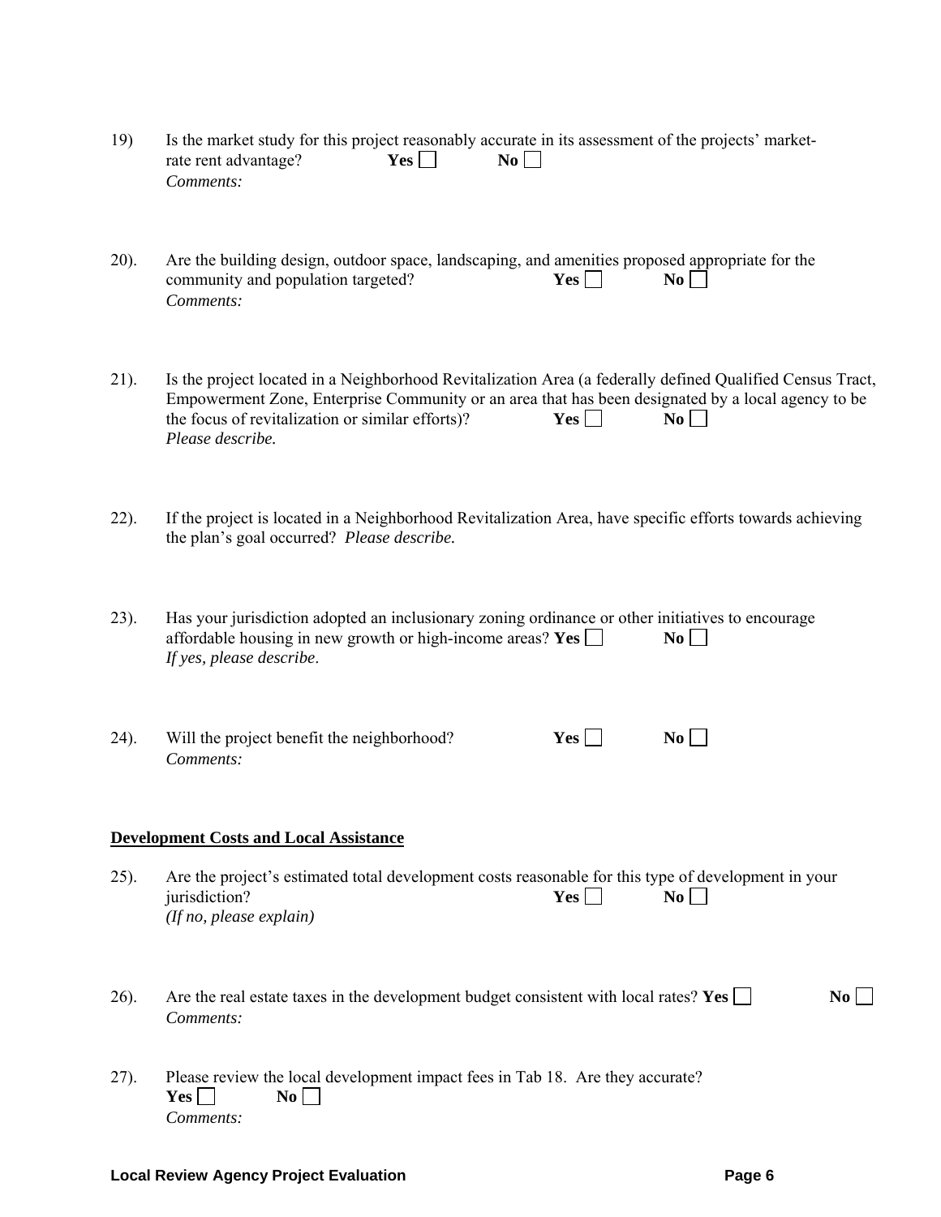19) Is the market study for this project reasonably accurate in its assessment of the projects' market-rate rent advantage? **Yes** ☐ **No** ☐
*Comments:*

20). Are the building design, outdoor space, landscaping, and amenities proposed appropriate for the community and population targeted? **Yes** ☐ **No** ☐
*Comments:*

21). Is the project located in a Neighborhood Revitalization Area (a federally defined Qualified Census Tract, Empowerment Zone, Enterprise Community or an area that has been designated by a local agency to be the focus of revitalization or similar efforts)? **Yes** ☐ **No** ☐
*Please describe.*

22). If the project is located in a Neighborhood Revitalization Area, have specific efforts towards achieving the plan's goal occurred? *Please describe.*

23). Has your jurisdiction adopted an inclusionary zoning ordinance or other initiatives to encourage affordable housing in new growth or high-income areas? **Yes** ☐ **No** ☐
*If yes, please describe*.

24). Will the project benefit the neighborhood? **Yes** ☐ **No** ☐
*Comments:*

**Development Costs and Local Assistance**

25). Are the project's estimated total development costs reasonable for this type of development in your jurisdiction? **Yes** ☐ **No** ☐
*(If no, please explain)*

26). Are the real estate taxes in the development budget consistent with local rates? **Yes** ☐ **No** ☐
*Comments:*

27). Please review the local development impact fees in Tab 18. Are they accurate?
**Yes** ☐ **No** ☐
*Comments:*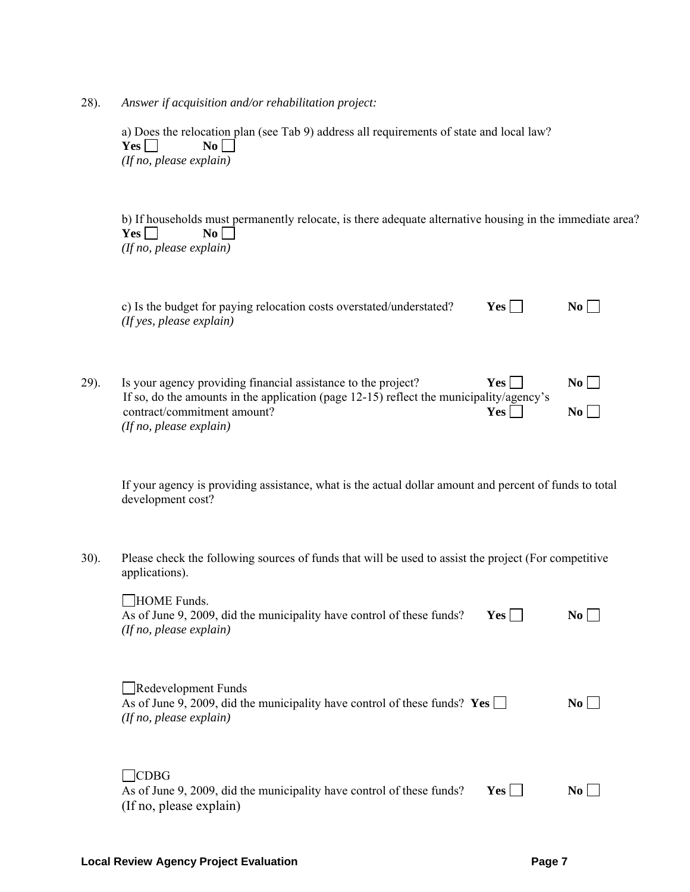28). *Answer if acquisition and/or rehabilitation project:*

a) Does the relocation plan (see Tab 9) address all requirements of state and local law?
**Yes** ☐ **No** ☐
*(If no, please explain)*

b) If households must permanently relocate, is there adequate alternative housing in the immediate area?
**Yes** ☐ **No** ☐
*(If no, please explain)*

c) Is the budget for paying relocation costs overstated/understated? **Yes** ☐ **No** ☐
*(If yes, please explain)*

29). Is your agency providing financial assistance to the project? **Yes** ☐ **No** ☐
If so, do the amounts in the application (page 12-15) reflect the municipality/agency's contract/commitment amount? **Yes** ☐ **No** ☐
*(If no, please explain)*

If your agency is providing assistance, what is the actual dollar amount and percent of funds to total development cost?

30). Please check the following sources of funds that will be used to assist the project (For competitive applications).

☐HOME Funds.
As of June 9, 2009, did the municipality have control of these funds? **Yes** ☐ **No** ☐
*(If no, please explain)*

☐Redevelopment Funds
As of June 9, 2009, did the municipality have control of these funds? **Yes** ☐ **No** ☐
*(If no, please explain)*

☐CDBG
As of June 9, 2009, did the municipality have control of these funds? **Yes** ☐ **No** ☐
(If no, please explain)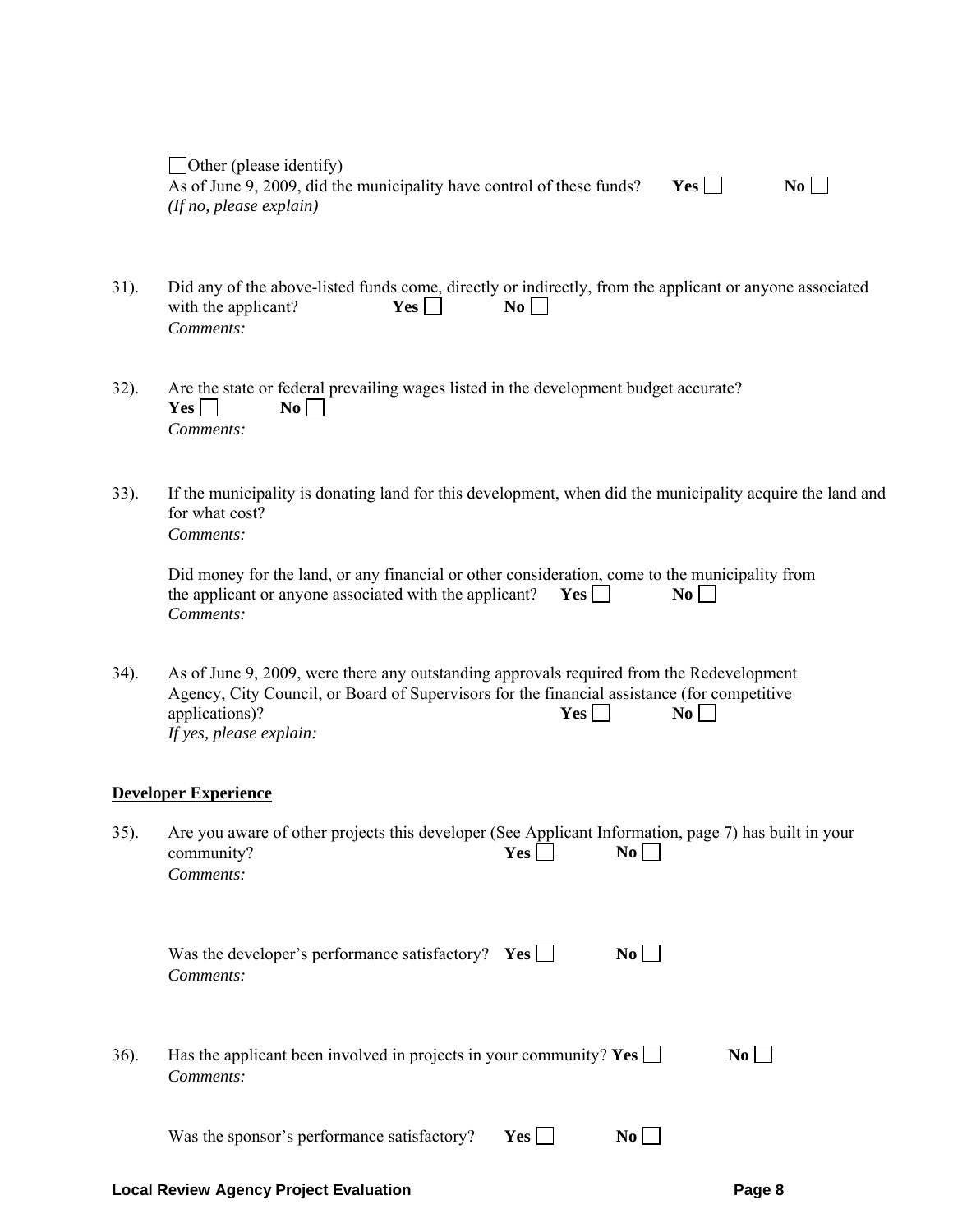☐ Other (please identify)

As of June 9, 2009, did the municipality have control of these funds? **Yes** ☐ **No** ☐

*(If no, please explain)*

31). Did any of the above-listed funds come, directly or indirectly, from the applicant or anyone associated with the applicant? **Yes** ☐ **No** ☐

*Comments:*

32). Are the state or federal prevailing wages listed in the development budget accurate?

**Yes** ☐ **No** ☐

*Comments:*

33). If the municipality is donating land for this development, when did the municipality acquire the land and for what cost?

*Comments:*

Did money for the land, or any financial or other consideration, come to the municipality from the applicant or anyone associated with the applicant? **Yes** ☐ **No** ☐

*Comments:*

34). As of June 9, 2009, were there any outstanding approvals required from the Redevelopment Agency, City Council, or Board of Supervisors for the financial assistance (for competitive applications)? **Yes** ☐ **No** ☐

*If yes, please explain:*

**Developer Experience**

35). Are you aware of other projects this developer (See Applicant Information, page 7) has built in your community? **Yes** ☐ **No** ☐

*Comments:*

Was the developer's performance satisfactory? **Yes** ☐ **No** ☐

*Comments:*

36). Has the applicant been involved in projects in your community? **Yes** ☐ **No** ☐

*Comments:*

Was the sponsor's performance satisfactory? **Yes** ☐ **No** ☐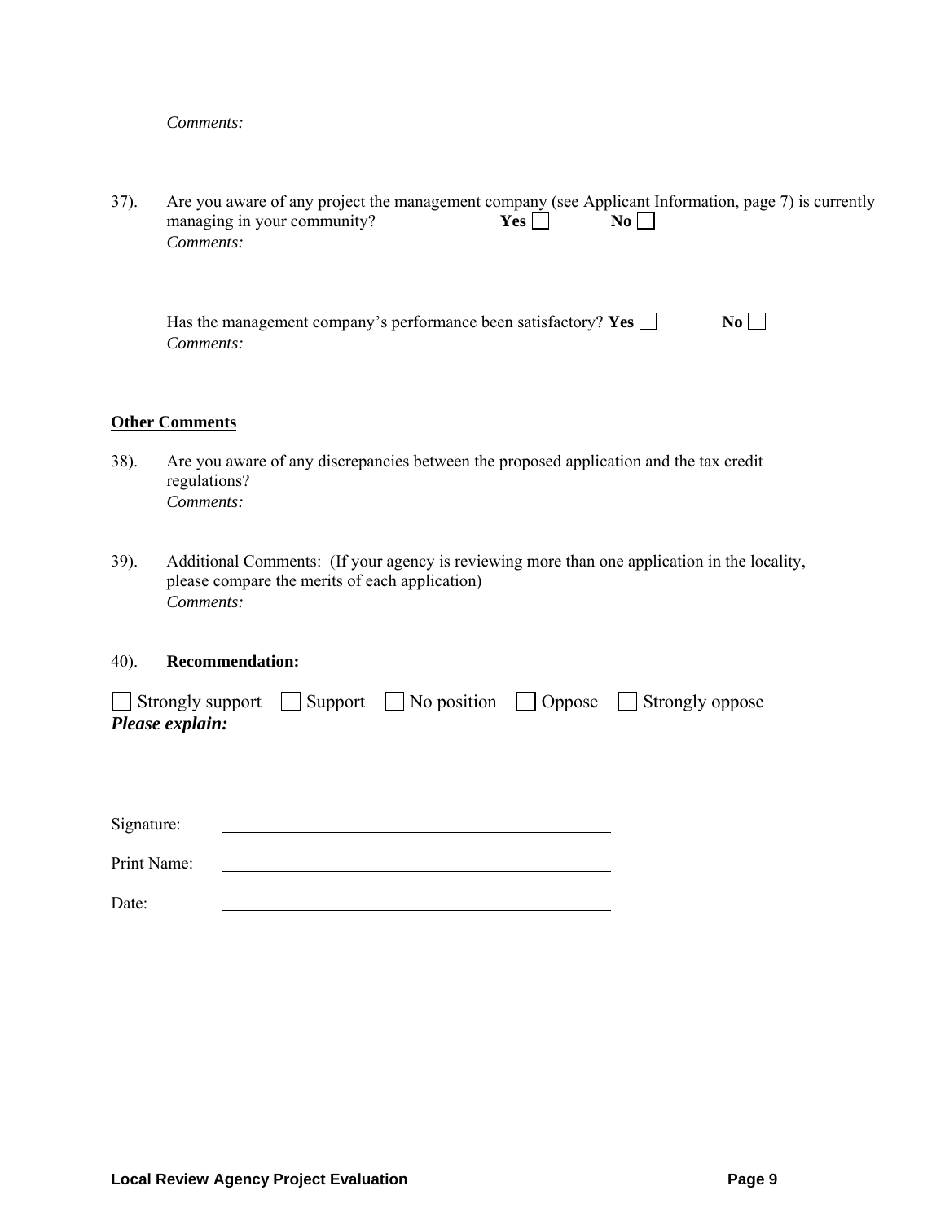*Comments:*

37). Are you aware of any project the management company (see Applicant Information, page 7) is currently managing in your community? **Yes** ☐ **No** ☐

*Comments:*

Has the management company's performance been satisfactory? **Yes** ☐ **No** ☐

*Comments:*

**Other Comments**

38). Are you aware of any discrepancies between the proposed application and the tax credit regulations?

*Comments:*

39). Additional Comments: (If your agency is reviewing more than one application in the locality, please compare the merits of each application)

*Comments:*

40). **Recommendation:**

☐ Strongly support ☐ Support ☐ No position ☐ Oppose ☐ Strongly oppose

***Please explain:***

Signature: ______________________________

Print Name: ______________________________

Date: ______________________________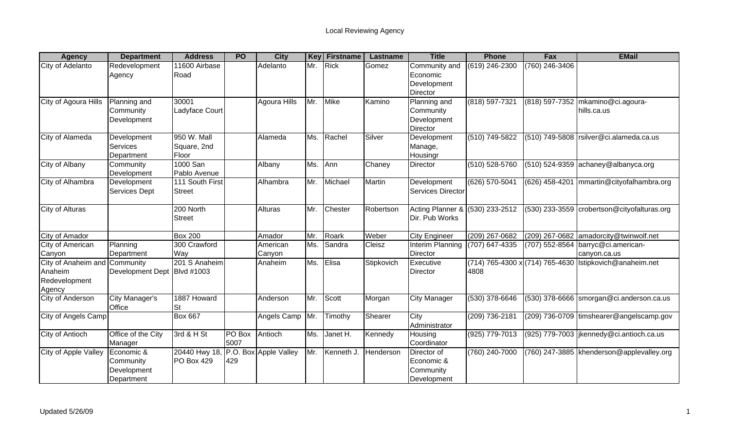# Local Reviewing Agency

| Agency | Department | Address | PO | City | Key | Firstname | Lastname | Title | Phone | Fax | EMail |
|---|---|---|---|---|---|---|---|---|---|---|---|
| City of Adelanto | Redevelopment Agency | 11600 Airbase Road | | Adelanto | Mr. | Rick | Gomez | Community and Economic Development Director | (619) 246-2300 | (760) 246-3406 | |
| City of Agoura Hills | Planning and Community Development | 30001 Ladyface Court | | Agoura Hills | Mr. | Mike | Kamino | Planning and Community Development Director | (818) 597-7321 | (818) 597-7352 | mkamino@ci.agoura-hills.ca.us |
| City of Alameda | Development Services Department | 950 W. Mall Square, 2nd Floor | | Alameda | Ms. | Rachel | Silver | Development Manage, Housingr | (510) 749-5822 | (510) 749-5808 | rsilver@ci.alameda.ca.us |
| City of Albany | Community Development | 1000 San Pablo Avenue | | Albany | Ms. | Ann | Chaney | Director | (510) 528-5760 | (510) 524-9359 | achaney@albanyca.org |
| City of Alhambra | Development Services Dept | 111 South First Street | | Alhambra | Mr. | Michael | Martin | Development Services Director | (626) 570-5041 | (626) 458-4201 | mmartin@cityofalhambra.org |
| City of Alturas | | 200 North Street | | Alturas | Mr. | Chester | Robertson | Acting Planner & Dir. Pub Works | (530) 233-2512 | (530) 233-3559 | crobertson@cityofalturas.org |
| City of Amador | | Box 200 | | Amador | Mr. | Roark | Weber | City Engineer | (209) 267-0682 | (209) 267-0682 | amadorcity@twinwolf.net |
| City of American Canyon | Planning Department | 300 Crawford Way | | American Canyon | Ms. | Sandra | Cleisz | Interim Planning Director | (707) 647-4335 | (707) 552-8564 | barryc@ci.american-canyon.ca.us |
| City of Anaheim and Anaheim Redevelopment Agency | Community Development Dept | 201 S Anaheim Blvd #1003 | | Anaheim | Ms. | Elisa | Stipkovich | Executive Director | (714) 765-4300 x 4808 | (714) 765-4630 | lstipkovich@anaheim.net |
| City of Anderson | City Manager's Office | 1887 Howard St | | Anderson | Mr. | Scott | Morgan | City Manager | (530) 378-6646 | (530) 378-6666 | smorgan@ci.anderson.ca.us |
| City of Angels Camp | | Box 667 | | Angels Camp | Mr. | Timothy | Shearer | City Administrator | (209) 736-2181 | (209) 736-0709 | timshearer@angelscamp.gov |
| City of Antioch | Office of the City Manager | 3rd & H St | PO Box 5007 | Antioch | Ms. | Janet H. | Kennedy | Housing Coordinator | (925) 779-7013 | (925) 779-7003 | jkennedy@ci.antioch.ca.us |
| City of Apple Valley | Economic & Community Development Department | 20440 Hwy 18, PO Box 429 | P.O. Box 429 | Apple Valley | Mr. | Kenneth J. | Henderson | Director of Economic & Community Development | (760) 240-7000 | (760) 247-3885 | khenderson@applevalley.org |

Updated 5/26/09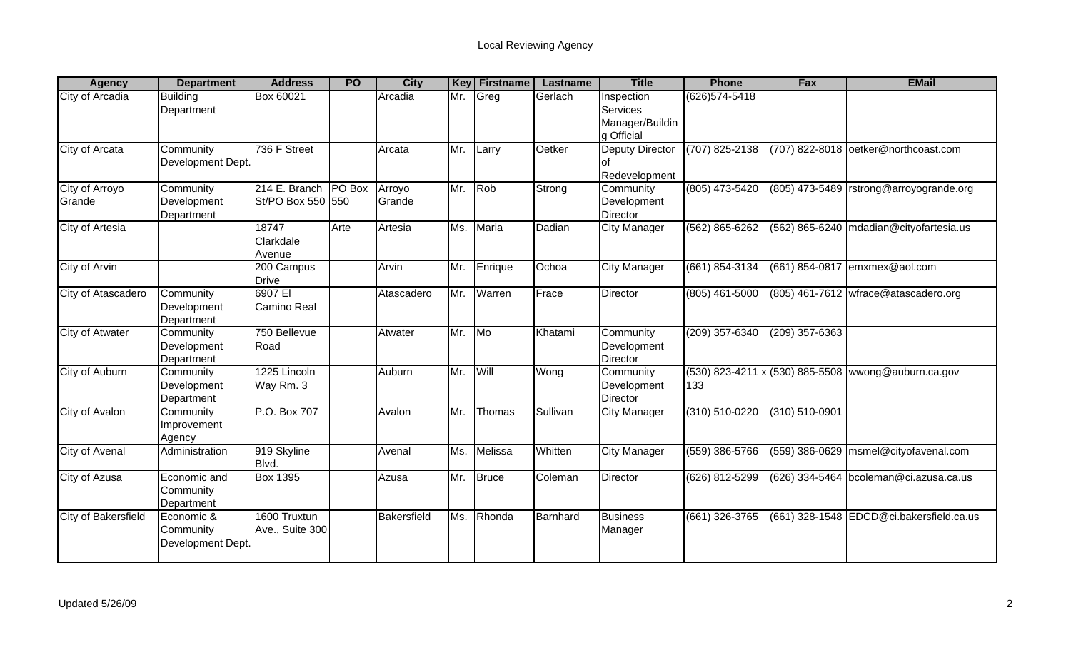# Local Reviewing Agency

| Agency | Department | Address | PO | City | Key | Firstname | Lastname | Title | Phone | Fax | EMail |
|---|---|---|---|---|---|---|---|---|---|---|---|
| City of Arcadia | Building Department | Box 60021 | | Arcadia | Mr. | Greg | Gerlach | Inspection Services Manager/Building Official | (626)574-5418 | | |
| City of Arcata | Community Development Dept. | 736 F Street | | Arcata | Mr. | Larry | Oetker | Deputy Director of Redevelopment | (707) 825-2138 | (707) 822-8018 | oetker@northcoast.com |
| City of Arroyo Grande | Community Development Department | 214 E. Branch St/PO Box 550 | PO Box 550 | Arroyo Grande | Mr. | Rob | Strong | Community Development Director | (805) 473-5420 | (805) 473-5489 | rstrong@arroyogrande.org |
| City of Artesia | | 18747 Clarkdale Avenue | Arte | Artesia | Ms. | Maria | Dadian | City Manager | (562) 865-6262 | (562) 865-6240 | mdadian@cityofartesia.us |
| City of Arvin | | 200 Campus Drive | | Arvin | Mr. | Enrique | Ochoa | City Manager | (661) 854-3134 | (661) 854-0817 | emxmex@aol.com |
| City of Atascadero | Community Development Department | 6907 El Camino Real | | Atascadero | Mr. | Warren | Frace | Director | (805) 461-5000 | (805) 461-7612 | wfrace@atascadero.org |
| City of Atwater | Community Development Department | 750 Bellevue Road | | Atwater | Mr. | Mo | Khatami | Community Development Director | (209) 357-6340 | (209) 357-6363 | |
| City of Auburn | Community Development Department | 1225 Lincoln Way Rm. 3 | | Auburn | Mr. | Will | Wong | Community Development Director | (530) 823-4211 x 133 | (530) 885-5508 | wwong@auburn.ca.gov |
| City of Avalon | Community Improvement Agency | P.O. Box 707 | | Avalon | Mr. | Thomas | Sullivan | City Manager | (310) 510-0220 | (310) 510-0901 | |
| City of Avenal | Administration | 919 Skyline Blvd. | | Avenal | Ms. | Melissa | Whitten | City Manager | (559) 386-5766 | (559) 386-0629 | msmel@cityofavenal.com |
| City of Azusa | Economic and Community Department | Box 1395 | | Azusa | Mr. | Bruce | Coleman | Director | (626) 812-5299 | (626) 334-5464 | bcoleman@ci.azusa.ca.us |
| City of Bakersfield | Economic & Community Development Dept. | 1600 Truxtun Ave., Suite 300 | | Bakersfield | Ms. | Rhonda | Barnhard | Business Manager | (661) 326-3765 | (661) 328-1548 | EDCD@ci.bakersfield.ca.us |

Updated 5/26/09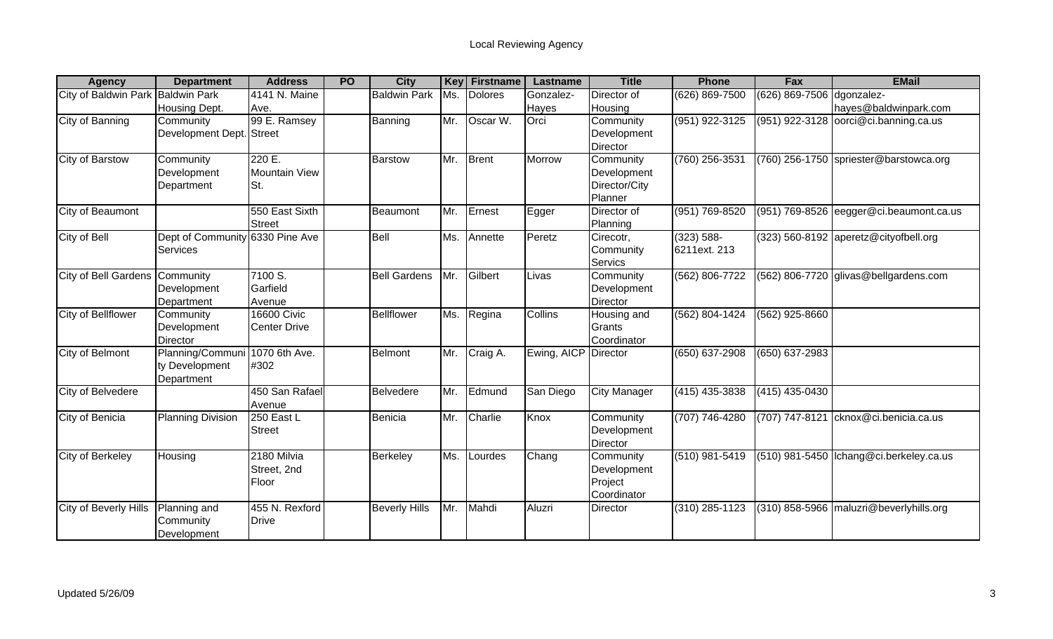Local Reviewing Agency

| Agency | Department | Address | PO | City | Key | Firstname | Lastname | Title | Phone | Fax | EMail |
|---|---|---|---|---|---|---|---|---|---|---|---|
| City of Baldwin Park | Baldwin Park Housing Dept. | 4141 N. Maine Ave. | | Baldwin Park | Ms. | Dolores | Gonzalez-Hayes | Director of Housing | (626) 869-7500 | (626) 869-7506 | dgonzalez-hayes@baldwinpark.com |
| City of Banning | Community Development Dept. | 99 E. Ramsey Street | | Banning | Mr. | Oscar W. | Orci | Community Development Director | (951) 922-3125 | (951) 922-3128 | oorci@ci.banning.ca.us |
| City of Barstow | Community Development Department | 220 E. Mountain View St. | | Barstow | Mr. | Brent | Morrow | Community Development Director/City Planner | (760) 256-3531 | (760) 256-1750 | spriester@barstowca.org |
| City of Beaumont | | 550 East Sixth Street | | Beaumont | Mr. | Ernest | Egger | Director of Planning | (951) 769-8520 | (951) 769-8526 | eegger@ci.beaumont.ca.us |
| City of Bell | Dept of Community Services | 6330 Pine Ave | | Bell | Ms. | Annette | Peretz | Cirecotr, Community Servics | (323) 588-6211ext. 213 | (323) 560-8192 | aperetz@cityofbell.org |
| City of Bell Gardens | Community Development Department | 7100 S. Garfield Avenue | | Bell Gardens | Mr. | Gilbert | Livas | Community Development Director | (562) 806-7722 | (562) 806-7720 | glivas@bellgardens.com |
| City of Bellflower | Community Development Director | 16600 Civic Center Drive | | Bellflower | Ms. | Regina | Collins | Housing and Grants Coordinator | (562) 804-1424 | (562) 925-8660 | |
| City of Belmont | Planning/Community Development Department | 1070 6th Ave. #302 | | Belmont | Mr. | Craig A. | Ewing, AICP | Director | (650) 637-2908 | (650) 637-2983 | |
| City of Belvedere | | 450 San Rafael Avenue | | Belvedere | Mr. | Edmund | San Diego | City Manager | (415) 435-3838 | (415) 435-0430 | |
| City of Benicia | Planning Division | 250 East L Street | | Benicia | Mr. | Charlie | Knox | Community Development Director | (707) 746-4280 | (707) 747-8121 | cknox@ci.benicia.ca.us |
| City of Berkeley | Housing | 2180 Milvia Street, 2nd Floor | | Berkeley | Ms. | Lourdes | Chang | Community Development Project Coordinator | (510) 981-5419 | (510) 981-5450 | lchang@ci.berkeley.ca.us |
| City of Beverly Hills | Planning and Community Development | 455 N. Rexford Drive | | Beverly Hills | Mr. | Mahdi | Aluzri | Director | (310) 285-1123 | (310) 858-5966 | maluzri@beverlyhills.org |

Updated 5/26/09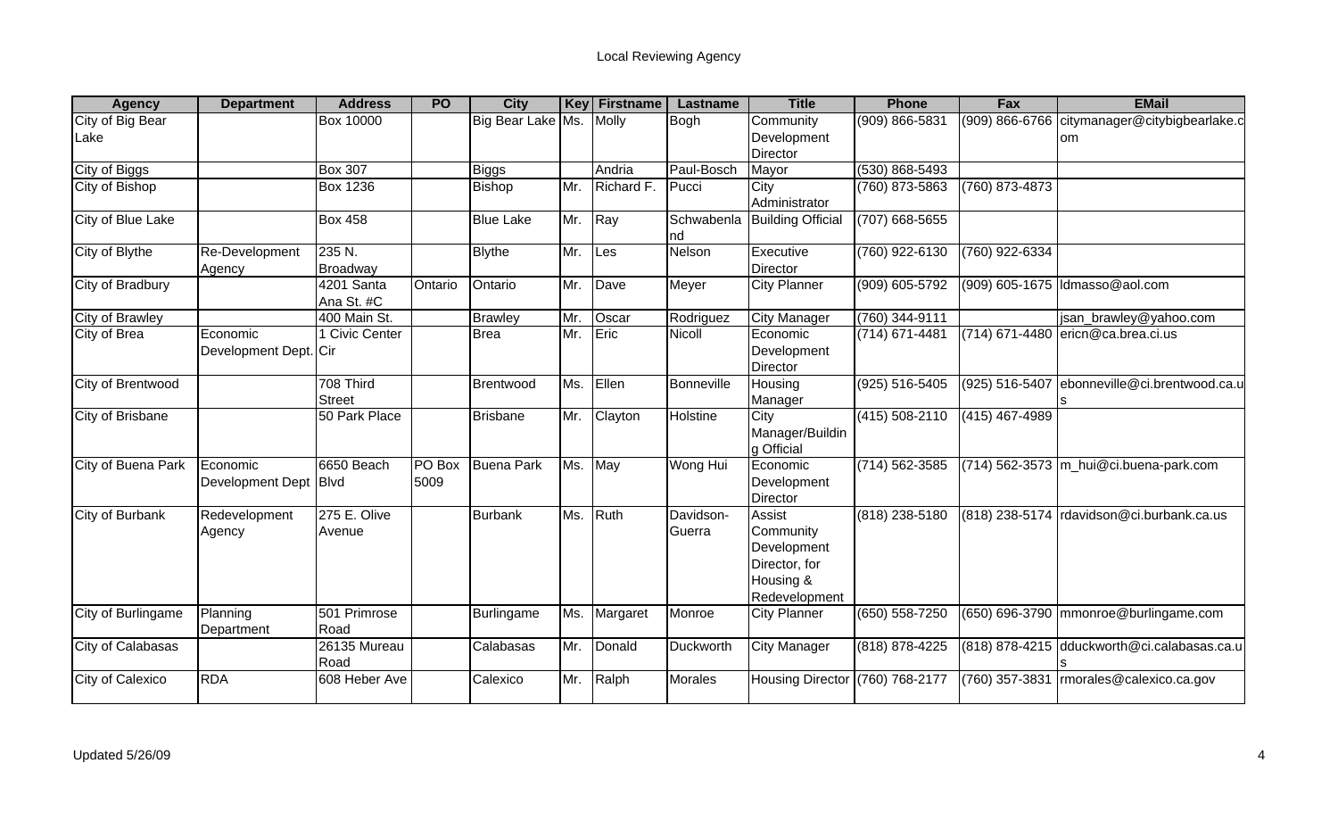Local Reviewing Agency

| Agency | Department | Address | PO | City | Key | Firstname | Lastname | Title | Phone | Fax | EMail |
|---|---|---|---|---|---|---|---|---|---|---|---|
| City of Big Bear Lake | | Box 10000 | | Big Bear Lake | Ms. | Molly | Bogh | Community Development Director | (909) 866-5831 | (909) 866-6766 | citymanager@citybigbearlake.com |
| City of Biggs | | Box 307 | | Biggs | | Andria | Paul-Bosch | Mayor | (530) 868-5493 | | |
| City of Bishop | | Box 1236 | | Bishop | Mr. | Richard F. | Pucci | City Administrator | (760) 873-5863 | (760) 873-4873 | |
| City of Blue Lake | | Box 458 | | Blue Lake | Mr. | Ray | Schwabenland | Building Official | (707) 668-5655 | | |
| City of Blythe | Re-Development Agency | 235 N. Broadway | | Blythe | Mr. | Les | Nelson | Executive Director | (760) 922-6130 | (760) 922-6334 | |
| City of Bradbury | | 4201 Santa Ana St. #C | Ontario | Ontario | Mr. | Dave | Meyer | City Planner | (909) 605-5792 | (909) 605-1675 | ldmasso@aol.com |
| City of Brawley | | 400 Main St. | | Brawley | Mr. | Oscar | Rodriguez | City Manager | (760) 344-9111 | | jsan_brawley@yahoo.com |
| City of Brea | Economic Development Dept. | 1 Civic Center Cir | | Brea | Mr. | Eric | Nicoll | Economic Development Director | (714) 671-4481 | (714) 671-4480 | ericn@ca.brea.ci.us |
| City of Brentwood | | 708 Third Street | | Brentwood | Ms. | Ellen | Bonneville | Housing Manager | (925) 516-5405 | (925) 516-5407 | ebonneville@ci.brentwood.ca.us |
| City of Brisbane | | 50 Park Place | | Brisbane | Mr. | Clayton | Holstine | City Manager/Building Official | (415) 508-2110 | (415) 467-4989 | |
| City of Buena Park | Economic Development Dept | 6650 Beach Blvd | PO Box 5009 | Buena Park | Ms. | May | Wong Hui | Economic Development Director | (714) 562-3585 | (714) 562-3573 | m_hui@ci.buena-park.com |
| City of Burbank | Redevelopment Agency | 275 E. Olive Avenue | | Burbank | Ms. | Ruth | Davidson-Guerra | Assist Community Development Director, for Housing & Redevelopment | (818) 238-5180 | (818) 238-5174 | rdavidson@ci.burbank.ca.us |
| City of Burlingame | Planning Department | 501 Primrose Road | | Burlingame | Ms. | Margaret | Monroe | City Planner | (650) 558-7250 | (650) 696-3790 | mmonroe@burlingame.com |
| City of Calabasas | | 26135 Mureau Road | | Calabasas | Mr. | Donald | Duckworth | City Manager | (818) 878-4225 | (818) 878-4215 | dduckworth@ci.calabasas.ca.us |
| City of Calexico | RDA | 608 Heber Ave | | Calexico | Mr. | Ralph | Morales | Housing Director | (760) 768-2177 | (760) 357-3831 | rmorales@calexico.ca.gov |

Updated 5/26/09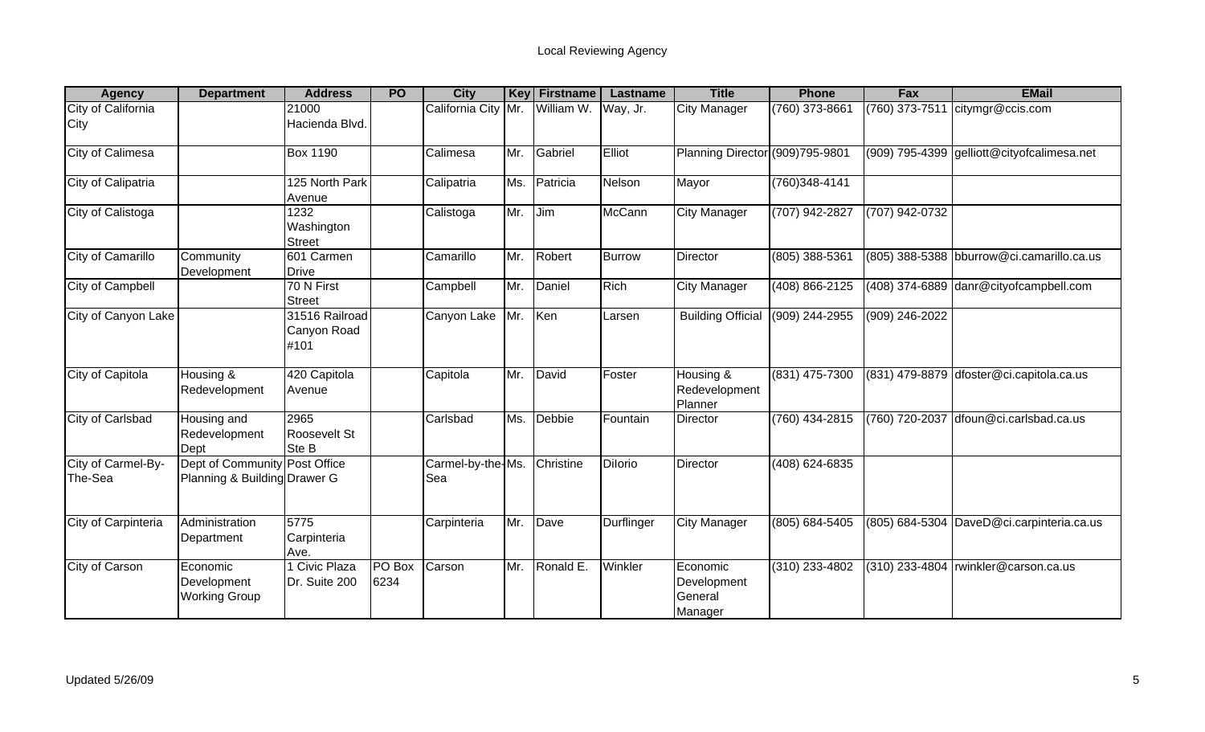# Local Reviewing Agency

| Agency | Department | Address | PO | City | Key | Firstname | Lastname | Title | Phone | Fax | EMail |
|---|---|---|---|---|---|---|---|---|---|---|---|
| City of California City | | 21000 Hacienda Blvd. | | California City | Mr. | William W. | Way, Jr. | City Manager | (760) 373-8661 | (760) 373-7511 | citymgr@ccis.com |
| City of Calimesa | | Box 1190 | | Calimesa | Mr. | Gabriel | Elliot | Planning Director | (909)795-9801 | (909) 795-4399 | gelliott@cityofcalimesa.net |
| City of Calipatria | | 125 North Park Avenue | | Calipatria | Ms. | Patricia | Nelson | Mayor | (760)348-4141 | | |
| City of Calistoga | | 1232 Washington Street | | Calistoga | Mr. | Jim | McCann | City Manager | (707) 942-2827 | (707) 942-0732 | |
| City of Camarillo | Community Development | 601 Carmen Drive | | Camarillo | Mr. | Robert | Burrow | Director | (805) 388-5361 | (805) 388-5388 | bburrow@ci.camarillo.ca.us |
| City of Campbell | | 70 N First Street | | Campbell | Mr. | Daniel | Rich | City Manager | (408) 866-2125 | (408) 374-6889 | danr@cityofcampbell.com |
| City of Canyon Lake | | 31516 Railroad Canyon Road #101 | | Canyon Lake | Mr. | Ken | Larsen | Building Official | (909) 244-2955 | (909) 246-2022 | |
| City of Capitola | Housing & Redevelopment | 420 Capitola Avenue | | Capitola | Mr. | David | Foster | Housing & Redevelopment Planner | (831) 475-7300 | (831) 479-8879 | dfoster@ci.capitola.ca.us |
| City of Carlsbad | Housing and Redevelopment Dept | 2965 Roosevelt St Ste B | | Carlsbad | Ms. | Debbie | Fountain | Director | (760) 434-2815 | (760) 720-2037 | dfoun@ci.carlsbad.ca.us |
| City of Carmel-By-The-Sea | Dept of Community Planning & Building | Post Office Drawer G | | Carmel-by-the-Sea | Ms. | Christine | DiIorio | Director | (408) 624-6835 | | |
| City of Carpinteria | Administration Department | 5775 Carpinteria Ave. | | Carpinteria | Mr. | Dave | Durflinger | City Manager | (805) 684-5405 | (805) 684-5304 | DaveD@ci.carpinteria.ca.us |
| City of Carson | Economic Development Working Group | 1 Civic Plaza Dr. Suite 200 | PO Box 6234 | Carson | Mr. | Ronald E. | Winkler | Economic Development General Manager | (310) 233-4802 | (310) 233-4804 | rwinkler@carson.ca.us |

Updated 5/26/09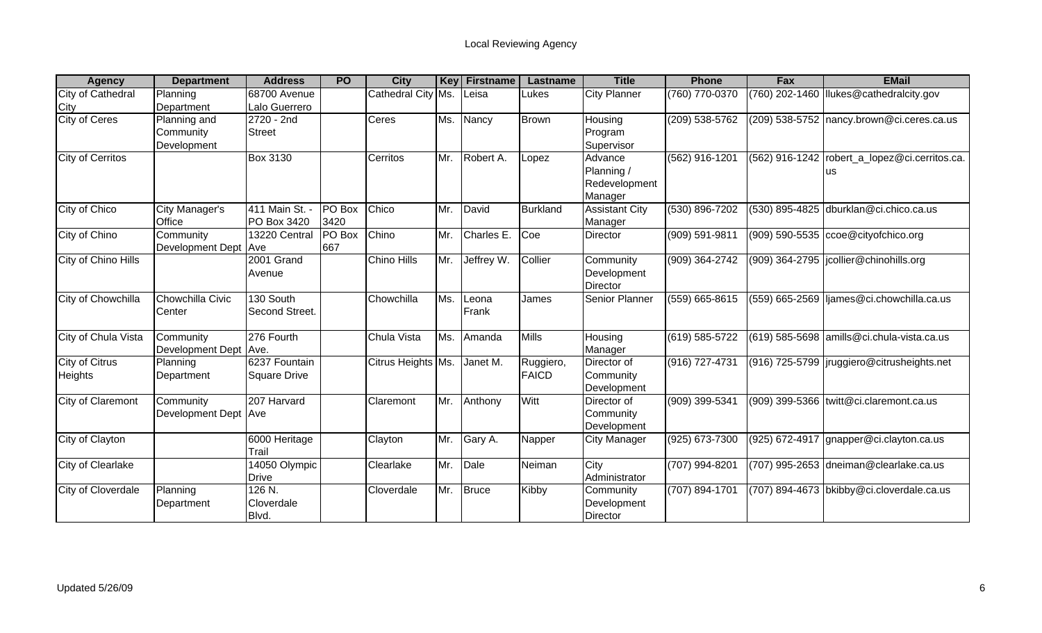# Local Reviewing Agency

| Agency | Department | Address | PO | City | Key | Firstname | Lastname | Title | Phone | Fax | EMail |
|---|---|---|---|---|---|---|---|---|---|---|---|
| City of Cathedral City | Planning Department | 68700 Avenue Lalo Guerrero | | Cathedral City | Ms. | Leisa | Lukes | City Planner | (760) 770-0370 | (760) 202-1460 | llukes@cathedralcity.gov |
| City of Ceres | Planning and Community Development | 2720 - 2nd Street | | Ceres | Ms. | Nancy | Brown | Housing Program Supervisor | (209) 538-5762 | (209) 538-5752 | nancy.brown@ci.ceres.ca.us |
| City of Cerritos | | Box 3130 | | Cerritos | Mr. | Robert A. | Lopez | Advance Planning / Redevelopment Manager | (562) 916-1201 | (562) 916-1242 | robert_a_lopez@ci.cerritos.ca.us |
| City of Chico | City Manager's Office | 411 Main St. - PO Box 3420 | PO Box 3420 | Chico | Mr. | David | Burkland | Assistant City Manager | (530) 896-7202 | (530) 895-4825 | dburklan@ci.chico.ca.us |
| City of Chino | Community Development Dept | 13220 Central Ave | PO Box 667 | Chino | Mr. | Charles E. | Coe | Director | (909) 591-9811 | (909) 590-5535 | ccoe@cityofchico.org |
| City of Chino Hills | | 2001 Grand Avenue | | Chino Hills | Mr. | Jeffrey W. | Collier | Community Development Director | (909) 364-2742 | (909) 364-2795 | jcollier@chinohills.org |
| City of Chowchilla | Chowchilla Civic Center | 130 South Second Street. | | Chowchilla | Ms. | Leona Frank | James | Senior Planner | (559) 665-8615 | (559) 665-2569 | ljames@ci.chowchilla.ca.us |
| City of Chula Vista | Community Development Dept | 276 Fourth Ave. | | Chula Vista | Ms. | Amanda | Mills | Housing Manager | (619) 585-5722 | (619) 585-5698 | amills@ci.chula-vista.ca.us |
| City of Citrus Heights | Planning Department | 6237 Fountain Square Drive | | Citrus Heights | Ms. | Janet M. | Ruggiero, FAICD | Director of Community Development | (916) 727-4731 | (916) 725-5799 | jruggiero@citrusheights.net |
| City of Claremont | Community Development Dept | 207 Harvard Ave | | Claremont | Mr. | Anthony | Witt | Director of Community Development | (909) 399-5341 | (909) 399-5366 | twitt@ci.claremont.ca.us |
| City of Clayton | | 6000 Heritage Trail | | Clayton | Mr. | Gary A. | Napper | City Manager | (925) 673-7300 | (925) 672-4917 | gnapper@ci.clayton.ca.us |
| City of Clearlake | | 14050 Olympic Drive | | Clearlake | Mr. | Dale | Neiman | City Administrator | (707) 994-8201 | (707) 995-2653 | dneiman@clearlake.ca.us |
| City of Cloverdale | Planning Department | 126 N. Cloverdale Blvd. | | Cloverdale | Mr. | Bruce | Kibby | Community Development Director | (707) 894-1701 | (707) 894-4673 | bkibby@ci.cloverdale.ca.us |

Updated 5/26/09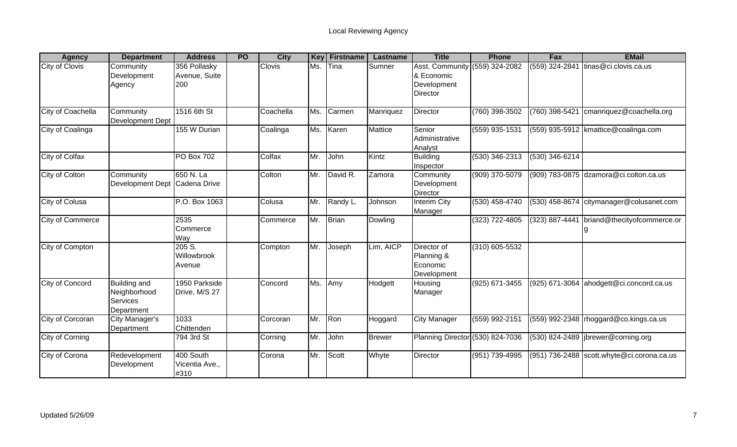# Local Reviewing Agency

| Agency | Department | Address | PO | City | Key | Firstname | Lastname | Title | Phone | Fax | EMail |
|---|---|---|---|---|---|---|---|---|---|---|---|
| City of Clovis | Community Development Agency | 356 Pollasky Avenue, Suite 200 | | Clovis | Ms. | Tina | Sumner | Asst. Community & Economic Development Director | (559) 324-2082 | (559) 324-2841 | tinas@ci.clovis.ca.us |
| City of Coachella | Community Development Dept | 1516 6th St | | Coachella | Ms. | Carmen | Manriquez | Director | (760) 398-3502 | (760) 398-5421 | cmanriquez@coachella.org |
| City of Coalinga | | 155 W Durian | | Coalinga | Ms. | Karen | Mattice | Senior Administrative Analyst | (559) 935-1531 | (559) 935-5912 | kmattice@coalinga.com |
| City of Colfax | | PO Box 702 | | Colfax | Mr. | John | Kintz | Building Inspector | (530) 346-2313 | (530) 346-6214 | |
| City of Colton | Community Development Dept | 650 N. La Cadena Drive | | Colton | Mr. | David R. | Zamora | Community Development Director | (909) 370-5079 | (909) 783-0875 | dzamora@ci.colton.ca.us |
| City of Colusa | | P.O. Box 1063 | | Colusa | Mr. | Randy L. | Johnson | Interim City Manager | (530) 458-4740 | (530) 458-8674 | citymanager@colusanet.com |
| City of Commerce | | 2535 Commerce Way | | Commerce | Mr. | Brian | Dowling | | (323) 722-4805 | (323) 887-4441 | briand@thecityofcommerce.org |
| City of Compton | | 205 S. Willowbrook Avenue | | Compton | Mr. | Joseph | Lim, AICP | Director of Planning & Economic Development | (310) 605-5532 | | |
| City of Concord | Building and Neighborhood Services Department | 1950 Parkside Drive, M/S 27 | | Concord | Ms. | Amy | Hodgett | Housing Manager | (925) 671-3455 | (925) 671-3064 | ahodgett@ci.concord.ca.us |
| City of Corcoran | City Manager's Department | 1033 Chittenden | | Corcoran | Mr. | Ron | Hoggard | City Manager | (559) 992-2151 | (559) 992-2348 | rhoggard@co.kings.ca.us |
| City of Corning | | 794 3rd St | | Corning | Mr. | John | Brewer | Planning Director | (530) 824-7036 | (530) 824-2489 | jbrewer@corning.org |
| City of Corona | Redevelopment Development | 400 South Vicentia Ave., #310 | | Corona | Mr. | Scott | Whyte | Director | (951) 739-4995 | (951) 736-2488 | scott.whyte@ci.corona.ca.us |

Updated 5/26/09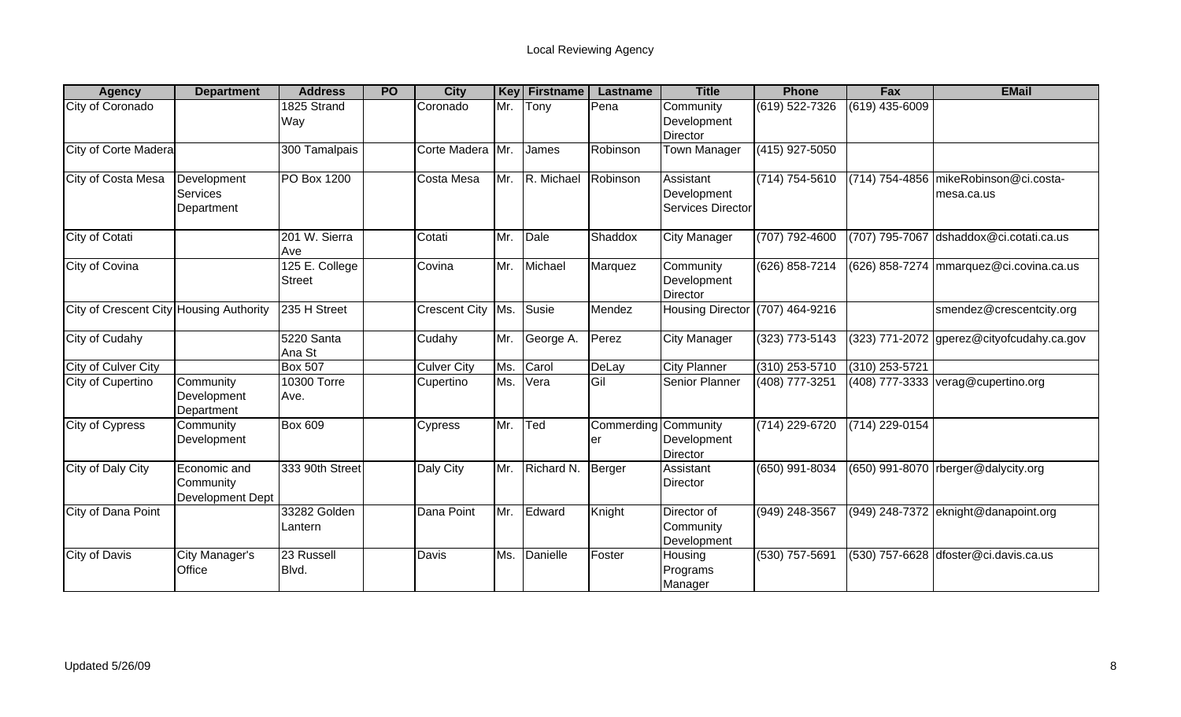# Local Reviewing Agency

| Agency | Department | Address | PO | City | Key | Firstname | Lastname | Title | Phone | Fax | EMail |
|---|---|---|---|---|---|---|---|---|---|---|---|
| City of Coronado | | 1825 Strand Way | | Coronado | Mr. | Tony | Pena | Community Development Director | (619) 522-7326 | (619) 435-6009 | |
| City of Corte Madera | | 300 Tamalpais | | Corte Madera | Mr. | James | Robinson | Town Manager | (415) 927-5050 | | |
| City of Costa Mesa | Development Services Department | PO Box 1200 | | Costa Mesa | Mr. | R. Michael | Robinson | Assistant Development Services Director | (714) 754-5610 | (714) 754-4856 | mikeRobinson@ci.costa-mesa.ca.us |
| City of Cotati | | 201 W. Sierra Ave | | Cotati | Mr. | Dale | Shaddox | City Manager | (707) 792-4600 | (707) 795-7067 | dshaddox@ci.cotati.ca.us |
| City of Covina | | 125 E. College Street | | Covina | Mr. | Michael | Marquez | Community Development Director | (626) 858-7214 | (626) 858-7274 | mmarquez@ci.covina.ca.us |
| City of Crescent City | Housing Authority | 235 H Street | | Crescent City | Ms. | Susie | Mendez | Housing Director | (707) 464-9216 | | smendez@crescentcity.org |
| City of Cudahy | | 5220 Santa Ana St | | Cudahy | Mr. | George A. | Perez | City Manager | (323) 773-5143 | (323) 771-2072 | gperez@cityofcudahy.ca.gov |
| City of Culver City | | Box 507 | | Culver City | Ms. | Carol | DeLay | City Planner | (310) 253-5710 | (310) 253-5721 | |
| City of Cupertino | Community Development Department | 10300 Torre Ave. | | Cupertino | Ms. | Vera | Gil | Senior Planner | (408) 777-3251 | (408) 777-3333 | verag@cupertino.org |
| City of Cypress | Community Development | Box 609 | | Cypress | Mr. | Ted | Commerdinger | Community Development Director | (714) 229-6720 | (714) 229-0154 | |
| City of Daly City | Economic and Community Development Dept | 333 90th Street | | Daly City | Mr. | Richard N. | Berger | Assistant Director | (650) 991-8034 | (650) 991-8070 | rberger@dalycity.org |
| City of Dana Point | | 33282 Golden Lantern | | Dana Point | Mr. | Edward | Knight | Director of Community Development | (949) 248-3567 | (949) 248-7372 | eknight@danapoint.org |
| City of Davis | City Manager's Office | 23 Russell Blvd. | | Davis | Ms. | Danielle | Foster | Housing Programs Manager | (530) 757-5691 | (530) 757-6628 | dfoster@ci.davis.ca.us |

Updated 5/26/09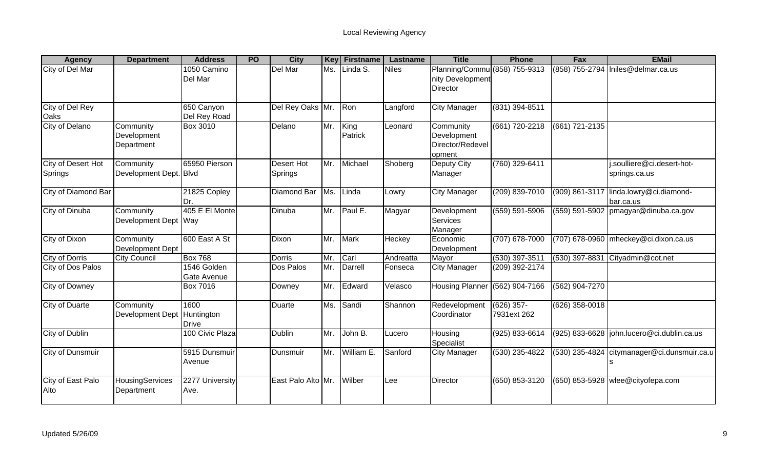# Local Reviewing Agency

| Agency | Department | Address | PO | City | Key | Firstname | Lastname | Title | Phone | Fax | EMail |
|---|---|---|---|---|---|---|---|---|---|---|---|
| City of Del Mar | | 1050 Camino Del Mar | | Del Mar | Ms. | Linda S. | Niles | Planning/Community Development Director | (858) 755-9313 | (858) 755-2794 | lniles@delmar.ca.us |
| City of Del Rey Oaks | | 650 Canyon Del Rey Road | | Del Rey Oaks | Mr. | Ron | Langford | City Manager | (831) 394-8511 | | |
| City of Delano | Community Development Department | Box 3010 | | Delano | Mr. | King Patrick | Leonard | Community Development Director/Redevelopment | (661) 720-2218 | (661) 721-2135 | |
| City of Desert Hot Springs | Community Development Dept. | 65950 Pierson Blvd | | Desert Hot Springs | Mr. | Michael | Shoberg | Deputy City Manager | (760) 329-6411 | | j.soulliere@ci.desert-hot-springs.ca.us |
| City of Diamond Bar | | 21825 Copley Dr. | | Diamond Bar | Ms. | Linda | Lowry | City Manager | (209) 839-7010 | (909) 861-3117 | linda.lowry@ci.diamond-bar.ca.us |
| City of Dinuba | Community Development Dept | 405 E El Monte Way | | Dinuba | Mr. | Paul E. | Magyar | Development Services Manager | (559) 591-5906 | (559) 591-5902 | pmagyar@dinuba.ca.gov |
| City of Dixon | Community Development Dept | 600 East A St | | Dixon | Mr. | Mark | Heckey | Economic Development | (707) 678-7000 | (707) 678-0960 | mheckey@ci.dixon.ca.us |
| City of Dorris | City Council | Box 768 | | Dorris | Mr. | Carl | Andreatta | Mayor | (530) 397-3511 | (530) 397-8831 | Cityadmin@cot.net |
| City of Dos Palos | | 1546 Golden Gate Avenue | | Dos Palos | Mr. | Darrell | Fonseca | City Manager | (209) 392-2174 | | |
| City of Downey | | Box 7016 | | Downey | Mr. | Edward | Velasco | Housing Planner | (562) 904-7166 | (562) 904-7270 | |
| City of Duarte | Community Development Dept | 1600 Huntington Drive | | Duarte | Ms. | Sandi | Shannon | Redevelopment Coordinator | (626) 357-7931ext 262 | (626) 358-0018 | |
| City of Dublin | | 100 Civic Plaza | | Dublin | Mr. | John B. | Lucero | Housing Specialist | (925) 833-6614 | (925) 833-6628 | john.lucero@ci.dublin.ca.us |
| City of Dunsmuir | | 5915 Dunsmuir Avenue | | Dunsmuir | Mr. | William E. | Sanford | City Manager | (530) 235-4822 | (530) 235-4824 | citymanager@ci.dunsmuir.ca.us |
| City of East Palo Alto | HousingServices Department | 2277 University Ave. | | East Palo Alto | Mr. | Wilber | Lee | Director | (650) 853-3120 | (650) 853-5928 | wlee@cityofepa.com |

Updated 5/26/09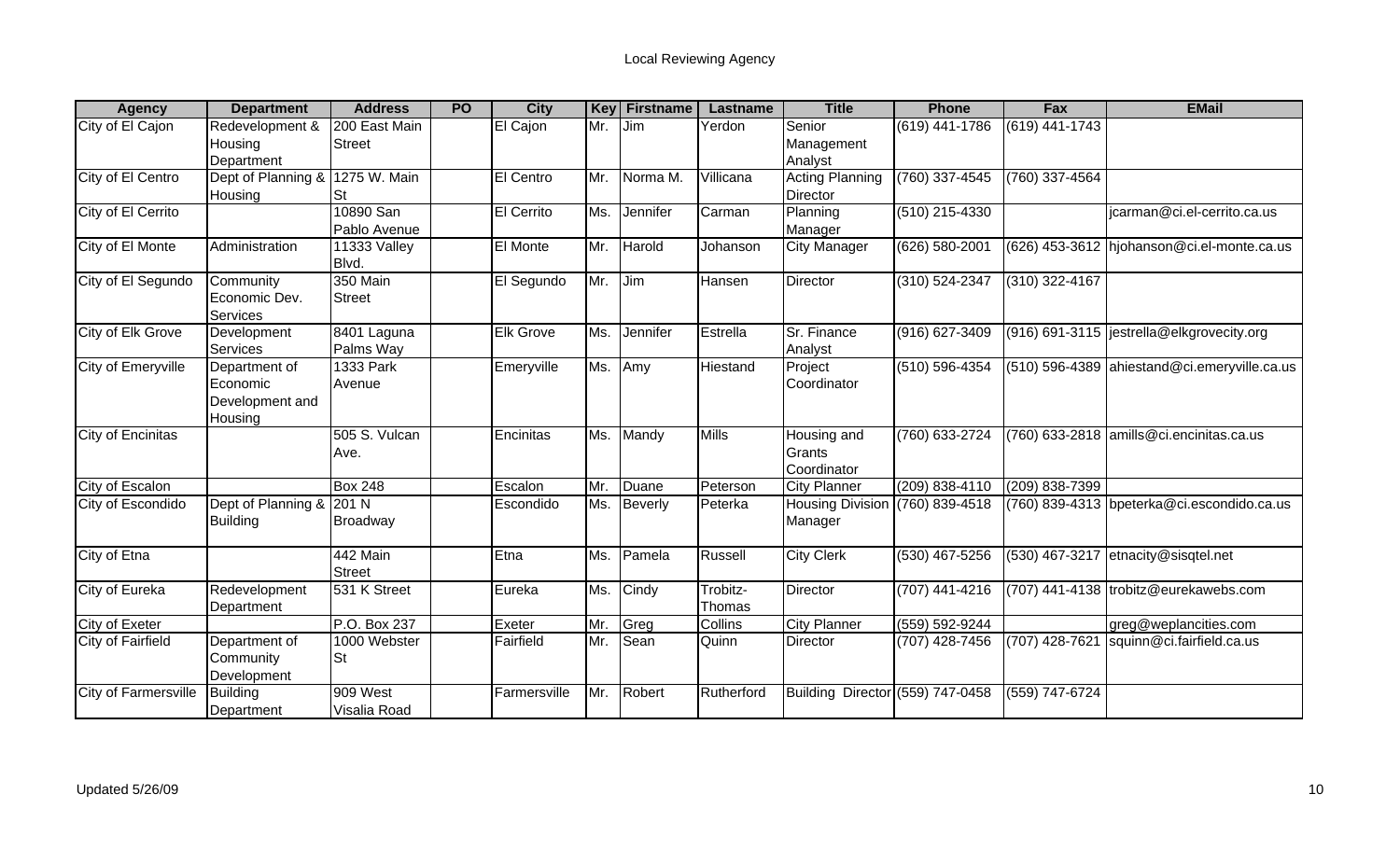# Local Reviewing Agency

| Agency | Department | Address | PO | City | Key | Firstname | Lastname | Title | Phone | Fax | EMail |
|---|---|---|---|---|---|---|---|---|---|---|---|
| City of El Cajon | Redevelopment & Housing Department | 200 East Main Street | | El Cajon | Mr. | Jim | Yerdon | Senior Management Analyst | (619) 441-1786 | (619) 441-1743 | |
| City of El Centro | Dept of Planning & Housing | 1275 W. Main St | | El Centro | Mr. | Norma M. | Villicana | Acting Planning Director | (760) 337-4545 | (760) 337-4564 | |
| City of El Cerrito | | 10890 San Pablo Avenue | | El Cerrito | Ms. | Jennifer | Carman | Planning Manager | (510) 215-4330 | | jcarman@ci.el-cerrito.ca.us |
| City of El Monte | Administration | 11333 Valley Blvd. | | El Monte | Mr. | Harold | Johanson | City Manager | (626) 580-2001 | (626) 453-3612 | hjohanson@ci.el-monte.ca.us |
| City of El Segundo | Community Economic Dev. Services | 350 Main Street | | El Segundo | Mr. | Jim | Hansen | Director | (310) 524-2347 | (310) 322-4167 | |
| City of Elk Grove | Development Services | 8401 Laguna Palms Way | | Elk Grove | Ms. | Jennifer | Estrella | Sr. Finance Analyst | (916) 627-3409 | (916) 691-3115 | jestrella@elkgrovecity.org |
| City of Emeryville | Department of Economic Development and Housing | 1333 Park Avenue | | Emeryville | Ms. | Amy | Hiestand | Project Coordinator | (510) 596-4354 | (510) 596-4389 | ahiestand@ci.emeryville.ca.us |
| City of Encinitas | | 505 S. Vulcan Ave. | | Encinitas | Ms. | Mandy | Mills | Housing and Grants Coordinator | (760) 633-2724 | (760) 633-2818 | amills@ci.encinitas.ca.us |
| City of Escalon | | Box 248 | | Escalon | Mr. | Duane | Peterson | City Planner | (209) 838-4110 | (209) 838-7399 | |
| City of Escondido | Dept of Planning & Building | 201 N Broadway | | Escondido | Ms. | Beverly | Peterka | Housing Division Manager | (760) 839-4518 | (760) 839-4313 | bpeterka@ci.escondido.ca.us |
| City of Etna | | 442 Main Street | | Etna | Ms. | Pamela | Russell | City Clerk | (530) 467-5256 | (530) 467-3217 | etnacity@sisqtel.net |
| City of Eureka | Redevelopment Department | 531 K Street | | Eureka | Ms. | Cindy | Trobitz-Thomas | Director | (707) 441-4216 | (707) 441-4138 | trobitz@eurekawebs.com |
| City of Exeter | | P.O. Box 237 | | Exeter | Mr. | Greg | Collins | City Planner | (559) 592-9244 | | greg@weplancities.com |
| City of Fairfield | Department of Community Development | 1000 Webster St | | Fairfield | Mr. | Sean | Quinn | Director | (707) 428-7456 | (707) 428-7621 | squinn@ci.fairfield.ca.us |
| City of Farmersville | Building Department | 909 West Visalia Road | | Farmersville | Mr. | Robert | Rutherford | Building Director | (559) 747-0458 | (559) 747-6724 | |

Updated 5/26/09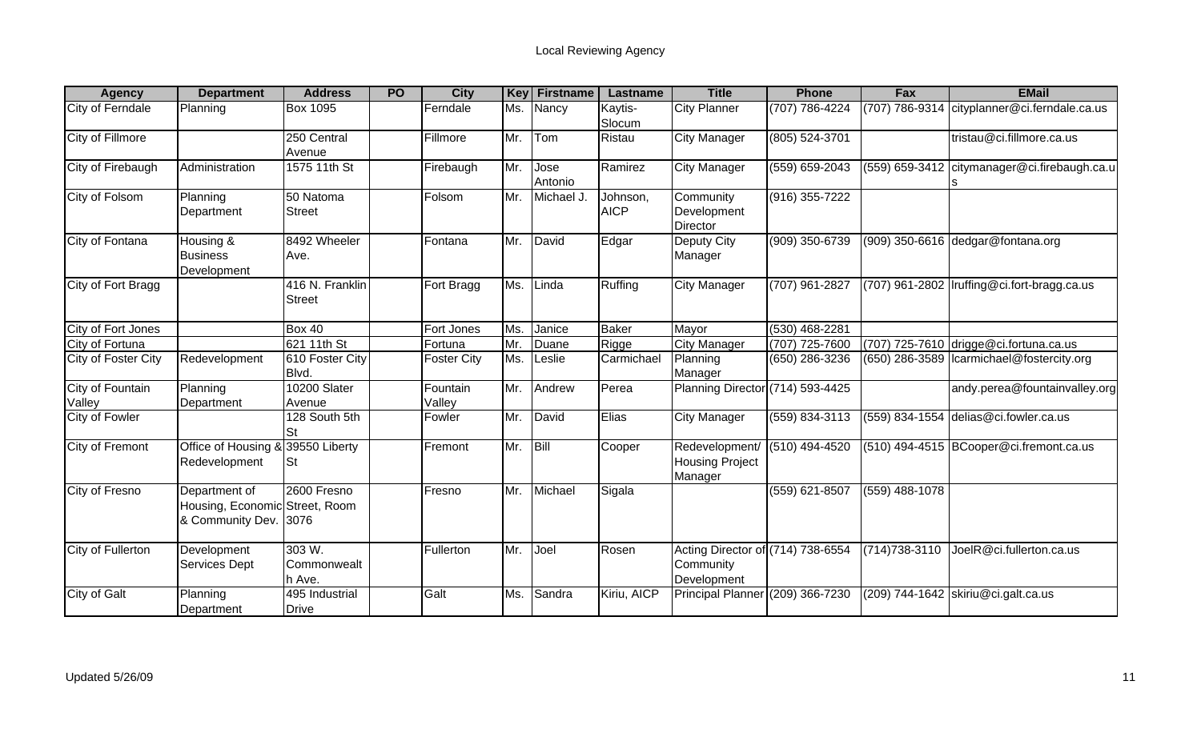Local Reviewing Agency

| Agency | Department | Address | PO | City | Key | Firstname | Lastname | Title | Phone | Fax | EMail |
|---|---|---|---|---|---|---|---|---|---|---|---|
| City of Ferndale | Planning | Box 1095 | | Ferndale | Ms. | Nancy | Kaytis-Slocum | City Planner | (707) 786-4224 | (707) 786-9314 | cityplanner@ci.ferndale.ca.us |
| City of Fillmore | | 250 Central Avenue | | Fillmore | Mr. | Tom | Ristau | City Manager | (805) 524-3701 | | tristau@ci.fillmore.ca.us |
| City of Firebaugh | Administration | 1575 11th St | | Firebaugh | Mr. | Jose Antonio | Ramirez | City Manager | (559) 659-2043 | (559) 659-3412 | citymanager@ci.firebaugh.ca.us |
| City of Folsom | Planning Department | 50 Natoma Street | | Folsom | Mr. | Michael J. | Johnson, AICP | Community Development Director | (916) 355-7222 | | |
| City of Fontana | Housing & Business Development | 8492 Wheeler Ave. | | Fontana | Mr. | David | Edgar | Deputy City Manager | (909) 350-6739 | (909) 350-6616 | dedgar@fontana.org |
| City of Fort Bragg | | 416 N. Franklin Street | | Fort Bragg | Ms. | Linda | Ruffing | City Manager | (707) 961-2827 | (707) 961-2802 | lruffing@ci.fort-bragg.ca.us |
| City of Fort Jones | | Box 40 | | Fort Jones | Ms. | Janice | Baker | Mayor | (530) 468-2281 | | |
| City of Fortuna | | 621 11th St | | Fortuna | Mr. | Duane | Rigge | City Manager | (707) 725-7600 | (707) 725-7610 | drigge@ci.fortuna.ca.us |
| City of Foster City | Redevelopment | 610 Foster City Blvd. | | Foster City | Ms. | Leslie | Carmichael | Planning Manager | (650) 286-3236 | (650) 286-3589 | lcarmichael@fostercity.org |
| City of Fountain Valley | Planning Department | 10200 Slater Avenue | | Fountain Valley | Mr. | Andrew | Perea | Planning Director | (714) 593-4425 | | andy.perea@fountainvalley.org |
| City of Fowler | | 128 South 5th St | | Fowler | Mr. | David | Elias | City Manager | (559) 834-3113 | (559) 834-1554 | delias@ci.fowler.ca.us |
| City of Fremont | Office of Housing & Redevelopment | 39550 Liberty St | | Fremont | Mr. | Bill | Cooper | Redevelopment/ Housing Project Manager | (510) 494-4520 | (510) 494-4515 | BCooper@ci.fremont.ca.us |
| City of Fresno | Department of Housing, Economic & Community Dev. | 2600 Fresno Street, Room 3076 | | Fresno | Mr. | Michael | Sigala | | (559) 621-8507 | (559) 488-1078 | |
| City of Fullerton | Development Services Dept | 303 W. Commonwealth Ave. | | Fullerton | Mr. | Joel | Rosen | Acting Director of Community Development | (714) 738-6554 | (714)738-3110 | JoelR@ci.fullerton.ca.us |
| City of Galt | Planning Department | 495 Industrial Drive | | Galt | Ms. | Sandra | Kiriu, AICP | Principal Planner | (209) 366-7230 | (209) 744-1642 | skiriu@ci.galt.ca.us |

Updated 5/26/09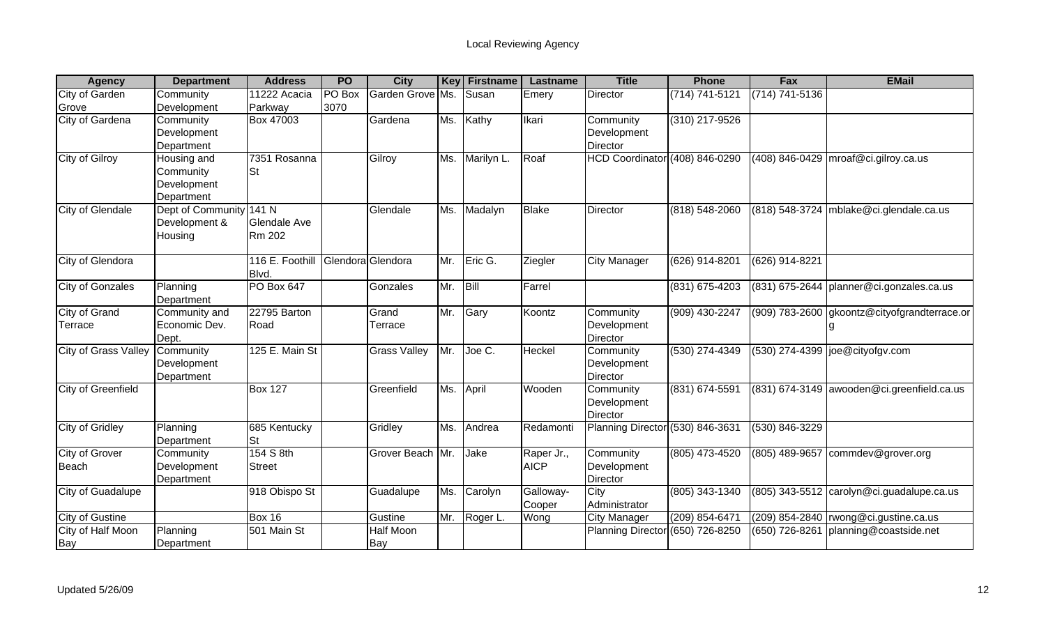# Local Reviewing Agency

| Agency | Department | Address | PO | City | Key | Firstname | Lastname | Title | Phone | Fax | EMail |
|---|---|---|---|---|---|---|---|---|---|---|---|
| City of Garden Grove | Community Development | 11222 Acacia Parkway | PO Box 3070 | Garden Grove | Ms. | Susan | Emery | Director | (714) 741-5121 | (714) 741-5136 | |
| City of Gardena | Community Development Department | Box 47003 | | Gardena | Ms. | Kathy | Ikari | Community Development Director | (310) 217-9526 | | |
| City of Gilroy | Housing and Community Development Department | 7351 Rosanna St | | Gilroy | Ms. | Marilyn L. | Roaf | HCD Coordinator | (408) 846-0290 | (408) 846-0429 | mroaf@ci.gilroy.ca.us |
| City of Glendale | Dept of Community Development & Housing | 141 N Glendale Ave Rm 202 | | Glendale | Ms. | Madalyn | Blake | Director | (818) 548-2060 | (818) 548-3724 | mblake@ci.glendale.ca.us |
| City of Glendora | | 116 E. Foothill Blvd. | Glendora | Glendora | Mr. | Eric G. | Ziegler | City Manager | (626) 914-8201 | (626) 914-8221 | |
| City of Gonzales | Planning Department | PO Box 647 | | Gonzales | Mr. | Bill | Farrel | | (831) 675-4203 | (831) 675-2644 | planner@ci.gonzales.ca.us |
| City of Grand Terrace | Community and Economic Dev. Dept. | 22795 Barton Road | | Grand Terrace | Mr. | Gary | Koontz | Community Development Director | (909) 430-2247 | (909) 783-2600 | gkoontz@cityofgrandterrace.org |
| City of Grass Valley | Community Development Department | 125 E. Main St | | Grass Valley | Mr. | Joe C. | Heckel | Community Development Director | (530) 274-4349 | (530) 274-4399 | joe@cityofgv.com |
| City of Greenfield | | Box 127 | | Greenfield | Ms. | April | Wooden | Community Development Director | (831) 674-5591 | (831) 674-3149 | awooden@ci.greenfield.ca.us |
| City of Gridley | Planning Department | 685 Kentucky St | | Gridley | Ms. | Andrea | Redamonti | Planning Director | (530) 846-3631 | (530) 846-3229 | |
| City of Grover Beach | Community Development Department | 154 S 8th Street | | Grover Beach | Mr. | Jake | Raper Jr., AICP | Community Development Director | (805) 473-4520 | (805) 489-9657 | commdev@grover.org |
| City of Guadalupe | | 918 Obispo St | | Guadalupe | Ms. | Carolyn | Galloway-Cooper | City Administrator | (805) 343-1340 | (805) 343-5512 | carolyn@ci.guadalupe.ca.us |
| City of Gustine | | Box 16 | | Gustine | Mr. | Roger L. | Wong | City Manager | (209) 854-6471 | (209) 854-2840 | rwong@ci.gustine.ca.us |
| City of Half Moon Bay | Planning Department | 501 Main St | | Half Moon Bay | | | | Planning Director | (650) 726-8250 | (650) 726-8261 | planning@coastside.net |

Updated 5/26/09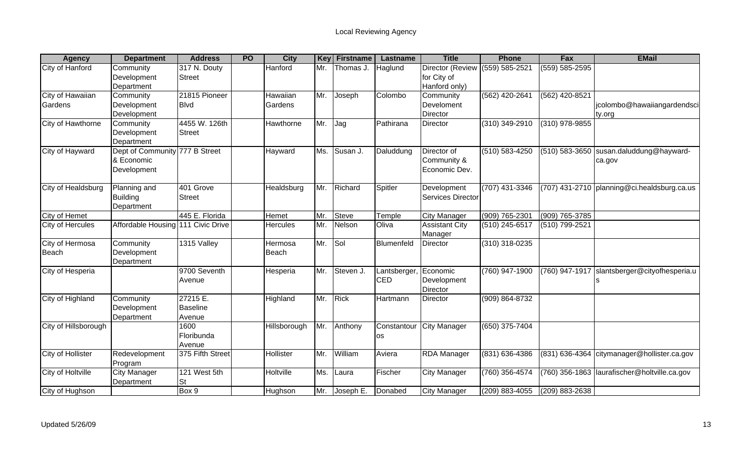Local Reviewing Agency

| Agency | Department | Address | PO | City | Key | Firstname | Lastname | Title | Phone | Fax | EMail |
|---|---|---|---|---|---|---|---|---|---|---|---|
| City of Hanford | Community Development Department | 317 N. Douty Street | | Hanford | Mr. | Thomas J. | Haglund | Director (Review for City of Hanford only) | (559) 585-2521 | (559) 585-2595 | |
| City of Hawaiian Gardens | Community Development Development | 21815 Pioneer Blvd | | Hawaiian Gardens | Mr. | Joseph | Colombo | Community Develoment Director | (562) 420-2641 | (562) 420-8521 | jcolombo@hawaiiangardendscity.org |
| City of Hawthorne | Community Development Department | 4455 W. 126th Street | | Hawthorne | Mr. | Jag | Pathirana | Director | (310) 349-2910 | (310) 978-9855 | |
| City of Hayward | Dept of Community & Economic Development | 777 B Street | | Hayward | Ms. | Susan J. | Daluddung | Director of Community & Economic Dev. | (510) 583-4250 | (510) 583-3650 | susan.daluddung@hayward-ca.gov |
| City of Healdsburg | Planning and Building Department | 401 Grove Street | | Healdsburg | Mr. | Richard | Spitler | Development Services Director | (707) 431-3346 | (707) 431-2710 | planning@ci.healdsburg.ca.us |
| City of Hemet | | 445 E. Florida | | Hemet | Mr. | Steve | Temple | City Manager | (909) 765-2301 | (909) 765-3785 | |
| City of Hercules | Affordable Housing | 111 Civic Drive | | Hercules | Mr. | Nelson | Oliva | Assistant City Manager | (510) 245-6517 | (510) 799-2521 | |
| City of Hermosa Beach | Community Development Department | 1315 Valley | | Hermosa Beach | Mr. | Sol | Blumenfeld | Director | (310) 318-0235 | | |
| City of Hesperia | | 9700 Seventh Avenue | | Hesperia | Mr. | Steven J. | Lantsberger, CED | Economic Development Director | (760) 947-1900 | (760) 947-1917 | slantsberger@cityofhesperia.us |
| City of Highland | Community Development Department | 27215 E. Baseline Avenue | | Highland | Mr. | Rick | Hartmann | Director | (909) 864-8732 | | |
| City of Hillsborough | | 1600 Floribunda Avenue | | Hillsborough | Mr. | Anthony | Constantouros | City Manager | (650) 375-7404 | | |
| City of Hollister | Redevelopment Program | 375 Fifth Street | | Hollister | Mr. | William | Aviera | RDA Manager | (831) 636-4386 | (831) 636-4364 | citymanager@hollister.ca.gov |
| City of Holtville | City Manager Department | 121 West 5th St | | Holtville | Ms. | Laura | Fischer | City Manager | (760) 356-4574 | (760) 356-1863 | laurafischer@holtville.ca.gov |
| City of Hughson | | Box 9 | | Hughson | Mr. | Joseph E. | Donabed | City Manager | (209) 883-4055 | (209) 883-2638 | |

Updated 5/26/09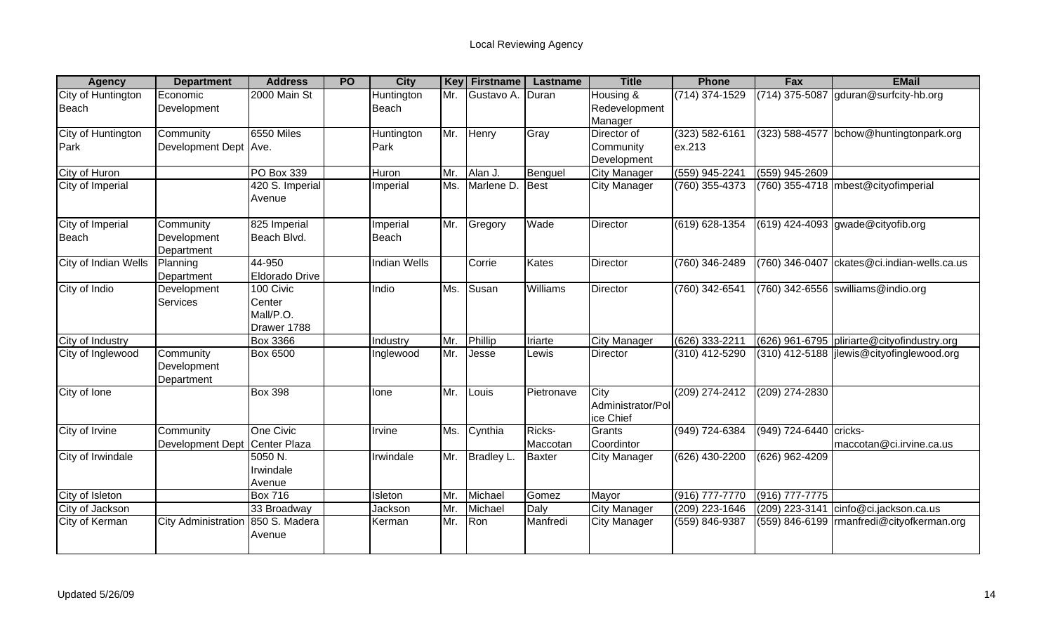# Local Reviewing Agency

| Agency | Department | Address | PO | City | Key | Firstname | Lastname | Title | Phone | Fax | EMail |
|---|---|---|---|---|---|---|---|---|---|---|---|
| City of Huntington Beach | Economic Development | 2000 Main St | | Huntington Beach | Mr. | Gustavo A. | Duran | Housing & Redevelopment Manager | (714) 374-1529 | (714) 375-5087 | gduran@surfcity-hb.org |
| City of Huntington Park | Community Development Dept | 6550 Miles Ave. | | Huntington Park | Mr. | Henry | Gray | Director of Community Development | (323) 582-6161 ex.213 | (323) 588-4577 | bchow@huntingtonpark.org |
| City of Huron | | PO Box 339 | | Huron | Mr. | Alan J. | Benguel | City Manager | (559) 945-2241 | (559) 945-2609 | |
| City of Imperial | | 420 S. Imperial Avenue | | Imperial | Ms. | Marlene D. | Best | City Manager | (760) 355-4373 | (760) 355-4718 | mbest@cityofimperial |
| City of Imperial Beach | Community Development Department | 825 Imperial Beach Blvd. | | Imperial Beach | Mr. | Gregory | Wade | Director | (619) 628-1354 | (619) 424-4093 | gwade@cityofib.org |
| City of Indian Wells | Planning Department | 44-950 Eldorado Drive | | Indian Wells | | Corrie | Kates | Director | (760) 346-2489 | (760) 346-0407 | ckates@ci.indian-wells.ca.us |
| City of Indio | Development Services | 100 Civic Center Mall/P.O. Drawer 1788 | | Indio | Ms. | Susan | Williams | Director | (760) 342-6541 | (760) 342-6556 | swilliams@indio.org |
| City of Industry | | Box 3366 | | Industry | Mr. | Phillip | Iriarte | City Manager | (626) 333-2211 | (626) 961-6795 | pliriarte@cityofindustry.org |
| City of Inglewood | Community Development Department | Box 6500 | | Inglewood | Mr. | Jesse | Lewis | Director | (310) 412-5290 | (310) 412-5188 | jlewis@cityofinglewood.org |
| City of Ione | | Box 398 | | Ione | Mr. | Louis | Pietronave | City Administrator/Police Chief | (209) 274-2412 | (209) 274-2830 | |
| City of Irvine | Community Development Dept | One Civic Center Plaza | | Irvine | Ms. | Cynthia | Ricks-Maccotan | Grants Coordintor | (949) 724-6384 | (949) 724-6440 | cricks-maccotan@ci.irvine.ca.us |
| City of Irwindale | | 5050 N. Irwindale Avenue | | Irwindale | Mr. | Bradley L. | Baxter | City Manager | (626) 430-2200 | (626) 962-4209 | |
| City of Isleton | | Box 716 | | Isleton | Mr. | Michael | Gomez | Mayor | (916) 777-7770 | (916) 777-7775 | |
| City of Jackson | | 33 Broadway | | Jackson | Mr. | Michael | Daly | City Manager | (209) 223-1646 | (209) 223-3141 | cinfo@ci.jackson.ca.us |
| City of Kerman | City Administration | 850 S. Madera Avenue | | Kerman | Mr. | Ron | Manfredi | City Manager | (559) 846-9387 | (559) 846-6199 | rmanfredi@cityofkerman.org |

Updated 5/26/09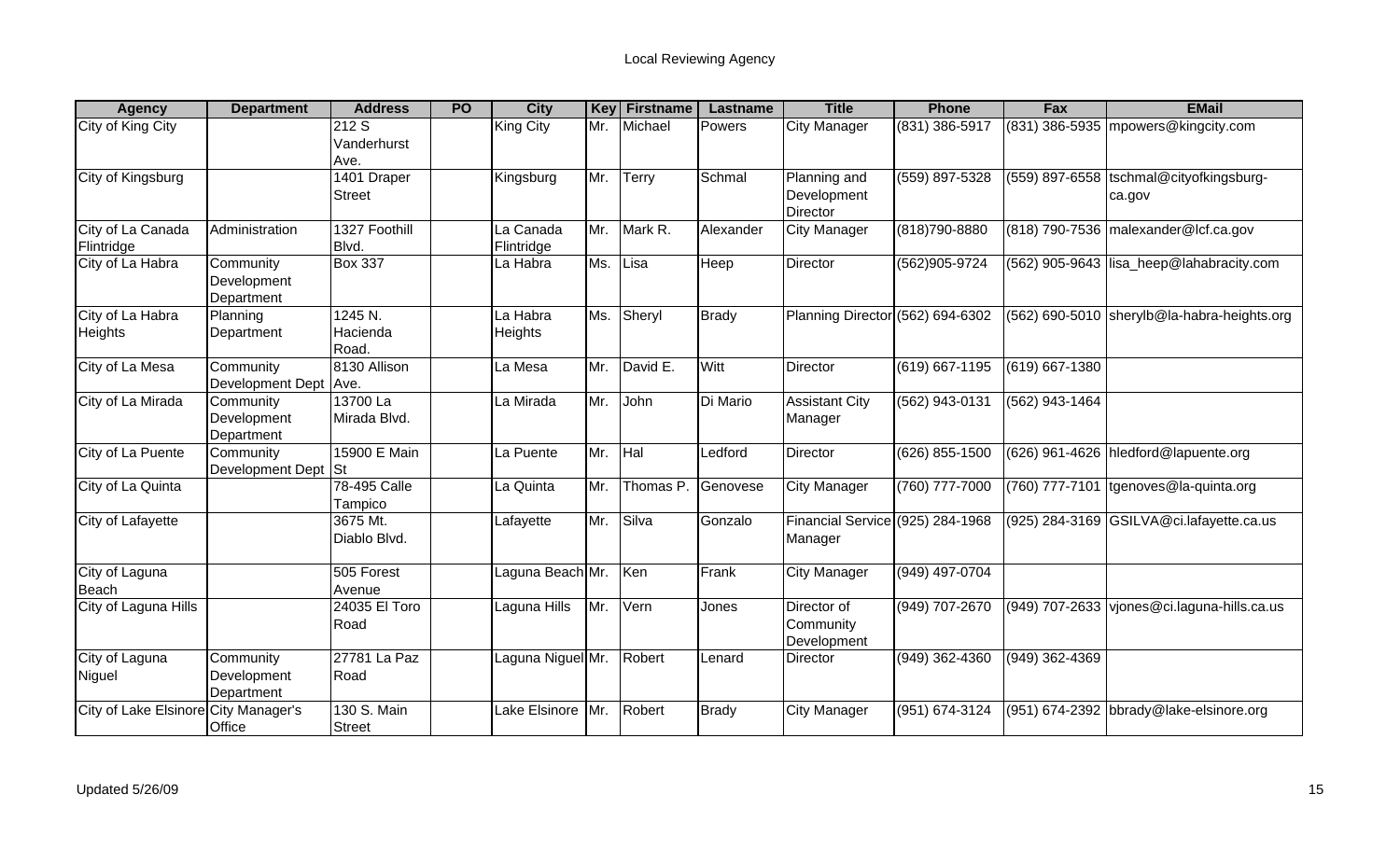# Local Reviewing Agency

| Agency | Department | Address | PO | City | Key | Firstname | Lastname | Title | Phone | Fax | EMail |
|---|---|---|---|---|---|---|---|---|---|---|---|
| City of King City | | 212 S Vanderhurst Ave. | | King City | Mr. | Michael | Powers | City Manager | (831) 386-5917 | (831) 386-5935 | mpowers@kingcity.com |
| City of Kingsburg | | 1401 Draper Street | | Kingsburg | Mr. | Terry | Schmal | Planning and Development Director | (559) 897-5328 | (559) 897-6558 | tschmal@cityofkingsburg-ca.gov |
| City of La Canada Flintridge | Administration | 1327 Foothill Blvd. | | La Canada Flintridge | Mr. | Mark R. | Alexander | City Manager | (818)790-8880 | (818) 790-7536 | malexander@lcf.ca.gov |
| City of La Habra | Community Development Department | Box 337 | | La Habra | Ms. | Lisa | Heep | Director | (562)905-9724 | (562) 905-9643 | lisa_heep@lahabracity.com |
| City of La Habra Heights | Planning Department | 1245 N. Hacienda Road. | | La Habra Heights | Ms. | Sheryl | Brady | Planning Director | (562) 694-6302 | (562) 690-5010 | sherylb@la-habra-heights.org |
| City of La Mesa | Community Development Dept | 8130 Allison Ave. | | La Mesa | Mr. | David E. | Witt | Director | (619) 667-1195 | (619) 667-1380 | |
| City of La Mirada | Community Development Department | 13700 La Mirada Blvd. | | La Mirada | Mr. | John | Di Mario | Assistant City Manager | (562) 943-0131 | (562) 943-1464 | |
| City of La Puente | Community Development Dept | 15900 E Main St | | La Puente | Mr. | Hal | Ledford | Director | (626) 855-1500 | (626) 961-4626 | hledford@lapuente.org |
| City of La Quinta | | 78-495 Calle Tampico | | La Quinta | Mr. | Thomas P. | Genovese | City Manager | (760) 777-7000 | (760) 777-7101 | tgenoves@la-quinta.org |
| City of Lafayette | | 3675 Mt. Diablo Blvd. | | Lafayette | Mr. | Silva | Gonzalo | Financial Service Manager | (925) 284-1968 | (925) 284-3169 | GSILVA@ci.lafayette.ca.us |
| City of Laguna Beach | | 505 Forest Avenue | | Laguna Beach | Mr. | Ken | Frank | City Manager | (949) 497-0704 | | |
| City of Laguna Hills | | 24035 El Toro Road | | Laguna Hills | Mr. | Vern | Jones | Director of Community Development | (949) 707-2670 | (949) 707-2633 | vjones@ci.laguna-hills.ca.us |
| City of Laguna Niguel | Community Development Department | 27781 La Paz Road | | Laguna Niguel | Mr. | Robert | Lenard | Director | (949) 362-4360 | (949) 362-4369 | |
| City of Lake Elsinore | City Manager's Office | 130 S. Main Street | | Lake Elsinore | Mr. | Robert | Brady | City Manager | (951) 674-3124 | (951) 674-2392 | bbrady@lake-elsinore.org |

Updated 5/26/09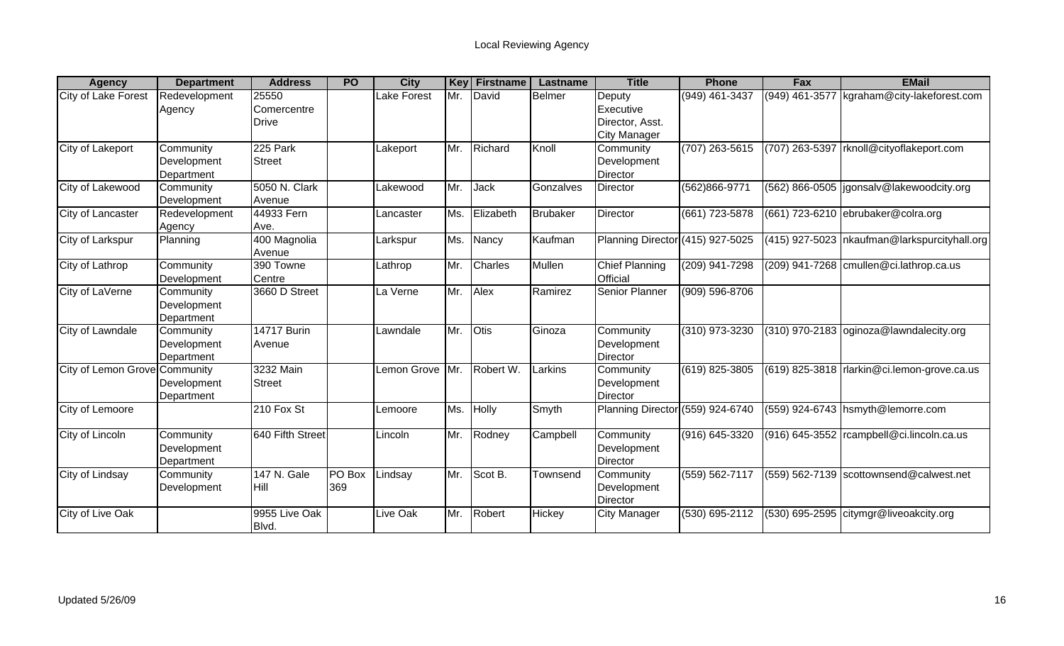# Local Reviewing Agency

| Agency | Department | Address | PO | City | Key | Firstname | Lastname | Title | Phone | Fax | EMail |
|---|---|---|---|---|---|---|---|---|---|---|---|
| City of Lake Forest | Redevelopment Agency | 25550 Comercentre Drive | | Lake Forest | Mr. | David | Belmer | Deputy Executive Director, Asst. City Manager | (949) 461-3437 | (949) 461-3577 | kgraham@city-lakeforest.com |
| City of Lakeport | Community Development Department | 225 Park Street | | Lakeport | Mr. | Richard | Knoll | Community Development Director | (707) 263-5615 | (707) 263-5397 | rknoll@cityoflakeport.com |
| City of Lakewood | Community Development | 5050 N. Clark Avenue | | Lakewood | Mr. | Jack | Gonzalves | Director | (562)866-9771 | (562) 866-0505 | jgonsalv@lakewoodcity.org |
| City of Lancaster | Redevelopment Agency | 44933 Fern Ave. | | Lancaster | Ms. | Elizabeth | Brubaker | Director | (661) 723-5878 | (661) 723-6210 | ebrubaker@colra.org |
| City of Larkspur | Planning | 400 Magnolia Avenue | | Larkspur | Ms. | Nancy | Kaufman | Planning Director | (415) 927-5025 | (415) 927-5023 | nkaufman@larkspurcityhall.org |
| City of Lathrop | Community Development | 390 Towne Centre | | Lathrop | Mr. | Charles | Mullen | Chief Planning Official | (209) 941-7298 | (209) 941-7268 | cmullen@ci.lathrop.ca.us |
| City of LaVerne | Community Development Department | 3660 D Street | | La Verne | Mr. | Alex | Ramirez | Senior Planner | (909) 596-8706 | | |
| City of Lawndale | Community Development Department | 14717 Burin Avenue | | Lawndale | Mr. | Otis | Ginoza | Community Development Director | (310) 973-3230 | (310) 970-2183 | oginoza@lawndalecity.org |
| City of Lemon Grove | Community Development Department | 3232 Main Street | | Lemon Grove | Mr. | Robert W. | Larkins | Community Development Director | (619) 825-3805 | (619) 825-3818 | rlarkin@ci.lemon-grove.ca.us |
| City of Lemoore | | 210 Fox St | | Lemoore | Ms. | Holly | Smyth | Planning Director | (559) 924-6740 | (559) 924-6743 | hsmyth@lemorre.com |
| City of Lincoln | Community Development Department | 640 Fifth Street | | Lincoln | Mr. | Rodney | Campbell | Community Development Director | (916) 645-3320 | (916) 645-3552 | rcampbell@ci.lincoln.ca.us |
| City of Lindsay | Community Development | 147 N. Gale Hill | PO Box 369 | Lindsay | Mr. | Scot B. | Townsend | Community Development Director | (559) 562-7117 | (559) 562-7139 | scottownsend@calwest.net |
| City of Live Oak | | 9955 Live Oak Blvd. | | Live Oak | Mr. | Robert | Hickey | City Manager | (530) 695-2112 | (530) 695-2595 | citymgr@liveoakcity.org |

Updated 5/26/09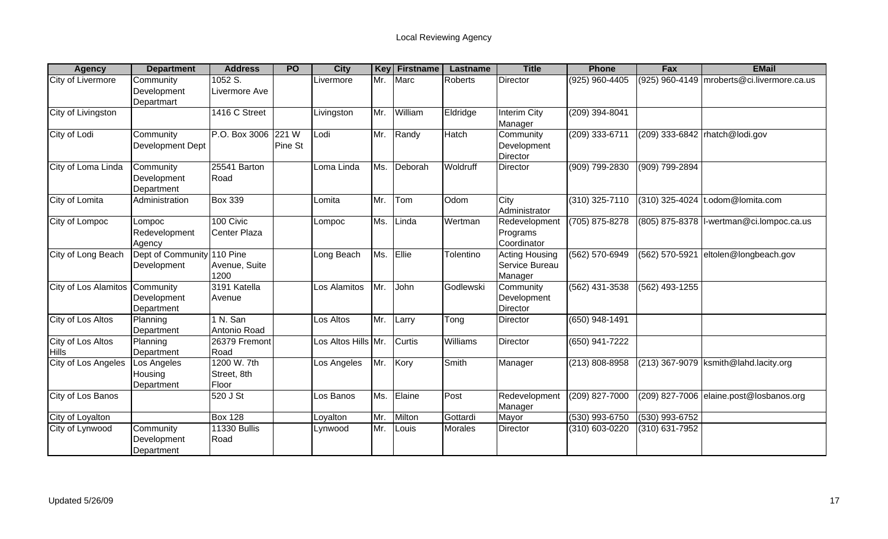Local Reviewing Agency

| Agency | Department | Address | PO | City | Key | Firstname | Lastname | Title | Phone | Fax | EMail |
|---|---|---|---|---|---|---|---|---|---|---|---|
| City of Livermore | Community Development Departmart | 1052 S. Livermore Ave | | Livermore | Mr. | Marc | Roberts | Director | (925) 960-4405 | (925) 960-4149 | mroberts@ci.livermore.ca.us |
| City of Livingston | | 1416 C Street | | Livingston | Mr. | William | Eldridge | Interim City Manager | (209) 394-8041 | | |
| City of Lodi | Community Development Dept | P.O. Box 3006 | 221 W Pine St | Lodi | Mr. | Randy | Hatch | Community Development Director | (209) 333-6711 | (209) 333-6842 | rhatch@lodi.gov |
| City of Loma Linda | Community Development Department | 25541 Barton Road | | Loma Linda | Ms. | Deborah | Woldruff | Director | (909) 799-2830 | (909) 799-2894 | |
| City of Lomita | Administration | Box 339 | | Lomita | Mr. | Tom | Odom | City Administrator | (310) 325-7110 | (310) 325-4024 | t.odom@lomita.com |
| City of Lompoc | Lompoc Redevelopment Agency | 100 Civic Center Plaza | | Lompoc | Ms. | Linda | Wertman | Redevelopment Programs Coordinator | (705) 875-8278 | (805) 875-8378 | l-wertman@ci.lompoc.ca.us |
| City of Long Beach | Dept of Community Development | 110 Pine Avenue, Suite 1200 | | Long Beach | Ms. | Ellie | Tolentino | Acting Housing Service Bureau Manager | (562) 570-6949 | (562) 570-5921 | eltolen@longbeach.gov |
| City of Los Alamitos | Community Development Department | 3191 Katella Avenue | | Los Alamitos | Mr. | John | Godlewski | Community Development Director | (562) 431-3538 | (562) 493-1255 | |
| City of Los Altos | Planning Department | 1 N. San Antonio Road | | Los Altos | Mr. | Larry | Tong | Director | (650) 948-1491 | | |
| City of Los Altos Hills | Planning Department | 26379 Fremont Road | | Los Altos Hills | Mr. | Curtis | Williams | Director | (650) 941-7222 | | |
| City of Los Angeles | Los Angeles Housing Department | 1200 W. 7th Street, 8th Floor | | Los Angeles | Mr. | Kory | Smith | Manager | (213) 808-8958 | (213) 367-9079 | ksmith@lahd.lacity.org |
| City of Los Banos | | 520 J St | | Los Banos | Ms. | Elaine | Post | Redevelopment Manager | (209) 827-7000 | (209) 827-7006 | elaine.post@losbanos.org |
| City of Loyalton | | Box 128 | | Loyalton | Mr. | Milton | Gottardi | Mayor | (530) 993-6750 | (530) 993-6752 | |
| City of Lynwood | Community Development Department | 11330 Bullis Road | | Lynwood | Mr. | Louis | Morales | Director | (310) 603-0220 | (310) 631-7952 | |

Updated 5/26/09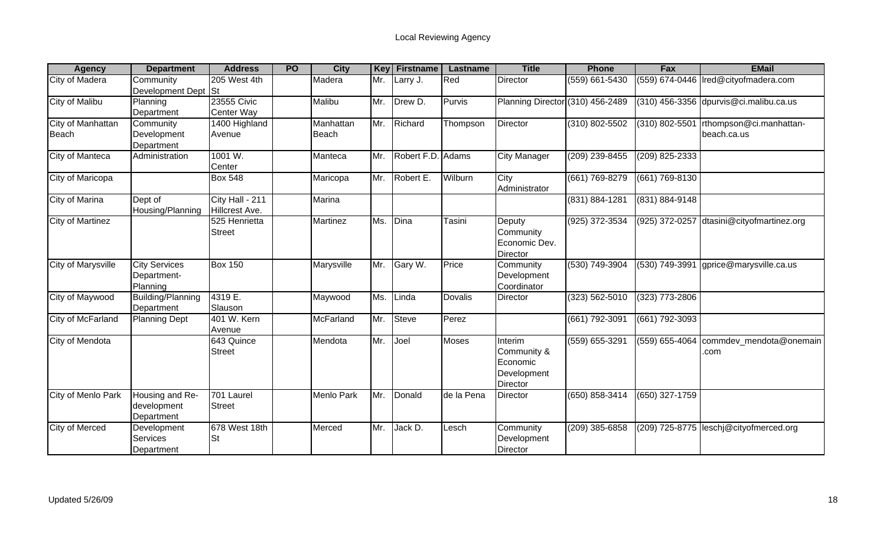Local Reviewing Agency

| Agency | Department | Address | PO | City | Key | Firstname | Lastname | Title | Phone | Fax | EMail |
|---|---|---|---|---|---|---|---|---|---|---|---|
| City of Madera | Community Development Dept | 205 West 4th St | | Madera | Mr. | Larry J. | Red | Director | (559) 661-5430 | (559) 674-0446 | lred@cityofmadera.com |
| City of Malibu | Planning Department | 23555 Civic Center Way | | Malibu | Mr. | Drew D. | Purvis | Planning Director | (310) 456-2489 | (310) 456-3356 | dpurvis@ci.malibu.ca.us |
| City of Manhattan Beach | Community Development Department | 1400 Highland Avenue | | Manhattan Beach | Mr. | Richard | Thompson | Director | (310) 802-5502 | (310) 802-5501 | rthompson@ci.manhattan-beach.ca.us |
| City of Manteca | Administration | 1001 W. Center | | Manteca | Mr. | Robert F.D. | Adams | City Manager | (209) 239-8455 | (209) 825-2333 | |
| City of Maricopa | | Box 548 | | Maricopa | Mr. | Robert E. | Wilburn | City Administrator | (661) 769-8279 | (661) 769-8130 | |
| City of Marina | Dept of Housing/Planning | City Hall - 211 Hillcrest Ave. | | Marina | | | | | (831) 884-1281 | (831) 884-9148 | |
| City of Martinez | | 525 Henrietta Street | | Martinez | Ms. | Dina | Tasini | Deputy Community Economic Dev. Director | (925) 372-3534 | (925) 372-0257 | dtasini@cityofmartinez.org |
| City of Marysville | City Services Department-Planning | Box 150 | | Marysville | Mr. | Gary W. | Price | Community Development Coordinator | (530) 749-3904 | (530) 749-3991 | gprice@marysville.ca.us |
| City of Maywood | Building/Planning Department | 4319 E. Slauson | | Maywood | Ms. | Linda | Dovalis | Director | (323) 562-5010 | (323) 773-2806 | |
| City of McFarland | Planning Dept | 401 W. Kern Avenue | | McFarland | Mr. | Steve | Perez | | (661) 792-3091 | (661) 792-3093 | |
| City of Mendota | | 643 Quince Street | | Mendota | Mr. | Joel | Moses | Interim Community & Economic Development Director | (559) 655-3291 | (559) 655-4064 | commdev_mendota@onemain.com |
| City of Menlo Park | Housing and Re-development Department | 701 Laurel Street | | Menlo Park | Mr. | Donald | de la Pena | Director | (650) 858-3414 | (650) 327-1759 | |
| City of Merced | Development Services Department | 678 West 18th St | | Merced | Mr. | Jack D. | Lesch | Community Development Director | (209) 385-6858 | (209) 725-8775 | leschj@cityofmerced.org |

Updated 5/26/09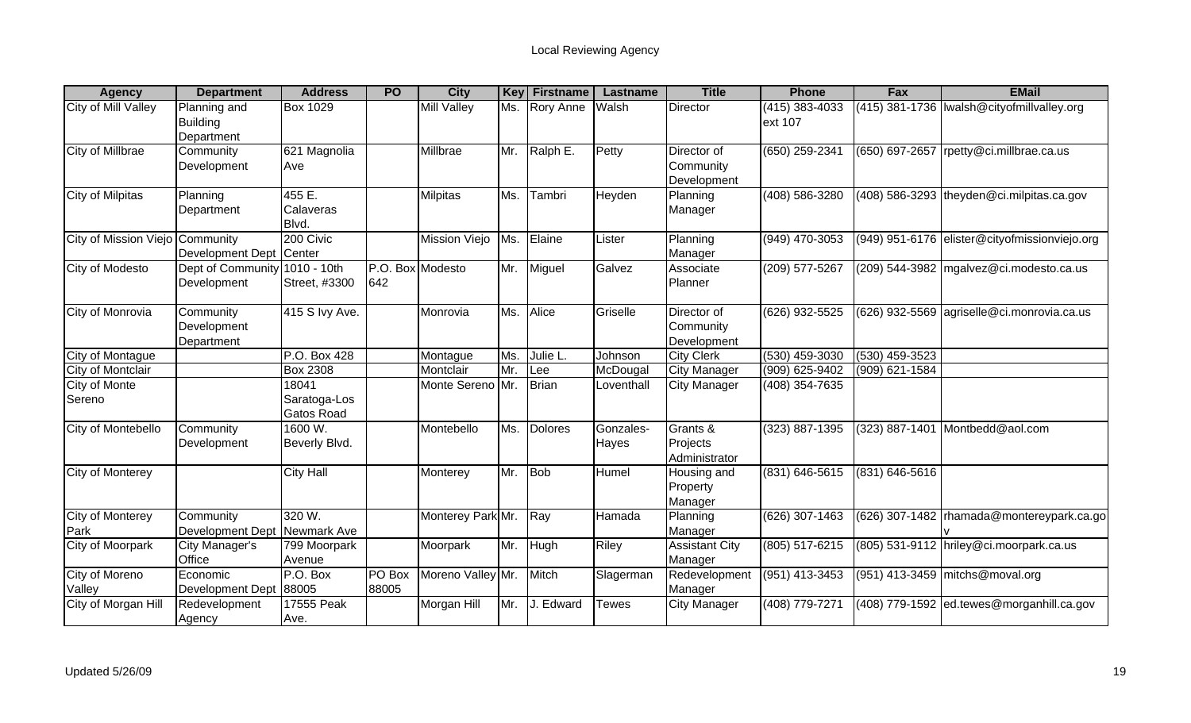# Local Reviewing Agency

| Agency | Department | Address | PO | City | Key | Firstname | Lastname | Title | Phone | Fax | EMail |
|---|---|---|---|---|---|---|---|---|---|---|---|
| City of Mill Valley | Planning and Building Department | Box 1029 | | Mill Valley | Ms. | Rory Anne | Walsh | Director | (415) 383-4033 ext 107 | (415) 381-1736 | lwalsh@cityofmillvalley.org |
| City of Millbrae | Community Development | 621 Magnolia Ave | | Millbrae | Mr. | Ralph E. | Petty | Director of Community Development | (650) 259-2341 | (650) 697-2657 | rpetty@ci.millbrae.ca.us |
| City of Milpitas | Planning Department | 455 E. Calaveras Blvd. | | Milpitas | Ms. | Tambri | Heyden | Planning Manager | (408) 586-3280 | (408) 586-3293 | theyden@ci.milpitas.ca.gov |
| City of Mission Viejo | Community Development Dept | 200 Civic Center | | Mission Viejo | Ms. | Elaine | Lister | Planning Manager | (949) 470-3053 | (949) 951-6176 | elister@cityofmissionviejo.org |
| City of Modesto | Dept of Community Development | 1010 - 10th Street, #3300 | P.O. Box 642 | Modesto | Mr. | Miguel | Galvez | Associate Planner | (209) 577-5267 | (209) 544-3982 | mgalvez@ci.modesto.ca.us |
| City of Monrovia | Community Development Department | 415 S Ivy Ave. | | Monrovia | Ms. | Alice | Griselle | Director of Community Development | (626) 932-5525 | (626) 932-5569 | agriselle@ci.monrovia.ca.us |
| City of Montague | | P.O. Box 428 | | Montague | Ms. | Julie L. | Johnson | City Clerk | (530) 459-3030 | (530) 459-3523 | |
| City of Montclair | | Box 2308 | | Montclair | Mr. | Lee | McDougal | City Manager | (909) 625-9402 | (909) 621-1584 | |
| City of Monte Sereno | | 18041 Saratoga-Los Gatos Road | | Monte Sereno | Mr. | Brian | Loventhall | City Manager | (408) 354-7635 | | |
| City of Montebello | Community Development | 1600 W. Beverly Blvd. | | Montebello | Ms. | Dolores | Gonzales-Hayes | Grants & Projects Administrator | (323) 887-1395 | (323) 887-1401 | Montbedd@aol.com |
| City of Monterey | | City Hall | | Monterey | Mr. | Bob | Humel | Housing and Property Manager | (831) 646-5615 | (831) 646-5616 | |
| City of Monterey Park | Community Development Dept | 320 W. Newmark Ave | | Monterey Park | Mr. | Ray | Hamada | Planning Manager | (626) 307-1463 | (626) 307-1482 | rhamada@montereypark.ca.gov |
| City of Moorpark | City Manager's Office | 799 Moorpark Avenue | | Moorpark | Mr. | Hugh | Riley | Assistant City Manager | (805) 517-6215 | (805) 531-9112 | hriley@ci.moorpark.ca.us |
| City of Moreno Valley | Economic Development Dept | P.O. Box 88005 | PO Box 88005 | Moreno Valley | Mr. | Mitch | Slagerman | Redevelopment Manager | (951) 413-3453 | (951) 413-3459 | mitchs@moval.org |
| City of Morgan Hill | Redevelopment Agency | 17555 Peak Ave. | | Morgan Hill | Mr. | J. Edward | Tewes | City Manager | (408) 779-7271 | (408) 779-1592 | ed.tewes@morganhill.ca.gov |

Updated 5/26/09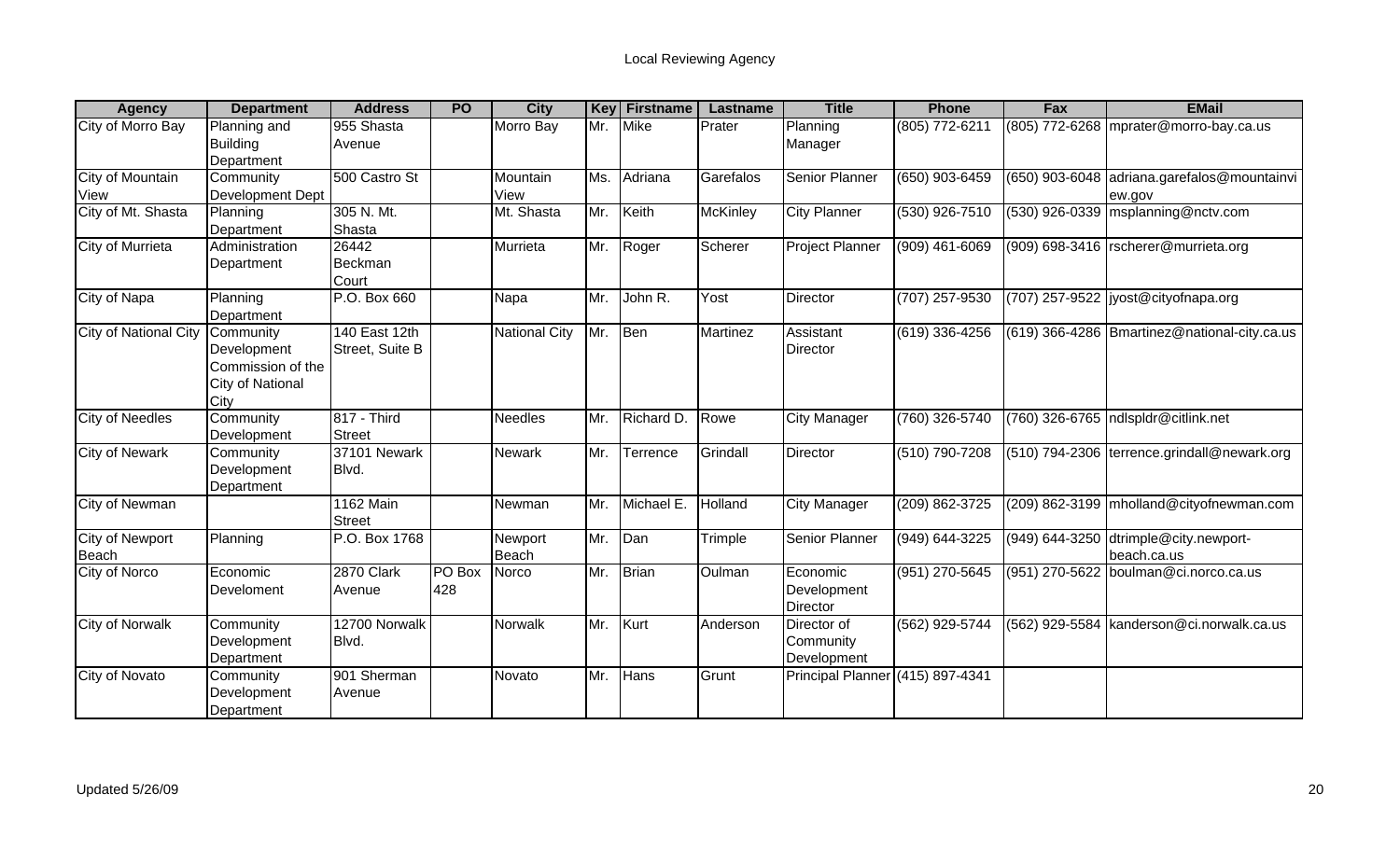Local Reviewing Agency

| Agency | Department | Address | PO | City | Key | Firstname | Lastname | Title | Phone | Fax | EMail |
|---|---|---|---|---|---|---|---|---|---|---|---|
| City of Morro Bay | Planning and Building Department | 955 Shasta Avenue | | Morro Bay | Mr. | Mike | Prater | Planning Manager | (805) 772-6211 | (805) 772-6268 | mprater@morro-bay.ca.us |
| City of Mountain View | Community Development Dept | 500 Castro St | | Mountain View | Ms. | Adriana | Garefalos | Senior Planner | (650) 903-6459 | (650) 903-6048 | adriana.garefalos@mountainview.gov |
| City of Mt. Shasta | Planning Department | 305 N. Mt. Shasta | | Mt. Shasta | Mr. | Keith | McKinley | City Planner | (530) 926-7510 | (530) 926-0339 | msplanning@nctv.com |
| City of Murrieta | Administration Department | 26442 Beckman Court | | Murrieta | Mr. | Roger | Scherer | Project Planner | (909) 461-6069 | (909) 698-3416 | rscherer@murrieta.org |
| City of Napa | Planning Department | P.O. Box 660 | | Napa | Mr. | John R. | Yost | Director | (707) 257-9530 | (707) 257-9522 | jyost@cityofnapa.org |
| City of National City | Community Development Commission of the City of National City | 140 East 12th Street, Suite B | | National City | Mr. | Ben | Martinez | Assistant Director | (619) 336-4256 | (619) 366-4286 | Bmartinez@national-city.ca.us |
| City of Needles | Community Development | 817 - Third Street | | Needles | Mr. | Richard D. | Rowe | City Manager | (760) 326-5740 | (760) 326-6765 | ndlspldr@citlink.net |
| City of Newark | Community Development Department | 37101 Newark Blvd. | | Newark | Mr. | Terrence | Grindall | Director | (510) 790-7208 | (510) 794-2306 | terrence.grindall@newark.org |
| City of Newman | | 1162 Main Street | | Newman | Mr. | Michael E. | Holland | City Manager | (209) 862-3725 | (209) 862-3199 | mholland@cityofnewman.com |
| City of Newport Beach | Planning | P.O. Box 1768 | | Newport Beach | Mr. | Dan | Trimple | Senior Planner | (949) 644-3225 | (949) 644-3250 | dtrimple@city.newport-beach.ca.us |
| City of Norco | Economic Develoment | 2870 Clark Avenue | PO Box 428 | Norco | Mr. | Brian | Oulman | Economic Development Director | (951) 270-5645 | (951) 270-5622 | boulman@ci.norco.ca.us |
| City of Norwalk | Community Development Department | 12700 Norwalk Blvd. | | Norwalk | Mr. | Kurt | Anderson | Director of Community Development | (562) 929-5744 | (562) 929-5584 | kanderson@ci.norwalk.ca.us |
| City of Novato | Community Development Department | 901 Sherman Avenue | | Novato | Mr. | Hans | Grunt | Principal Planner | (415) 897-4341 | | |

Updated 5/26/09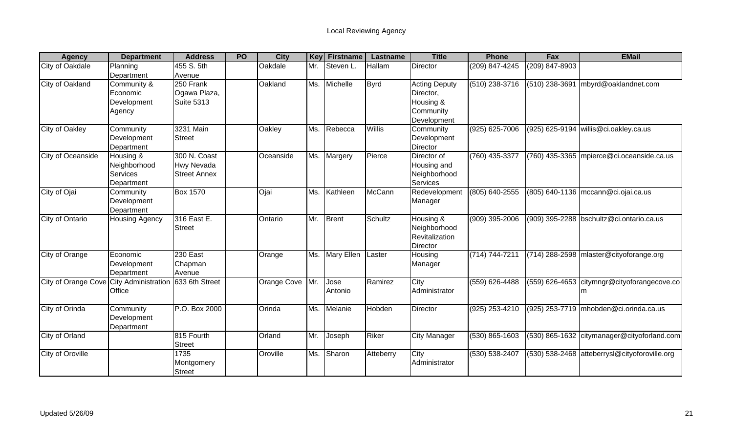# Local Reviewing Agency

| Agency | Department | Address | PO | City | Key | Firstname | Lastname | Title | Phone | Fax | EMail |
|---|---|---|---|---|---|---|---|---|---|---|---|
| City of Oakdale | Planning Department | 455 S. 5th Avenue | | Oakdale | Mr. | Steven L. | Hallam | Director | (209) 847-4245 | (209) 847-8903 | |
| City of Oakland | Community & Economic Development Agency | 250 Frank Ogawa Plaza, Suite 5313 | | Oakland | Ms. | Michelle | Byrd | Acting Deputy Director, Housing & Community Development | (510) 238-3716 | (510) 238-3691 | mbyrd@oaklandnet.com |
| City of Oakley | Community Development Department | 3231 Main Street | | Oakley | Ms. | Rebecca | Willis | Community Development Director | (925) 625-7006 | (925) 625-9194 | willis@ci.oakley.ca.us |
| City of Oceanside | Housing & Neighborhood Services Department | 300 N. Coast Hwy Nevada Street Annex | | Oceanside | Ms. | Margery | Pierce | Director of Housing and Neighborhood Services | (760) 435-3377 | (760) 435-3365 | mpierce@ci.oceanside.ca.us |
| City of Ojai | Community Development Department | Box 1570 | | Ojai | Ms. | Kathleen | McCann | Redevelopment Manager | (805) 640-2555 | (805) 640-1136 | mccann@ci.ojai.ca.us |
| City of Ontario | Housing Agency | 316 East E. Street | | Ontario | Mr. | Brent | Schultz | Housing & Neighborhood Revitalization Director | (909) 395-2006 | (909) 395-2288 | bschultz@ci.ontario.ca.us |
| City of Orange | Economic Development Department | 230 East Chapman Avenue | | Orange | Ms. | Mary Ellen | Laster | Housing Manager | (714) 744-7211 | (714) 288-2598 | mlaster@cityoforange.org |
| City of Orange Cove | City Administration Office | 633 6th Street | | Orange Cove | Mr. | Jose Antonio | Ramirez | City Administrator | (559) 626-4488 | (559) 626-4653 | citymngr@cityoforangecove.com |
| City of Orinda | Community Development Department | P.O. Box 2000 | | Orinda | Ms. | Melanie | Hobden | Director | (925) 253-4210 | (925) 253-7719 | mhobden@ci.orinda.ca.us |
| City of Orland | | 815 Fourth Street | | Orland | Mr. | Joseph | Riker | City Manager | (530) 865-1603 | (530) 865-1632 | citymanager@cityoforland.com |
| City of Oroville | | 1735 Montgomery Street | | Oroville | Ms. | Sharon | Atteberry | City Administrator | (530) 538-2407 | (530) 538-2468 | atteberrysl@cityoforoville.org |

Updated 5/26/09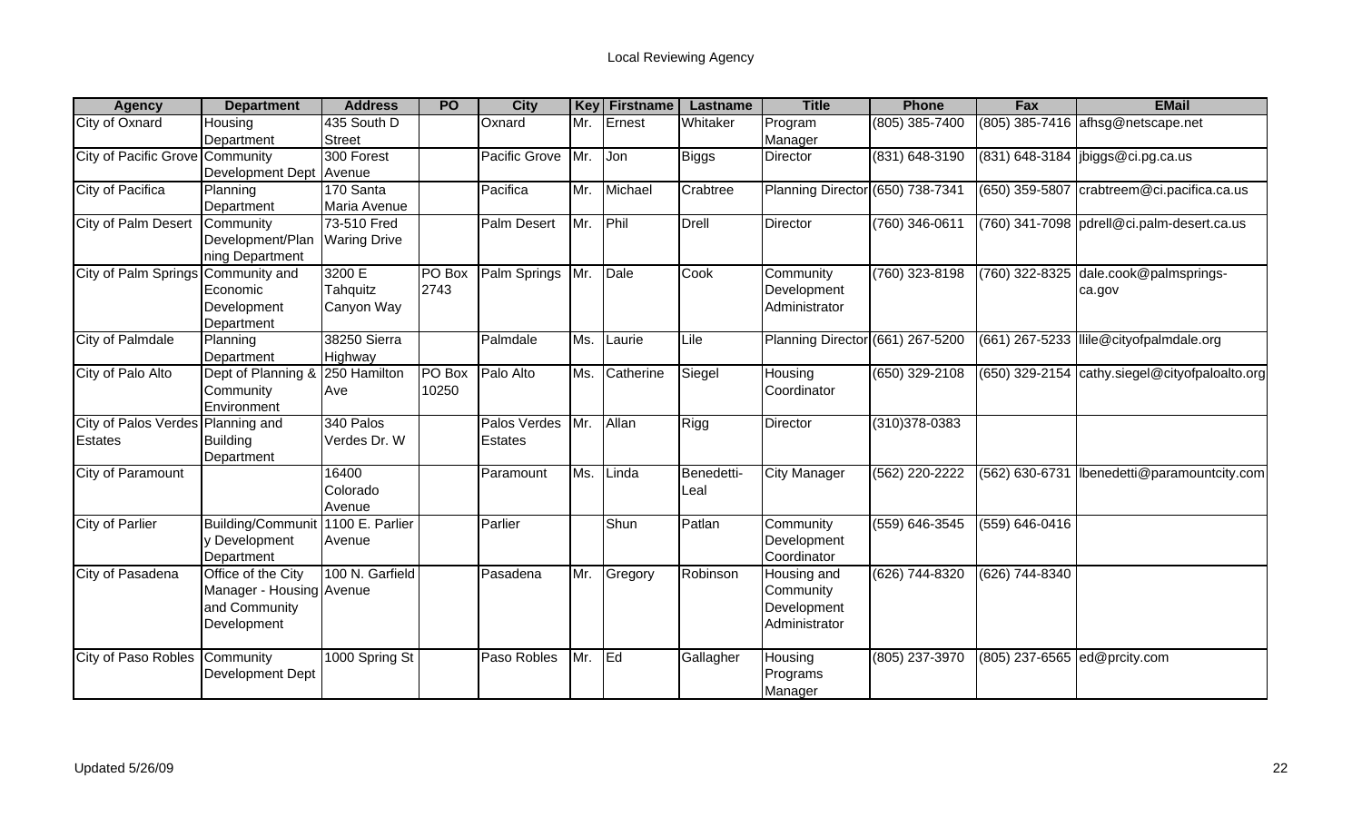# Local Reviewing Agency

| Agency | Department | Address | PO | City | Key | Firstname | Lastname | Title | Phone | Fax | EMail |
|---|---|---|---|---|---|---|---|---|---|---|---|
| City of Oxnard | Housing Department | 435 South D Street | | Oxnard | Mr. | Ernest | Whitaker | Program Manager | (805) 385-7400 | (805) 385-7416 | afhsg@netscape.net |
| City of Pacific Grove | Community Development Dept | 300 Forest Avenue | | Pacific Grove | Mr. | Jon | Biggs | Director | (831) 648-3190 | (831) 648-3184 | jbiggs@ci.pg.ca.us |
| City of Pacifica | Planning Department | 170 Santa Maria Avenue | | Pacifica | Mr. | Michael | Crabtree | Planning Director | (650) 738-7341 | (650) 359-5807 | crabtreem@ci.pacifica.ca.us |
| City of Palm Desert | Community Development/Planning Department | 73-510 Fred Waring Drive | | Palm Desert | Mr. | Phil | Drell | Director | (760) 346-0611 | (760) 341-7098 | pdrell@ci.palm-desert.ca.us |
| City of Palm Springs | Community and Economic Development Department | 3200 E Tahquitz Canyon Way | PO Box 2743 | Palm Springs | Mr. | Dale | Cook | Community Development Administrator | (760) 323-8198 | (760) 322-8325 | dale.cook@palmsprings-ca.gov |
| City of Palmdale | Planning Department | 38250 Sierra Highway | | Palmdale | Ms. | Laurie | Lile | Planning Director | (661) 267-5200 | (661) 267-5233 | llile@cityofpalmdale.org |
| City of Palo Alto | Dept of Planning & Community Environment | 250 Hamilton Ave | PO Box 10250 | Palo Alto | Ms. | Catherine | Siegel | Housing Coordinator | (650) 329-2108 | (650) 329-2154 | cathy.siegel@cityofpaloalto.org |
| City of Palos Verdes Estates | Planning and Building Department | 340 Palos Verdes Dr. W | | Palos Verdes Estates | Mr. | Allan | Rigg | Director | (310)378-0383 | | |
| City of Paramount | | 16400 Colorado Avenue | | Paramount | Ms. | Linda | Benedetti-Leal | City Manager | (562) 220-2222 | (562) 630-6731 | lbenedetti@paramountcity.com |
| City of Parlier | Building/Community Development Department | 1100 E. Parlier Avenue | | Parlier | | Shun | Patlan | Community Development Coordinator | (559) 646-3545 | (559) 646-0416 | |
| City of Pasadena | Office of the City Manager - Housing and Community Development | 100 N. Garfield Avenue | | Pasadena | Mr. | Gregory | Robinson | Housing and Community Development Administrator | (626) 744-8320 | (626) 744-8340 | |
| City of Paso Robles | Community Development Dept | 1000 Spring St | | Paso Robles | Mr. | Ed | Gallagher | Housing Programs Manager | (805) 237-3970 | (805) 237-6565 | ed@prcity.com |

Updated 5/26/09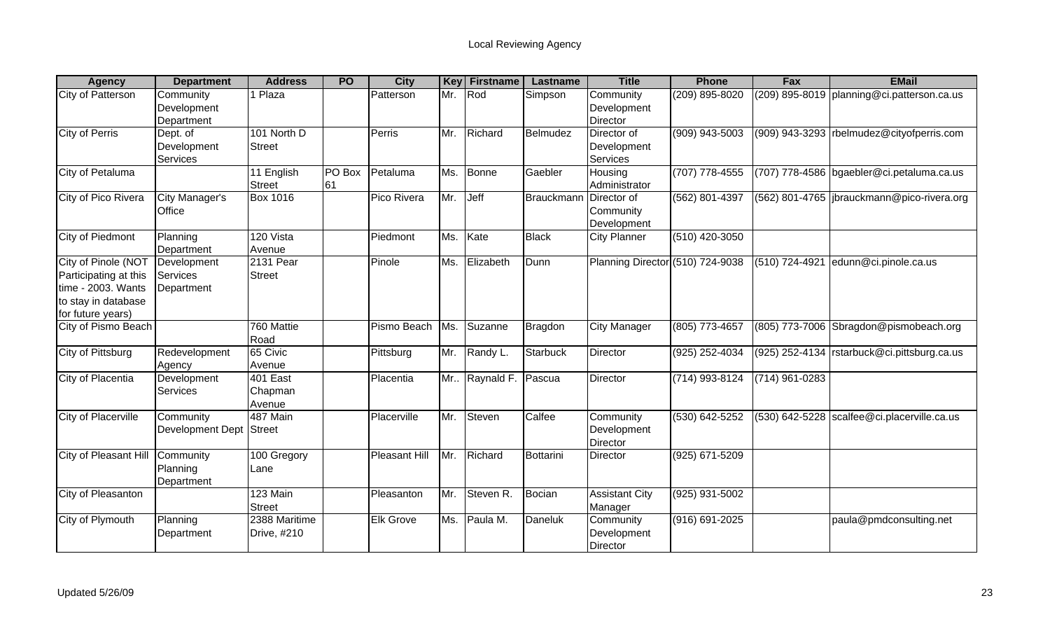Local Reviewing Agency

| Agency | Department | Address | PO | City | Key | Firstname | Lastname | Title | Phone | Fax | EMail |
|---|---|---|---|---|---|---|---|---|---|---|---|
| City of Patterson | Community Development Department | 1 Plaza | | Patterson | Mr. | Rod | Simpson | Community Development Director | (209) 895-8020 | (209) 895-8019 | planning@ci.patterson.ca.us |
| City of Perris | Dept. of Development Services | 101 North D Street | | Perris | Mr. | Richard | Belmudez | Director of Development Services | (909) 943-5003 | (909) 943-3293 | rbelmudez@cityofperris.com |
| City of Petaluma | | 11 English Street | PO Box 61 | Petaluma | Ms. | Bonne | Gaebler | Housing Administrator | (707) 778-4555 | (707) 778-4586 | bgaebler@ci.petaluma.ca.us |
| City of Pico Rivera | City Manager's Office | Box 1016 | | Pico Rivera | Mr. | Jeff | Brauckmann | Director of Community Development | (562) 801-4397 | (562) 801-4765 | jbrauckmann@pico-rivera.org |
| City of Piedmont | Planning Department | 120 Vista Avenue | | Piedmont | Ms. | Kate | Black | City Planner | (510) 420-3050 | | |
| City of Pinole (NOT Participating at this time - 2003. Wants to stay in database for future years) | Development Services Department | 2131 Pear Street | | Pinole | Ms. | Elizabeth | Dunn | Planning Director | (510) 724-9038 | (510) 724-4921 | edunn@ci.pinole.ca.us |
| City of Pismo Beach | | 760 Mattie Road | | Pismo Beach | Ms. | Suzanne | Bragdon | City Manager | (805) 773-4657 | (805) 773-7006 | Sbragdon@pismobeach.org |
| City of Pittsburg | Redevelopment Agency | 65 Civic Avenue | | Pittsburg | Mr. | Randy L. | Starbuck | Director | (925) 252-4034 | (925) 252-4134 | rstarbuck@ci.pittsburg.ca.us |
| City of Placentia | Development Services | 401 East Chapman Avenue | | Placentia | Mr.. | Raynald F. | Pascua | Director | (714) 993-8124 | (714) 961-0283 | |
| City of Placerville | Community Development Dept | 487 Main Street | | Placerville | Mr. | Steven | Calfee | Community Development Director | (530) 642-5252 | (530) 642-5228 | scalfee@ci.placerville.ca.us |
| City of Pleasant Hill | Community Planning Department | 100 Gregory Lane | | Pleasant Hill | Mr. | Richard | Bottarini | Director | (925) 671-5209 | | |
| City of Pleasanton | | 123 Main Street | | Pleasanton | Mr. | Steven R. | Bocian | Assistant City Manager | (925) 931-5002 | | |
| City of Plymouth | Planning Department | 2388 Maritime Drive, #210 | | Elk Grove | Ms. | Paula M. | Daneluk | Community Development Director | (916) 691-2025 | | paula@pmdconsulting.net |

Updated 5/26/09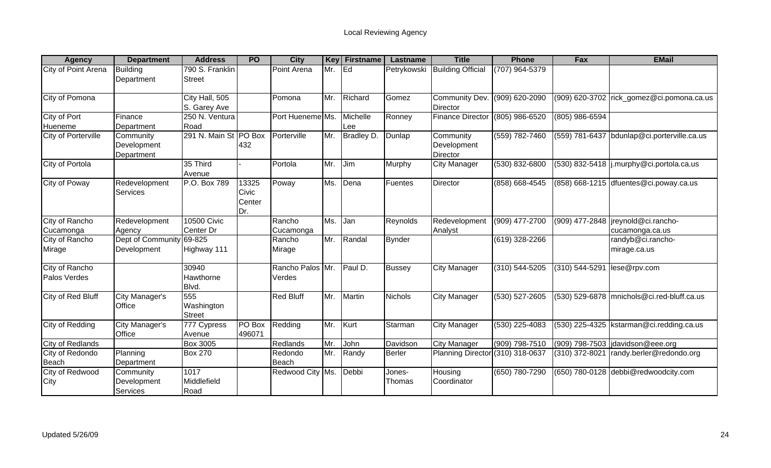Local Reviewing Agency

| Agency | Department | Address | PO | City | Key | Firstname | Lastname | Title | Phone | Fax | EMail |
|---|---|---|---|---|---|---|---|---|---|---|---|
| City of Point Arena | Building Department | 790 S. Franklin Street | | Point Arena | Mr. | Ed | Petrykowski | Building Official | (707) 964-5379 | | |
| City of Pomona | | City Hall, 505 S. Garey Ave | | Pomona | Mr. | Richard | Gomez | Community Dev. Director | (909) 620-2090 | (909) 620-3702 | rick_gomez@ci.pomona.ca.us |
| City of Port Hueneme | Finance Department | 250 N. Ventura Road | | Port Hueneme | Ms. | Michelle Lee | Ronney | Finance Director | (805) 986-6520 | (805) 986-6594 | |
| City of Porterville | Community Development Department | 291 N. Main St | PO Box 432 | Porterville | Mr. | Bradley D. | Dunlap | Community Development Director | (559) 782-7460 | (559) 781-6437 | bdunlap@ci.porterville.ca.us |
| City of Portola | | 35 Third Avenue | - | Portola | Mr. | Jim | Murphy | City Manager | (530) 832-6800 | (530) 832-5418 | j.murphy@ci.portola.ca.us |
| City of Poway | Redevelopment Services | P.O. Box 789 | 13325 Civic Center Dr. | Poway | Ms. | Dena | Fuentes | Director | (858) 668-4545 | (858) 668-1215 | dfuentes@ci.poway.ca.us |
| City of Rancho Cucamonga | Redevelopment Agency | 10500 Civic Center Dr | | Rancho Cucamonga | Ms. | Jan | Reynolds | Redevelopment Analyst | (909) 477-2700 | (909) 477-2848 | jreynold@ci.rancho-cucamonga.ca.us |
| City of Rancho Mirage | Dept of Community Development | 69-825 Highway 111 | | Rancho Mirage | Mr. | Randal | Bynder | | (619) 328-2266 | | randyb@ci.rancho-mirage.ca.us |
| City of Rancho Palos Verdes | | 30940 Hawthorne Blvd. | | Rancho Palos Verdes | Mr. | Paul D. | Bussey | City Manager | (310) 544-5205 | (310) 544-5291 | lese@rpv.com |
| City of Red Bluff | City Manager's Office | 555 Washington Street | | Red Bluff | Mr. | Martin | Nichols | City Manager | (530) 527-2605 | (530) 529-6878 | mnichols@ci.red-bluff.ca.us |
| City of Redding | City Manager's Office | 777 Cypress Avenue | PO Box 496071 | Redding | Mr. | Kurt | Starman | City Manager | (530) 225-4083 | (530) 225-4325 | kstarman@ci.redding.ca.us |
| City of Redlands | | Box 3005 | | Redlands | Mr. | John | Davidson | City Manager | (909) 798-7510 | (909) 798-7503 | jdavidson@eee.org |
| City of Redondo Beach | Planning Department | Box 270 | | Redondo Beach | Mr. | Randy | Berler | Planning Director | (310) 318-0637 | (310) 372-8021 | randy.berler@redondo.org |
| City of Redwood City | Community Development Services | 1017 Middlefield Road | | Redwood City | Ms. | Debbi | Jones-Thomas | Housing Coordinator | (650) 780-7290 | (650) 780-0128 | debbi@redwoodcity.com |

Updated 5/26/09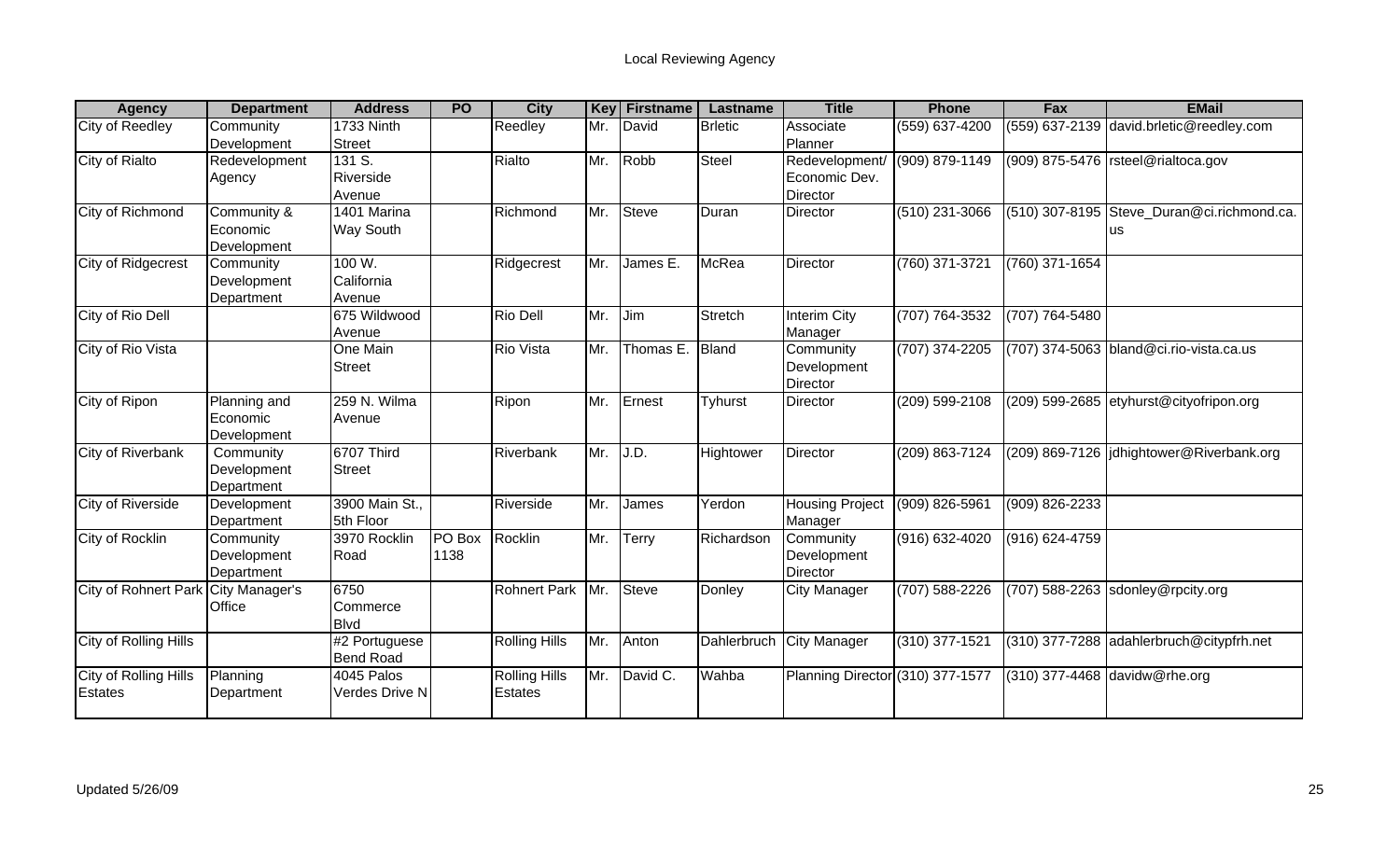# Local Reviewing Agency

| Agency | Department | Address | PO | City | Key | Firstname | Lastname | Title | Phone | Fax | EMail |
|---|---|---|---|---|---|---|---|---|---|---|---|
| City of Reedley | Community Development | 1733 Ninth Street | | Reedley | Mr. | David | Brletic | Associate Planner | (559) 637-4200 | (559) 637-2139 | david.brletic@reedley.com |
| City of Rialto | Redevelopment Agency | 131 S. Riverside Avenue | | Rialto | Mr. | Robb | Steel | Redevelopment/ Economic Dev. Director | (909) 879-1149 | (909) 875-5476 | rsteel@rialtoca.gov |
| City of Richmond | Community & Economic Development | 1401 Marina Way South | | Richmond | Mr. | Steve | Duran | Director | (510) 231-3066 | (510) 307-8195 | Steve_Duran@ci.richmond.ca.us |
| City of Ridgecrest | Community Development Department | 100 W. California Avenue | | Ridgecrest | Mr. | James E. | McRea | Director | (760) 371-3721 | (760) 371-1654 | |
| City of Rio Dell | | 675 Wildwood Avenue | | Rio Dell | Mr. | Jim | Stretch | Interim City Manager | (707) 764-3532 | (707) 764-5480 | |
| City of Rio Vista | | One Main Street | | Rio Vista | Mr. | Thomas E. | Bland | Community Development Director | (707) 374-2205 | (707) 374-5063 | bland@ci.rio-vista.ca.us |
| City of Ripon | Planning and Economic Development | 259 N. Wilma Avenue | | Ripon | Mr. | Ernest | Tyhurst | Director | (209) 599-2108 | (209) 599-2685 | etyhurst@cityofripon.org |
| City of Riverbank | Community Development Department | 6707 Third Street | | Riverbank | Mr. | J.D. | Hightower | Director | (209) 863-7124 | (209) 869-7126 | jdhightower@Riverbank.org |
| City of Riverside | Development Department | 3900 Main St., 5th Floor | | Riverside | Mr. | James | Yerdon | Housing Project Manager | (909) 826-5961 | (909) 826-2233 | |
| City of Rocklin | Community Development Department | 3970 Rocklin Road | PO Box 1138 | Rocklin | Mr. | Terry | Richardson | Community Development Director | (916) 632-4020 | (916) 624-4759 | |
| City of Rohnert Park | City Manager's Office | 6750 Commerce Blvd | | Rohnert Park | Mr. | Steve | Donley | City Manager | (707) 588-2226 | (707) 588-2263 | sdonley@rpcity.org |
| City of Rolling Hills | | #2 Portuguese Bend Road | | Rolling Hills | Mr. | Anton | Dahlerbruch | City Manager | (310) 377-1521 | (310) 377-7288 | adahlerbruch@citypfrh.net |
| City of Rolling Hills Estates | Planning Department | 4045 Palos Verdes Drive N | | Rolling Hills Estates | Mr. | David C. | Wahba | Planning Director | (310) 377-1577 | (310) 377-4468 | davidw@rhe.org |

Updated 5/26/09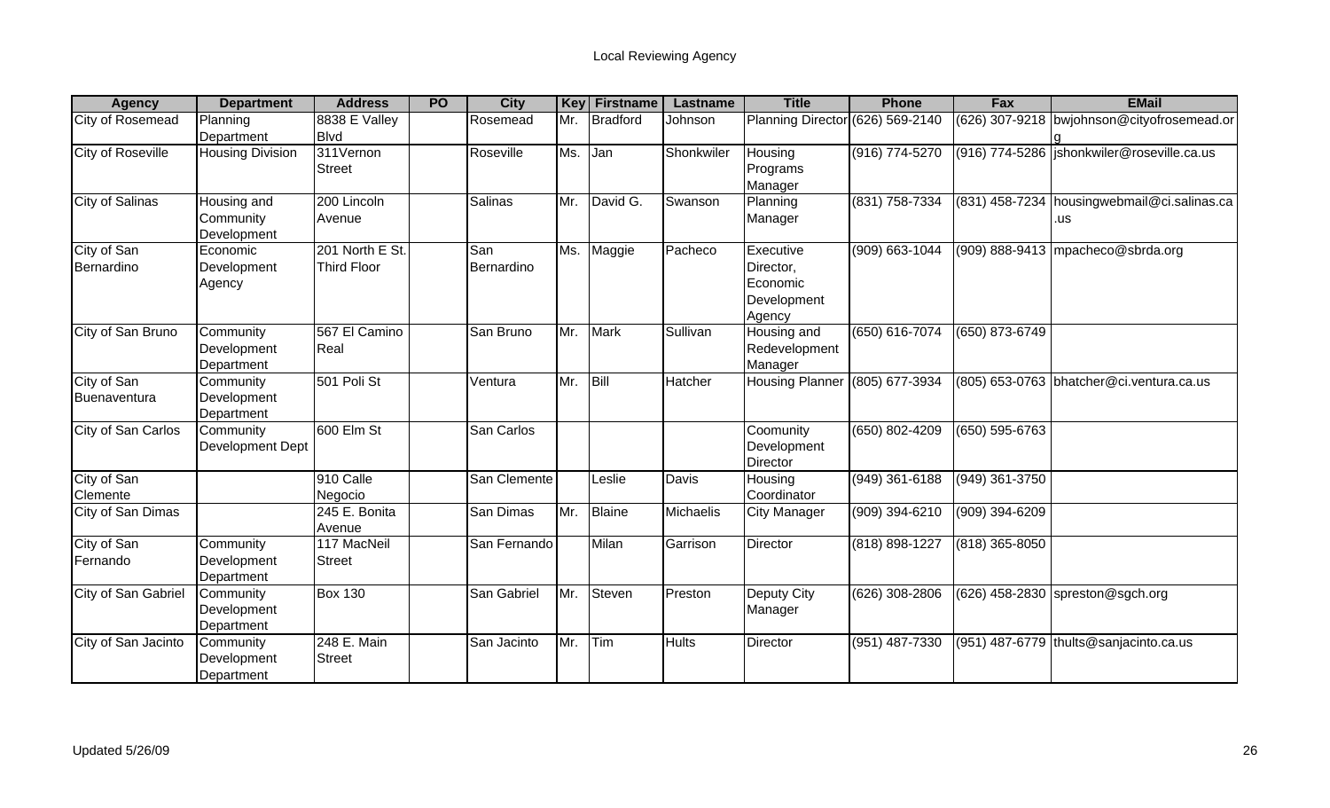# Local Reviewing Agency

| Agency | Department | Address | PO | City | Key | Firstname | Lastname | Title | Phone | Fax | EMail |
|---|---|---|---|---|---|---|---|---|---|---|---|
| City of Rosemead | Planning Department | 8838 E Valley Blvd | | Rosemead | Mr. | Bradford | Johnson | Planning Director | (626) 569-2140 | (626) 307-9218 | bwjohnson@cityofrosemead.org |
| City of Roseville | Housing Division | 311Vernon Street | | Roseville | Ms. | Jan | Shonkwiler | Housing Programs Manager | (916) 774-5270 | (916) 774-5286 | jshonkwiler@roseville.ca.us |
| City of Salinas | Housing and Community Development | 200 Lincoln Avenue | | Salinas | Mr. | David G. | Swanson | Planning Manager | (831) 758-7334 | (831) 458-7234 | housingwebmail@ci.salinas.ca.us |
| City of San Bernardino | Economic Development Agency | 201 North E St. Third Floor | | San Bernardino | Ms. | Maggie | Pacheco | Executive Director, Economic Development Agency | (909) 663-1044 | (909) 888-9413 | mpacheco@sbrda.org |
| City of San Bruno | Community Development Department | 567 El Camino Real | | San Bruno | Mr. | Mark | Sullivan | Housing and Redevelopment Manager | (650) 616-7074 | (650) 873-6749 | |
| City of San Buenaventura | Community Development Department | 501 Poli St | | Ventura | Mr. | Bill | Hatcher | Housing Planner | (805) 677-3934 | (805) 653-0763 | bhatcher@ci.ventura.ca.us |
| City of San Carlos | Community Development Dept | 600 Elm St | | San Carlos | | | | Coomunity Development Director | (650) 802-4209 | (650) 595-6763 | |
| City of San Clemente | | 910 Calle Negocio | | San Clemente | | Leslie | Davis | Housing Coordinator | (949) 361-6188 | (949) 361-3750 | |
| City of San Dimas | | 245 E. Bonita Avenue | | San Dimas | Mr. | Blaine | Michaelis | City Manager | (909) 394-6210 | (909) 394-6209 | |
| City of San Fernando | Community Development Department | 117 MacNeil Street | | San Fernando | | Milan | Garrison | Director | (818) 898-1227 | (818) 365-8050 | |
| City of San Gabriel | Community Development Department | Box 130 | | San Gabriel | Mr. | Steven | Preston | Deputy City Manager | (626) 308-2806 | (626) 458-2830 | spreston@sgch.org |
| City of San Jacinto | Community Development Department | 248 E. Main Street | | San Jacinto | Mr. | Tim | Hults | Director | (951) 487-7330 | (951) 487-6779 | thults@sanjacinto.ca.us |

Updated 5/26/09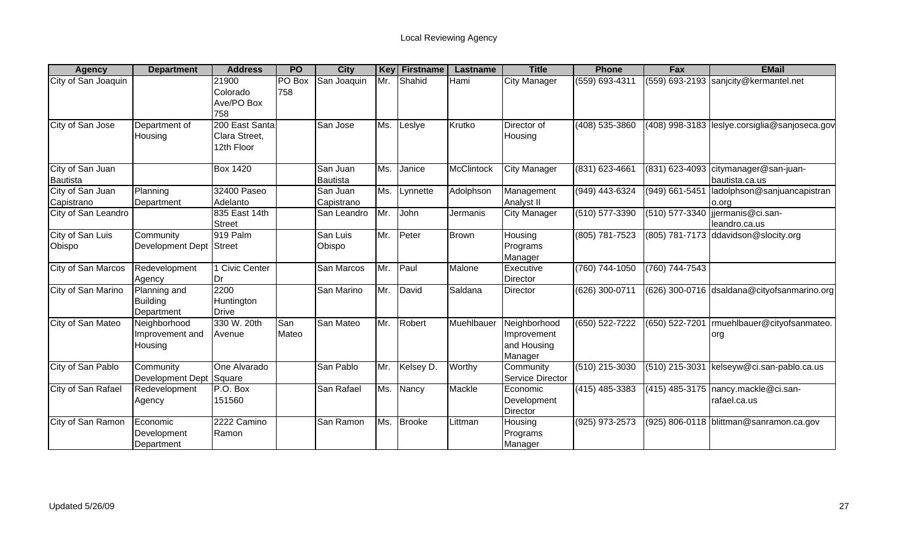## Local Reviewing Agency

| Agency | Department | Address | PO | City | Key | Firstname | Lastname | Title | Phone | Fax | EMail |
|---|---|---|---|---|---|---|---|---|---|---|---|
| City of San Joaquin | | 21900 Colorado Ave/PO Box 758 | PO Box 758 | San Joaquin | Mr. | Shahid | Hami | City Manager | (559) 693-4311 | (559) 693-2193 | sanjcity@kermantel.net |
| City of San Jose | Department of Housing | 200 East Santa Clara Street, 12th Floor | | San Jose | Ms. | Leslye | Krutko | Director of Housing | (408) 535-3860 | (408) 998-3183 | leslye.corsiglia@sanjoseca.gov |
| City of San Juan Bautista | | Box 1420 | | San Juan Bautista | Ms. | Janice | McClintock | City Manager | (831) 623-4661 | (831) 623-4093 | citymanager@san-juan-bautista.ca.us |
| City of San Juan Capistrano | Planning Department | 32400 Paseo Adelanto | | San Juan Capistrano | Ms. | Lynnette | Adolphson | Management Analyst II | (949) 443-6324 | (949) 661-5451 | ladolphson@sanjuancapistrano.org |
| City of San Leandro | | 835 East 14th Street | | San Leandro | Mr. | John | Jermanis | City Manager | (510) 577-3390 | (510) 577-3340 | jjermanis@ci.san-leandro.ca.us |
| City of San Luis Obispo | Community Development Dept | 919 Palm Street | | San Luis Obispo | Mr. | Peter | Brown | Housing Programs Manager | (805) 781-7523 | (805) 781-7173 | ddavidson@slocity.org |
| City of San Marcos | Redevelopment Agency | 1 Civic Center Dr | | San Marcos | Mr. | Paul | Malone | Executive Director | (760) 744-1050 | (760) 744-7543 | |
| City of San Marino | Planning and Building Department | 2200 Huntington Drive | | San Marino | Mr. | David | Saldana | Director | (626) 300-0711 | (626) 300-0716 | dsaldana@cityofsanmarino.org |
| City of San Mateo | Neighborhood Improvement and Housing | 330 W. 20th Avenue | San Mateo | San Mateo | Mr. | Robert | Muehlbauer | Neighborhood Improvement and Housing Manager | (650) 522-7222 | (650) 522-7201 | rmuehlbauer@cityofsanmateo.org |
| City of San Pablo | Community Development Dept | One Alvarado Square | | San Pablo | Mr. | Kelsey D. | Worthy | Community Service Director | (510) 215-3030 | (510) 215-3031 | kelseyw@ci.san-pablo.ca.us |
| City of San Rafael | Redevelopment Agency | P.O. Box 151560 | | San Rafael | Ms. | Nancy | Mackle | Economic Development Director | (415) 485-3383 | (415) 485-3175 | nancy.mackle@ci.san-rafael.ca.us |
| City of San Ramon | Economic Development Department | 2222 Camino Ramon | | San Ramon | Ms. | Brooke | Littman | Housing Programs Manager | (925) 973-2573 | (925) 806-0118 | blittman@sanramon.ca.gov |

Updated 5/26/09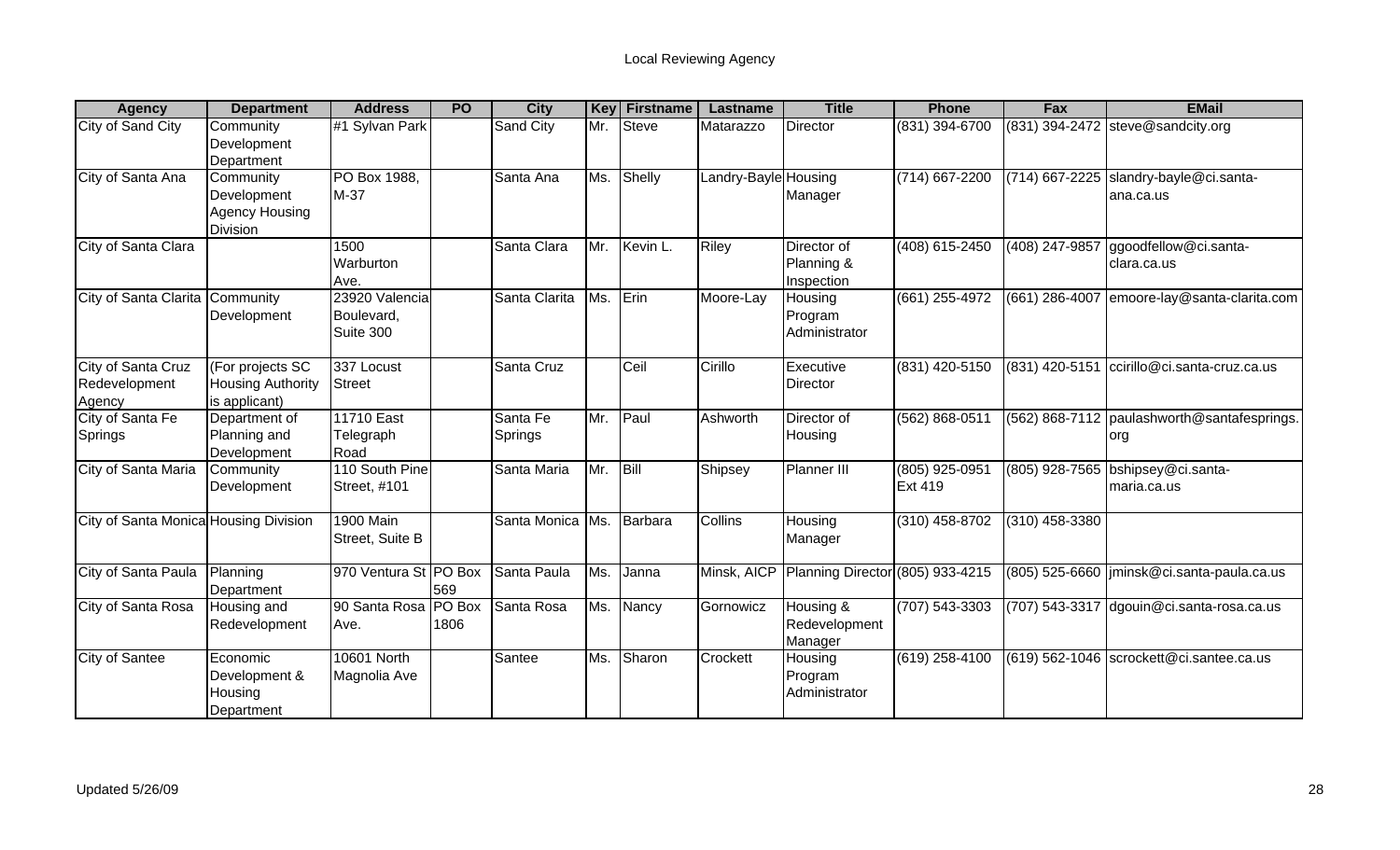Local Reviewing Agency

| Agency | Department | Address | PO | City | Key | Firstname | Lastname | Title | Phone | Fax | EMail |
|---|---|---|---|---|---|---|---|---|---|---|---|
| City of Sand City | Community Development Department | #1 Sylvan Park | | Sand City | Mr. | Steve | Matarazzo | Director | (831) 394-6700 | (831) 394-2472 | steve@sandcity.org |
| City of Santa Ana | Community Development Agency Housing Division | PO Box 1988, M-37 | | Santa Ana | Ms. | Shelly | Landry-Bayle | Housing Manager | (714) 667-2200 | (714) 667-2225 | slandry-bayle@ci.santa-ana.ca.us |
| City of Santa Clara | | 1500 Warburton Ave. | | Santa Clara | Mr. | Kevin L. | Riley | Director of Planning & Inspection | (408) 615-2450 | (408) 247-9857 | ggoodfellow@ci.santa-clara.ca.us |
| City of Santa Clarita | Community Development | 23920 Valencia Boulevard, Suite 300 | | Santa Clarita | Ms. | Erin | Moore-Lay | Housing Program Administrator | (661) 255-4972 | (661) 286-4007 | emoore-lay@santa-clarita.com |
| City of Santa Cruz Redevelopment Agency | (For projects SC Housing Authority is applicant) | 337 Locust Street | | Santa Cruz | | Ceil | Cirillo | Executive Director | (831) 420-5150 | (831) 420-5151 | ccirillo@ci.santa-cruz.ca.us |
| City of Santa Fe Springs | Department of Planning and Development | 11710 East Telegraph Road | | Santa Fe Springs | Mr. | Paul | Ashworth | Director of Housing | (562) 868-0511 | (562) 868-7112 | paulashworth@santafesprings.org |
| City of Santa Maria | Community Development | 110 South Pine Street, #101 | | Santa Maria | Mr. | Bill | Shipsey | Planner III | (805) 925-0951 Ext 419 | (805) 928-7565 | bshipsey@ci.santa-maria.ca.us |
| City of Santa Monica | Housing Division | 1900 Main Street, Suite B | | Santa Monica | Ms. | Barbara | Collins | Housing Manager | (310) 458-8702 | (310) 458-3380 | |
| City of Santa Paula | Planning Department | 970 Ventura St | PO Box 569 | Santa Paula | Ms. | Janna | Minsk, AICP | Planning Director | (805) 933-4215 | (805) 525-6660 | jminsk@ci.santa-paula.ca.us |
| City of Santa Rosa | Housing and Redevelopment | 90 Santa Rosa Ave. | PO Box 1806 | Santa Rosa | Ms. | Nancy | Gornowicz | Housing & Redevelopment Manager | (707) 543-3303 | (707) 543-3317 | dgouin@ci.santa-rosa.ca.us |
| City of Santee | Economic Development & Housing Department | 10601 North Magnolia Ave | | Santee | Ms. | Sharon | Crockett | Housing Program Administrator | (619) 258-4100 | (619) 562-1046 | scrockett@ci.santee.ca.us |

Updated 5/26/09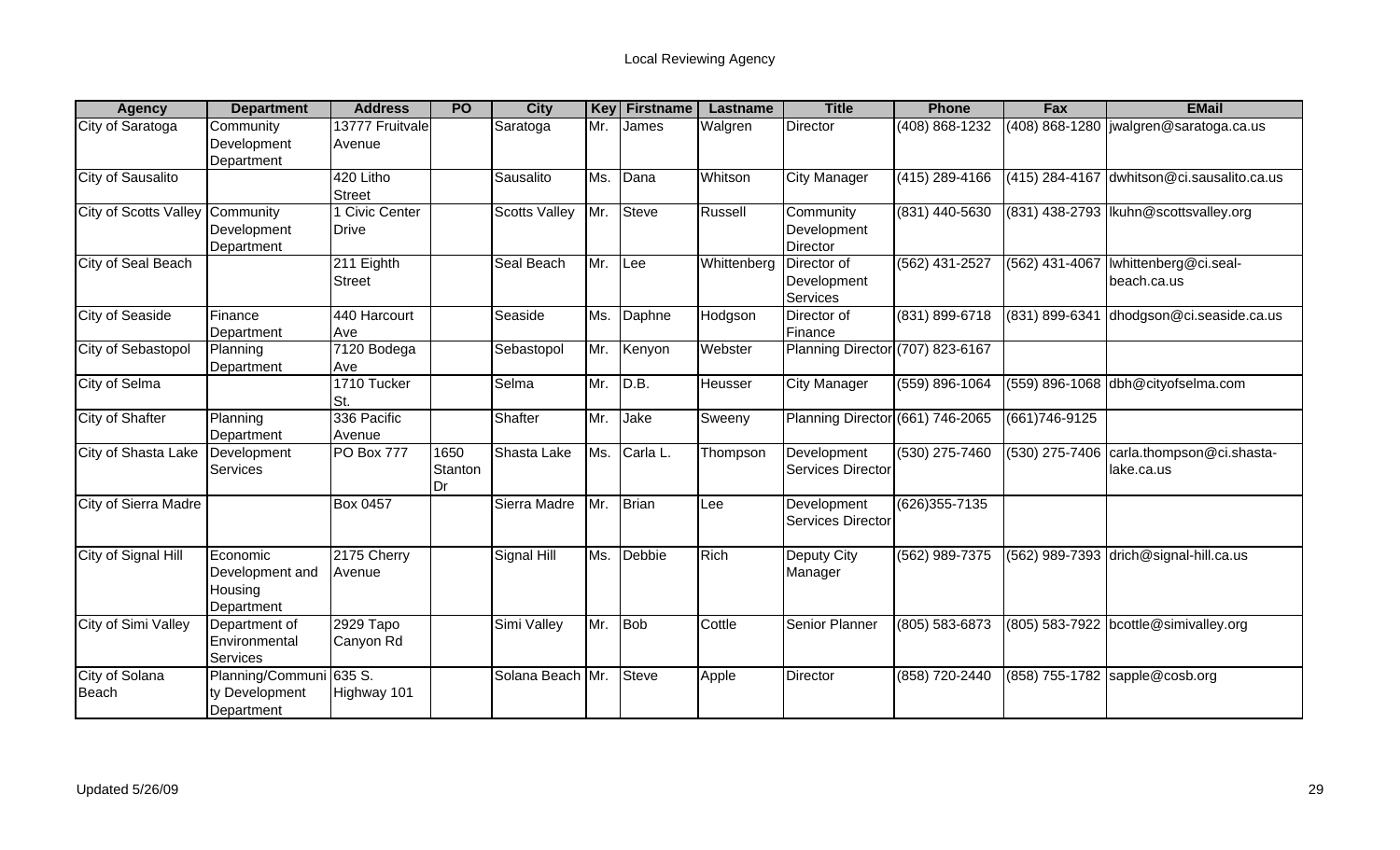# Local Reviewing Agency

| Agency | Department | Address | PO | City | Key | Firstname | Lastname | Title | Phone | Fax | EMail |
|---|---|---|---|---|---|---|---|---|---|---|---|
| City of Saratoga | Community Development Department | 13777 Fruitvale Avenue | | Saratoga | Mr. | James | Walgren | Director | (408) 868-1232 | (408) 868-1280 | jwalgren@saratoga.ca.us |
| City of Sausalito | | 420 Litho Street | | Sausalito | Ms. | Dana | Whitson | City Manager | (415) 289-4166 | (415) 284-4167 | dwhitson@ci.sausalito.ca.us |
| City of Scotts Valley | Community Development Department | 1 Civic Center Drive | | Scotts Valley | Mr. | Steve | Russell | Community Development Director | (831) 440-5630 | (831) 438-2793 | lkuhn@scottsvalley.org |
| City of Seal Beach | | 211 Eighth Street | | Seal Beach | Mr. | Lee | Whittenberg | Director of Development Services | (562) 431-2527 | (562) 431-4067 | lwhittenberg@ci.seal-beach.ca.us |
| City of Seaside | Finance Department | 440 Harcourt Ave | | Seaside | Ms. | Daphne | Hodgson | Director of Finance | (831) 899-6718 | (831) 899-6341 | dhodgson@ci.seaside.ca.us |
| City of Sebastopol | Planning Department | 7120 Bodega Ave | | Sebastopol | Mr. | Kenyon | Webster | Planning Director | (707) 823-6167 | | |
| City of Selma | | 1710 Tucker St. | | Selma | Mr. | D.B. | Heusser | City Manager | (559) 896-1064 | (559) 896-1068 | dbh@cityofselma.com |
| City of Shafter | Planning Department | 336 Pacific Avenue | | Shafter | Mr. | Jake | Sweeny | Planning Director | (661) 746-2065 | (661)746-9125 | |
| City of Shasta Lake | Development Services | PO Box 777 | 1650 Stanton Dr | Shasta Lake | Ms. | Carla L. | Thompson | Development Services Director | (530) 275-7460 | (530) 275-7406 | carla.thompson@ci.shasta-lake.ca.us |
| City of Sierra Madre | | Box 0457 | | Sierra Madre | Mr. | Brian | Lee | Development Services Director | (626)355-7135 | | |
| City of Signal Hill | Economic Development and Housing Department | 2175 Cherry Avenue | | Signal Hill | Ms. | Debbie | Rich | Deputy City Manager | (562) 989-7375 | (562) 989-7393 | drich@signal-hill.ca.us |
| City of Simi Valley | Department of Environmental Services | 2929 Tapo Canyon Rd | | Simi Valley | Mr. | Bob | Cottle | Senior Planner | (805) 583-6873 | (805) 583-7922 | bcottle@simivalley.org |
| City of Solana Beach | Planning/Community Development Department | 635 S. Highway 101 | | Solana Beach | Mr. | Steve | Apple | Director | (858) 720-2440 | (858) 755-1782 | sapple@cosb.org |

Updated 5/26/09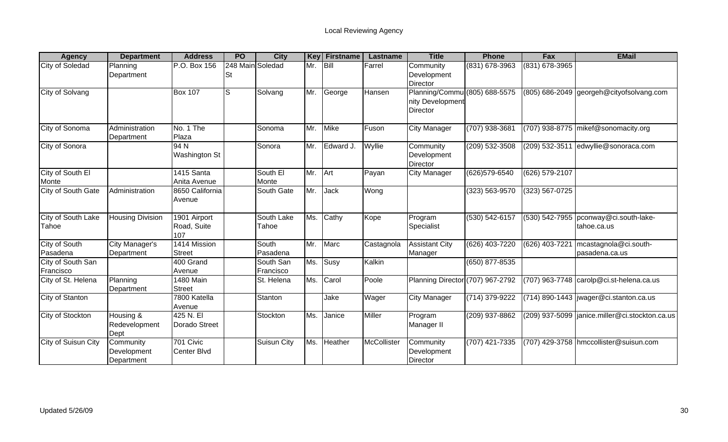Local Reviewing Agency

| Agency | Department | Address | PO | City | Key | Firstname | Lastname | Title | Phone | Fax | EMail |
|---|---|---|---|---|---|---|---|---|---|---|---|
| City of Soledad | Planning Department | P.O. Box 156 | 248 Main St | Soledad | Mr. | Bill | Farrel | Community Development Director | (831) 678-3963 | (831) 678-3965 | |
| City of Solvang | | Box 107 | S | Solvang | Mr. | George | Hansen | Planning/Community Development Director | (805) 688-5575 | (805) 686-2049 | georgeh@cityofsolvang.com |
| City of Sonoma | Administration Department | No. 1 The Plaza | | Sonoma | Mr. | Mike | Fuson | City Manager | (707) 938-3681 | (707) 938-8775 | mikef@sonomacity.org |
| City of Sonora | | 94 N Washington St | | Sonora | Mr. | Edward J. | Wyllie | Community Development Director | (209) 532-3508 | (209) 532-3511 | edwyllie@sonoraca.com |
| City of South El Monte | | 1415 Santa Anita Avenue | | South El Monte | Mr. | Art | Payan | City Manager | (626)579-6540 | (626) 579-2107 | |
| City of South Gate | Administration | 8650 California Avenue | | South Gate | Mr. | Jack | Wong | | (323) 563-9570 | (323) 567-0725 | |
| City of South Lake Tahoe | Housing Division | 1901 Airport Road, Suite 107 | | South Lake Tahoe | Ms. | Cathy | Kope | Program Specialist | (530) 542-6157 | (530) 542-7955 | pconway@ci.south-lake-tahoe.ca.us |
| City of South Pasadena | City Manager's Department | 1414 Mission Street | | South Pasadena | Mr. | Marc | Castagnola | Assistant City Manager | (626) 403-7220 | (626) 403-7221 | mcastagnola@ci.south-pasadena.ca.us |
| City of South San Francisco | | 400 Grand Avenue | | South San Francisco | Ms. | Susy | Kalkin | | (650) 877-8535 | | |
| City of St. Helena | Planning Department | 1480 Main Street | | St. Helena | Ms. | Carol | Poole | Planning Director | (707) 967-2792 | (707) 963-7748 | carolp@ci.st-helena.ca.us |
| City of Stanton | | 7800 Katella Avenue | | Stanton | | Jake | Wager | City Manager | (714) 379-9222 | (714) 890-1443 | jwager@ci.stanton.ca.us |
| City of Stockton | Housing & Redevelopment Dept | 425 N. El Dorado Street | | Stockton | Ms. | Janice | Miller | Program Manager II | (209) 937-8862 | (209) 937-5099 | janice.miller@ci.stockton.ca.us |
| City of Suisun City | Community Development Department | 701 Civic Center Blvd | | Suisun City | Ms. | Heather | McCollister | Community Development Director | (707) 421-7335 | (707) 429-3758 | hmccollister@suisun.com |

Updated 5/26/09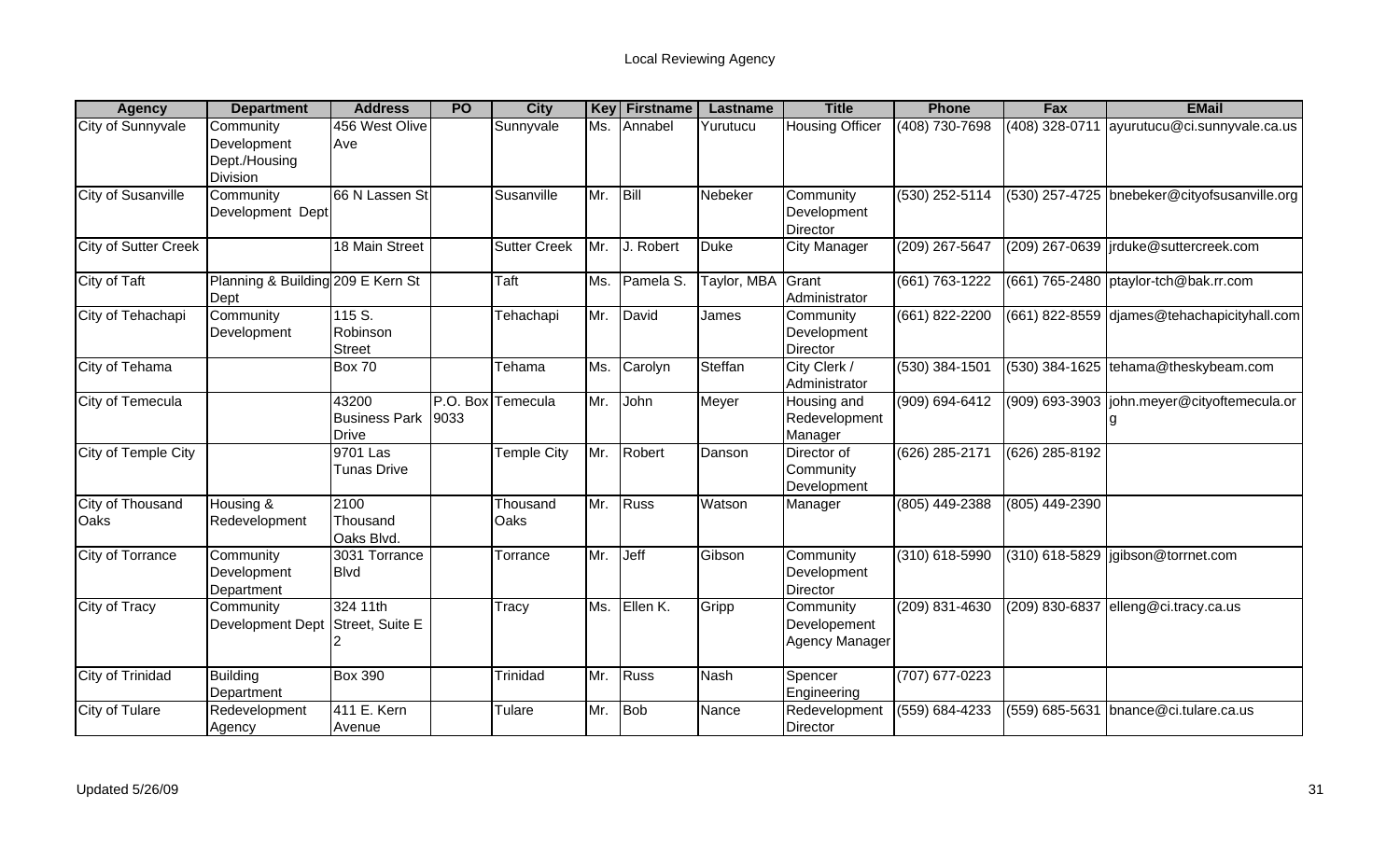# Local Reviewing Agency

| Agency | Department | Address | PO | City | Key | Firstname | Lastname | Title | Phone | Fax | EMail |
|---|---|---|---|---|---|---|---|---|---|---|---|
| City of Sunnyvale | Community Development Dept./Housing Division | 456 West Olive Ave | | Sunnyvale | Ms. | Annabel | Yurutucu | Housing Officer | (408) 730-7698 | (408) 328-0711 | ayurutucu@ci.sunnyvale.ca.us |
| City of Susanville | Community Development Dept | 66 N Lassen St | | Susanville | Mr. | Bill | Nebeker | Community Development Director | (530) 252-5114 | (530) 257-4725 | bnebeker@cityofsusanville.org |
| City of Sutter Creek | | 18 Main Street | | Sutter Creek | Mr. | J. Robert | Duke | City Manager | (209) 267-5647 | (209) 267-0639 | jrduke@suttercreek.com |
| City of Taft | Planning & Building Dept | 209 E Kern St | | Taft | Ms. | Pamela S. | Taylor, MBA | Grant Administrator | (661) 763-1222 | (661) 765-2480 | ptaylor-tch@bak.rr.com |
| City of Tehachapi | Community Development | 115 S. Robinson Street | | Tehachapi | Mr. | David | James | Community Development Director | (661) 822-2200 | (661) 822-8559 | djames@tehachapicityhall.com |
| City of Tehama | | Box 70 | | Tehama | Ms. | Carolyn | Steffan | City Clerk / Administrator | (530) 384-1501 | (530) 384-1625 | tehama@theskybeam.com |
| City of Temecula | | 43200 Business Park Drive | P.O. Box 9033 | Temecula | Mr. | John | Meyer | Housing and Redevelopment Manager | (909) 694-6412 | (909) 693-3903 | john.meyer@cityoftemecula.org |
| City of Temple City | | 9701 Las Tunas Drive | | Temple City | Mr. | Robert | Danson | Director of Community Development | (626) 285-2171 | (626) 285-8192 | |
| City of Thousand Oaks | Housing & Redevelopment | 2100 Thousand Oaks Blvd. | | Thousand Oaks | Mr. | Russ | Watson | Manager | (805) 449-2388 | (805) 449-2390 | |
| City of Torrance | Community Development Department | 3031 Torrance Blvd | | Torrance | Mr. | Jeff | Gibson | Community Development Director | (310) 618-5990 | (310) 618-5829 | jgibson@torrnet.com |
| City of Tracy | Community Development Dept | 324 11th Street, Suite E 2 | | Tracy | Ms. | Ellen K. | Gripp | Community Developement Agency Manager | (209) 831-4630 | (209) 830-6837 | elleng@ci.tracy.ca.us |
| City of Trinidad | Building Department | Box 390 | | Trinidad | Mr. | Russ | Nash | Spencer Engineering | (707) 677-0223 | | |
| City of Tulare | Redevelopment Agency | 411 E. Kern Avenue | | Tulare | Mr. | Bob | Nance | Redevelopment Director | (559) 684-4233 | (559) 685-5631 | bnance@ci.tulare.ca.us |

Updated 5/26/09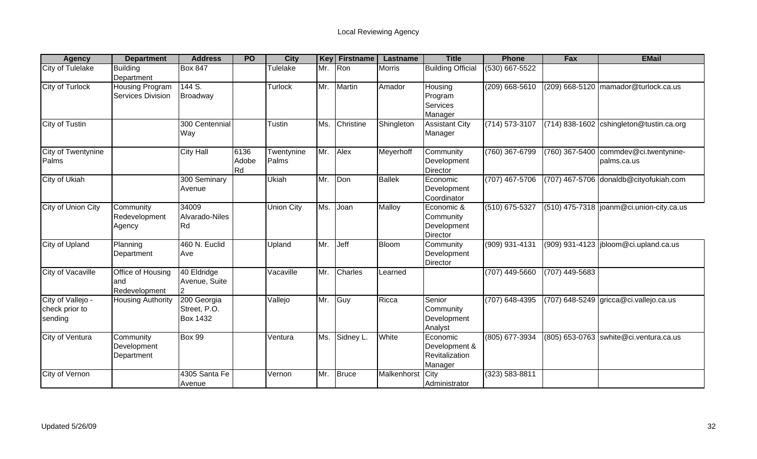# Local Reviewing Agency

| Agency | Department | Address | PO | City | Key | Firstname | Lastname | Title | Phone | Fax | EMail |
|---|---|---|---|---|---|---|---|---|---|---|---|
| City of Tulelake | Building Department | Box 847 | | Tulelake | Mr. | Ron | Morris | Building Official | (530) 667-5522 | | |
| City of Turlock | Housing Program Services Division | 144 S. Broadway | | Turlock | Mr. | Martin | Amador | Housing Program Services Manager | (209) 668-5610 | (209) 668-5120 | mamador@turlock.ca.us |
| City of Tustin | | 300 Centennial Way | | Tustin | Ms. | Christine | Shingleton | Assistant City Manager | (714) 573-3107 | (714) 838-1602 | cshingleton@tustin.ca.org |
| City of Twentynine Palms | | City Hall | 6136 Adobe Rd | Twentynine Palms | Mr. | Alex | Meyerhoff | Community Development Director | (760) 367-6799 | (760) 367-5400 | commdev@ci.twentynine-palms.ca.us |
| City of Ukiah | | 300 Seminary Avenue | | Ukiah | Mr. | Don | Ballek | Economic Development Coordinator | (707) 467-5706 | (707) 467-5706 | donaldb@cityofukiah.com |
| City of Union City | Community Redevelopment Agency | 34009 Alvarado-Niles Rd | | Union City | Ms. | Joan | Malloy | Economic & Community Development Director | (510) 675-5327 | (510) 475-7318 | joanm@ci.union-city.ca.us |
| City of Upland | Planning Department | 460 N. Euclid Ave | | Upland | Mr. | Jeff | Bloom | Community Development Director | (909) 931-4131 | (909) 931-4123 | jbloom@ci.upland.ca.us |
| City of Vacaville | Office of Housing and Redevelopment | 40 Eldridge Avenue, Suite 2 | | Vacaville | Mr. | Charles | Learned | | (707) 449-5660 | (707) 449-5683 | |
| City of Vallejo - check prior to sending | Housing Authority | 200 Georgia Street, P.O. Box 1432 | | Vallejo | Mr. | Guy | Ricca | Senior Community Development Analyst | (707) 648-4395 | (707) 648-5249 | gricca@ci.vallejo.ca.us |
| City of Ventura | Community Development Department | Box 99 | | Ventura | Ms. | Sidney L. | White | Economic Development & Revitalization Manager | (805) 677-3934 | (805) 653-0763 | swhite@ci.ventura.ca.us |
| City of Vernon | | 4305 Santa Fe Avenue | | Vernon | Mr. | Bruce | Malkenhorst | City Administrator | (323) 583-8811 | | |

Updated 5/26/09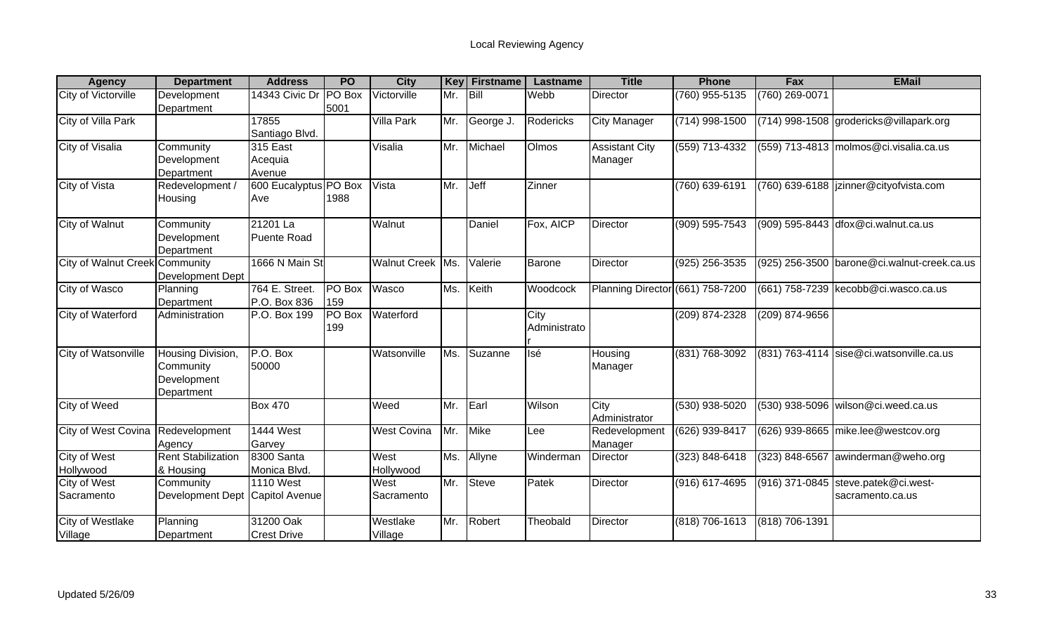# Local Reviewing Agency

| Agency | Department | Address | PO | City | Key | Firstname | Lastname | Title | Phone | Fax | EMail |
|---|---|---|---|---|---|---|---|---|---|---|---|
| City of Victorville | Development Department | 14343 Civic Dr | PO Box 5001 | Victorville | Mr. | Bill | Webb | Director | (760) 955-5135 | (760) 269-0071 | |
| City of Villa Park | | 17855 Santiago Blvd. | | Villa Park | Mr. | George J. | Rodericks | City Manager | (714) 998-1500 | (714) 998-1508 | grodericks@villapark.org |
| City of Visalia | Community Development Department | 315 East Acequia Avenue | | Visalia | Mr. | Michael | Olmos | Assistant City Manager | (559) 713-4332 | (559) 713-4813 | molmos@ci.visalia.ca.us |
| City of Vista | Redevelopment / Housing | 600 Eucalyptus Ave | PO Box 1988 | Vista | Mr. | Jeff | Zinner | | (760) 639-6191 | (760) 639-6188 | jzinner@cityofvista.com |
| City of Walnut | Community Development Department | 21201 La Puente Road | | Walnut | | Daniel | Fox, AICP | Director | (909) 595-7543 | (909) 595-8443 | dfox@ci.walnut.ca.us |
| City of Walnut Creek | Community Development Dept | 1666 N Main St | | Walnut Creek | Ms. | Valerie | Barone | Director | (925) 256-3535 | (925) 256-3500 | barone@ci.walnut-creek.ca.us |
| City of Wasco | Planning Department | 764 E. Street. P.O. Box 836 | PO Box 159 | Wasco | Ms. | Keith | Woodcock | Planning Director | (661) 758-7200 | (661) 758-7239 | kecobb@ci.wasco.ca.us |
| City of Waterford | Administration | P.O. Box 199 | PO Box 199 | Waterford | | | City Administrator | | (209) 874-2328 | (209) 874-9656 | |
| City of Watsonville | Housing Division, Community Development Department | P.O. Box 50000 | | Watsonville | Ms. | Suzanne | Isé | Housing Manager | (831) 768-3092 | (831) 763-4114 | sise@ci.watsonville.ca.us |
| City of Weed | | Box 470 | | Weed | Mr. | Earl | Wilson | City Administrator | (530) 938-5020 | (530) 938-5096 | wilson@ci.weed.ca.us |
| City of West Covina | Redevelopment Agency | 1444 West Garvey | | West Covina | Mr. | Mike | Lee | Redevelopment Manager | (626) 939-8417 | (626) 939-8665 | mike.lee@westcov.org |
| City of West Hollywood | Rent Stabilization & Housing | 8300 Santa Monica Blvd. | | West Hollywood | Ms. | Allyne | Winderman | Director | (323) 848-6418 | (323) 848-6567 | awinderman@weho.org |
| City of West Sacramento | Community Development Dept | 1110 West Capitol Avenue | | West Sacramento | Mr. | Steve | Patek | Director | (916) 617-4695 | (916) 371-0845 | steve.patek@ci.west-sacramento.ca.us |
| City of Westlake Village | Planning Department | 31200 Oak Crest Drive | | Westlake Village | Mr. | Robert | Theobald | Director | (818) 706-1613 | (818) 706-1391 | |

Updated 5/26/09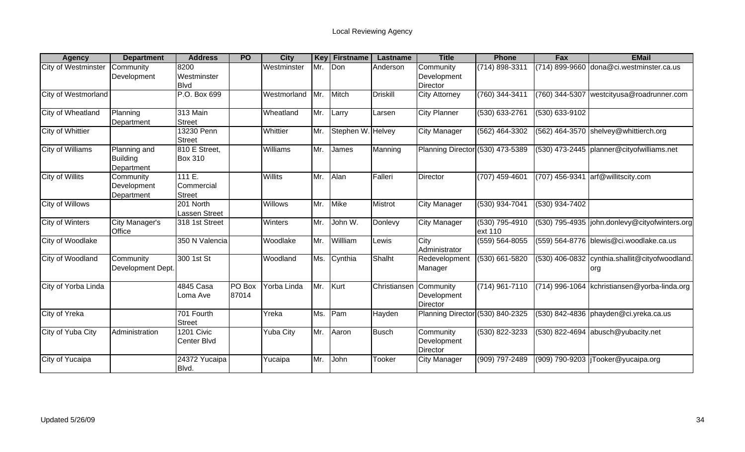# Local Reviewing Agency

| Agency | Department | Address | PO | City | Key | Firstname | Lastname | Title | Phone | Fax | EMail |
|---|---|---|---|---|---|---|---|---|---|---|---|
| City of Westminster | Community Development | 8200 Westminster Blvd | | Westminster | Mr. | Don | Anderson | Community Development Director | (714) 898-3311 | (714) 899-9660 | dona@ci.westminster.ca.us |
| City of Westmorland | | P.O. Box 699 | | Westmorland | Mr. | Mitch | Driskill | City Attorney | (760) 344-3411 | (760) 344-5307 | westcityusa@roadrunner.com |
| City of Wheatland | Planning Department | 313 Main Street | | Wheatland | Mr. | Larry | Larsen | City Planner | (530) 633-2761 | (530) 633-9102 | |
| City of Whittier | | 13230 Penn Street | | Whittier | Mr. | Stephen W. | Helvey | City Manager | (562) 464-3302 | (562) 464-3570 | shelvey@whittierch.org |
| City of Williams | Planning and Building Department | 810 E Street, Box 310 | | Williams | Mr. | James | Manning | Planning Director | (530) 473-5389 | (530) 473-2445 | planner@cityofwilliams.net |
| City of Willits | Community Development Department | 111 E. Commercial Street | | Willits | Mr. | Alan | Falleri | Director | (707) 459-4601 | (707) 456-9341 | arf@willitscity.com |
| City of Willows | | 201 North Lassen Street | | Willows | Mr. | Mike | Mistrot | City Manager | (530) 934-7041 | (530) 934-7402 | |
| City of Winters | City Manager's Office | 318 1st Street | | Winters | Mr. | John W. | Donlevy | City Manager | (530) 795-4910 ext 110 | (530) 795-4935 | john.donlevy@cityofwinters.org |
| City of Woodlake | | 350 N Valencia | | Woodlake | Mr. | Willliam | Lewis | City Administrator | (559) 564-8055 | (559) 564-8776 | blewis@ci.woodlake.ca.us |
| City of Woodland | Community Development Dept. | 300 1st St | | Woodland | Ms. | Cynthia | Shalht | Redevelopment Manager | (530) 661-5820 | (530) 406-0832 | cynthia.shallit@cityofwoodland.org |
| City of Yorba Linda | | 4845 Casa Loma Ave | PO Box 87014 | Yorba Linda | Mr. | Kurt | Christiansen | Community Development Director | (714) 961-7110 | (714) 996-1064 | kchristiansen@yorba-linda.org |
| City of Yreka | | 701 Fourth Street | | Yreka | Ms. | Pam | Hayden | Planning Director | (530) 840-2325 | (530) 842-4836 | phayden@ci.yreka.ca.us |
| City of Yuba City | Administration | 1201 Civic Center Blvd | | Yuba City | Mr. | Aaron | Busch | Community Development Director | (530) 822-3233 | (530) 822-4694 | abusch@yubacity.net |
| City of Yucaipa | | 24372 Yucaipa Blvd. | | Yucaipa | Mr. | John | Tooker | City Manager | (909) 797-2489 | (909) 790-9203 | jTooker@yucaipa.org |

Updated 5/26/09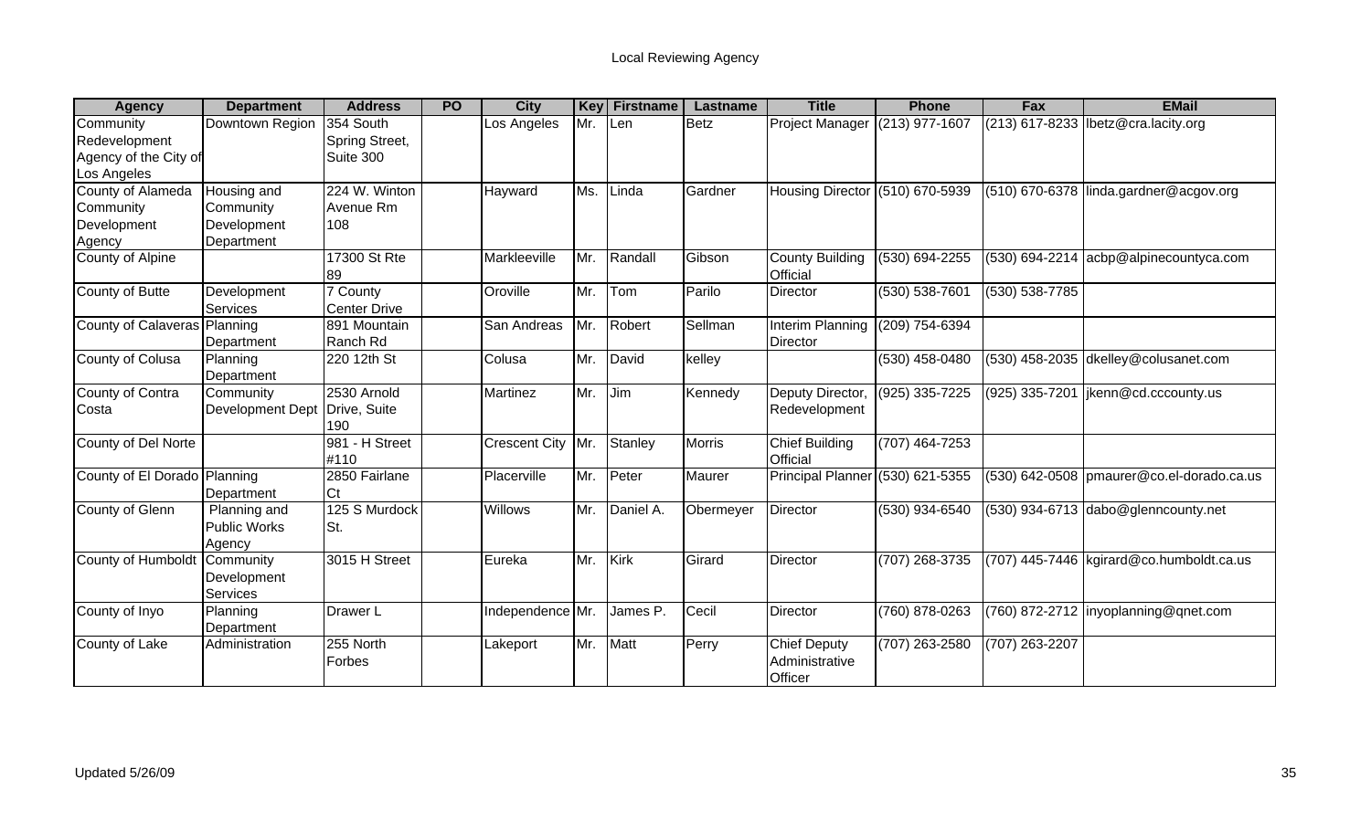# Local Reviewing Agency

| Agency | Department | Address | PO | City | Key | Firstname | Lastname | Title | Phone | Fax | EMail |
|---|---|---|---|---|---|---|---|---|---|---|---|
| Community Redevelopment Agency of the City of Los Angeles | Downtown Region | 354 South Spring Street, Suite 300 | | Los Angeles | Mr. | Len | Betz | Project Manager | (213) 977-1607 | (213) 617-8233 | lbetz@cra.lacity.org |
| County of Alameda Community Development Agency | Housing and Community Development Department | 224 W. Winton Avenue Rm 108 | | Hayward | Ms. | Linda | Gardner | Housing Director | (510) 670-5939 | (510) 670-6378 | linda.gardner@acgov.org |
| County of Alpine | | 17300 St Rte 89 | | Markleeville | Mr. | Randall | Gibson | County Building Official | (530) 694-2255 | (530) 694-2214 | acbp@alpinecountyca.com |
| County of Butte | Development Services | 7 County Center Drive | | Oroville | Mr. | Tom | Parilo | Director | (530) 538-7601 | (530) 538-7785 | |
| County of Calaveras | Planning Department | 891 Mountain Ranch Rd | | San Andreas | Mr. | Robert | Sellman | Interim Planning Director | (209) 754-6394 | | |
| County of Colusa | Planning Department | 220 12th St | | Colusa | Mr. | David | kelley | | (530) 458-0480 | (530) 458-2035 | dkelley@colusanet.com |
| County of Contra Costa | Community Development Dept | 2530 Arnold Drive, Suite 190 | | Martinez | Mr. | Jim | Kennedy | Deputy Director, Redevelopment | (925) 335-7225 | (925) 335-7201 | jkenn@cd.cccounty.us |
| County of Del Norte | | 981 - H Street #110 | | Crescent City | Mr. | Stanley | Morris | Chief Building Official | (707) 464-7253 | | |
| County of El Dorado | Planning Department | 2850 Fairlane Ct | | Placerville | Mr. | Peter | Maurer | Principal Planner | (530) 621-5355 | (530) 642-0508 | pmaurer@co.el-dorado.ca.us |
| County of Glenn | Planning and Public Works Agency | 125 S Murdock St. | | Willows | Mr. | Daniel A. | Obermeyer | Director | (530) 934-6540 | (530) 934-6713 | dabo@glenncounty.net |
| County of Humboldt | Community Development Services | 3015 H Street | | Eureka | Mr. | Kirk | Girard | Director | (707) 268-3735 | (707) 445-7446 | kgirard@co.humboldt.ca.us |
| County of Inyo | Planning Department | Drawer L | | Independence | Mr. | James P. | Cecil | Director | (760) 878-0263 | (760) 872-2712 | inyoplanning@qnet.com |
| County of Lake | Administration | 255 North Forbes | | Lakeport | Mr. | Matt | Perry | Chief Deputy Administrative Officer | (707) 263-2580 | (707) 263-2207 | |

Updated 5/26/09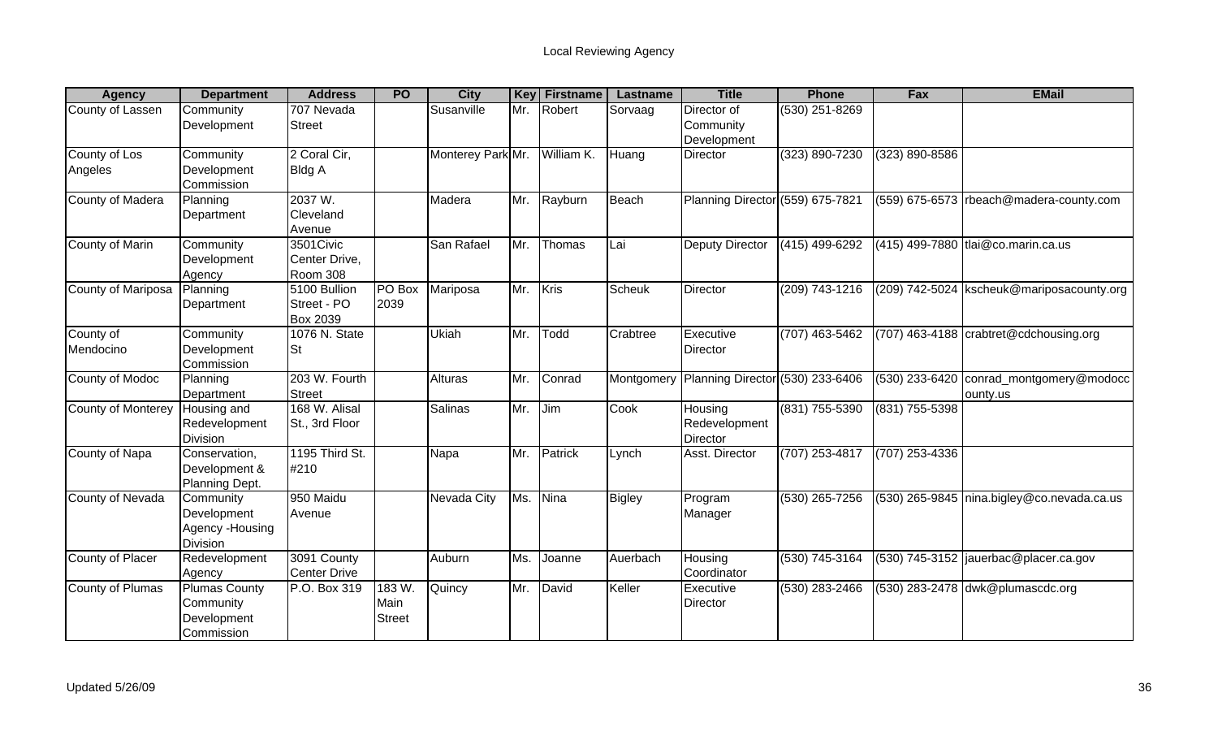# Local Reviewing Agency

| Agency | Department | Address | PO | City | Key | Firstname | Lastname | Title | Phone | Fax | EMail |
|---|---|---|---|---|---|---|---|---|---|---|---|
| County of Lassen | Community Development | 707 Nevada Street | | Susanville | Mr. | Robert | Sorvaag | Director of Community Development | (530) 251-8269 | | |
| County of Los Angeles | Community Development Commission | 2 Coral Cir, Bldg A | | Monterey Park | Mr. | William K. | Huang | Director | (323) 890-7230 | (323) 890-8586 | |
| County of Madera | Planning Department | 2037 W. Cleveland Avenue | | Madera | Mr. | Rayburn | Beach | Planning Director | (559) 675-7821 | (559) 675-6573 | rbeach@madera-county.com |
| County of Marin | Community Development Agency | 3501Civic Center Drive, Room 308 | | San Rafael | Mr. | Thomas | Lai | Deputy Director | (415) 499-6292 | (415) 499-7880 | tlai@co.marin.ca.us |
| County of Mariposa | Planning Department | 5100 Bullion Street - PO Box 2039 | PO Box 2039 | Mariposa | Mr. | Kris | Scheuk | Director | (209) 743-1216 | (209) 742-5024 | kscheuk@mariposacounty.org |
| County of Mendocino | Community Development Commission | 1076 N. State St | | Ukiah | Mr. | Todd | Crabtree | Executive Director | (707) 463-5462 | (707) 463-4188 | crabtret@cdchousing.org |
| County of Modoc | Planning Department | 203 W. Fourth Street | | Alturas | Mr. | Conrad | Montgomery | Planning Director | (530) 233-6406 | (530) 233-6420 | conrad_montgomery@modocc ounty.us |
| County of Monterey | Housing and Redevelopment Division | 168 W. Alisal St., 3rd Floor | | Salinas | Mr. | Jim | Cook | Housing Redevelopment Director | (831) 755-5390 | (831) 755-5398 | |
| County of Napa | Conservation, Development & Planning Dept. | 1195 Third St. #210 | | Napa | Mr. | Patrick | Lynch | Asst. Director | (707) 253-4817 | (707) 253-4336 | |
| County of Nevada | Community Development Agency -Housing Division | 950 Maidu Avenue | | Nevada City | Ms. | Nina | Bigley | Program Manager | (530) 265-7256 | (530) 265-9845 | nina.bigley@co.nevada.ca.us |
| County of Placer | Redevelopment Agency | 3091 County Center Drive | | Auburn | Ms. | Joanne | Auerbach | Housing Coordinator | (530) 745-3164 | (530) 745-3152 | jauerbac@placer.ca.gov |
| County of Plumas | Plumas County Community Development Commission | P.O. Box 319 | 183 W. Main Street | Quincy | Mr. | David | Keller | Executive Director | (530) 283-2466 | (530) 283-2478 | dwk@plumascdc.org |

Updated 5/26/09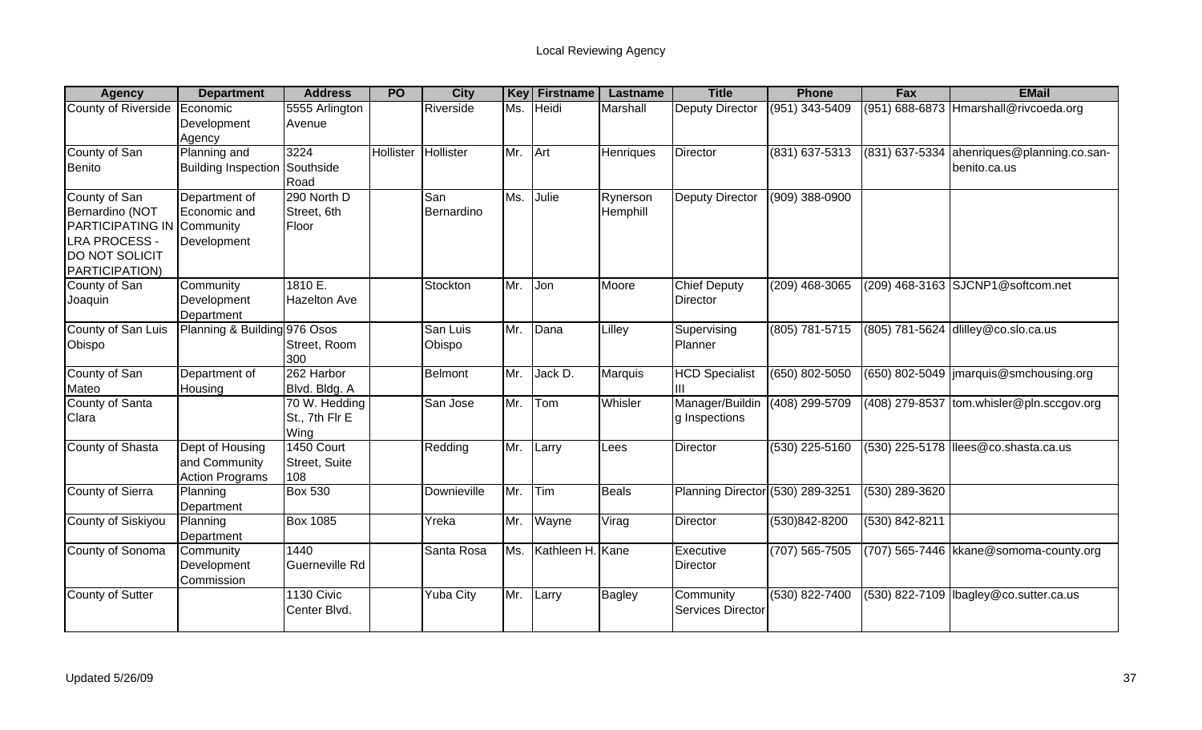# Local Reviewing Agency

| Agency | Department | Address | PO | City | Key | Firstname | Lastname | Title | Phone | Fax | EMail |
|---|---|---|---|---|---|---|---|---|---|---|---|
| County of Riverside | Economic Development Agency | 5555 Arlington Avenue | | Riverside | Ms. | Heidi | Marshall | Deputy Director | (951) 343-5409 | (951) 688-6873 | Hmarshall@rivcoeda.org |
| County of San Benito | Planning and Building Inspection | 3224 Southside Road | Hollister | Hollister | Mr. | Art | Henriques | Director | (831) 637-5313 | (831) 637-5334 | ahenriques@planning.co.san-benito.ca.us |
| County of San Bernardino (NOT PARTICIPATING IN LRA PROCESS - DO NOT SOLICIT PARTICIPATION) | Department of Economic and Community Development | 290 North D Street, 6th Floor | | San Bernardino | Ms. | Julie | Rynerson Hemphill | Deputy Director | (909) 388-0900 | | |
| County of San Joaquin | Community Development Department | 1810 E. Hazelton Ave | | Stockton | Mr. | Jon | Moore | Chief Deputy Director | (209) 468-3065 | (209) 468-3163 | SJCNP1@softcom.net |
| County of San Luis Obispo | Planning & Building | 976 Osos Street, Room 300 | | San Luis Obispo | Mr. | Dana | Lilley | Supervising Planner | (805) 781-5715 | (805) 781-5624 | dlilley@co.slo.ca.us |
| County of San Mateo | Department of Housing | 262 Harbor Blvd. Bldg. A | | Belmont | Mr. | Jack D. | Marquis | HCD Specialist III | (650) 802-5050 | (650) 802-5049 | jmarquis@smchousing.org |
| County of Santa Clara | | 70 W. Hedding St., 7th Flr E Wing | | San Jose | Mr. | Tom | Whisler | Manager/Building Inspections | (408) 299-5709 | (408) 279-8537 | tom.whisler@pln.sccgov.org |
| County of Shasta | Dept of Housing and Community Action Programs | 1450 Court Street, Suite 108 | | Redding | Mr. | Larry | Lees | Director | (530) 225-5160 | (530) 225-5178 | llees@co.shasta.ca.us |
| County of Sierra | Planning Department | Box 530 | | Downieville | Mr. | Tim | Beals | Planning Director | (530) 289-3251 | (530) 289-3620 | |
| County of Siskiyou | Planning Department | Box 1085 | | Yreka | Mr. | Wayne | Virag | Director | (530)842-8200 | (530) 842-8211 | |
| County of Sonoma | Community Development Commission | 1440 Guerneville Rd | | Santa Rosa | Ms. | Kathleen H. | Kane | Executive Director | (707) 565-7505 | (707) 565-7446 | kkane@somoma-county.org |
| County of Sutter | | 1130 Civic Center Blvd. | | Yuba City | Mr. | Larry | Bagley | Community Services Director | (530) 822-7400 | (530) 822-7109 | lbagley@co.sutter.ca.us |

Updated 5/26/09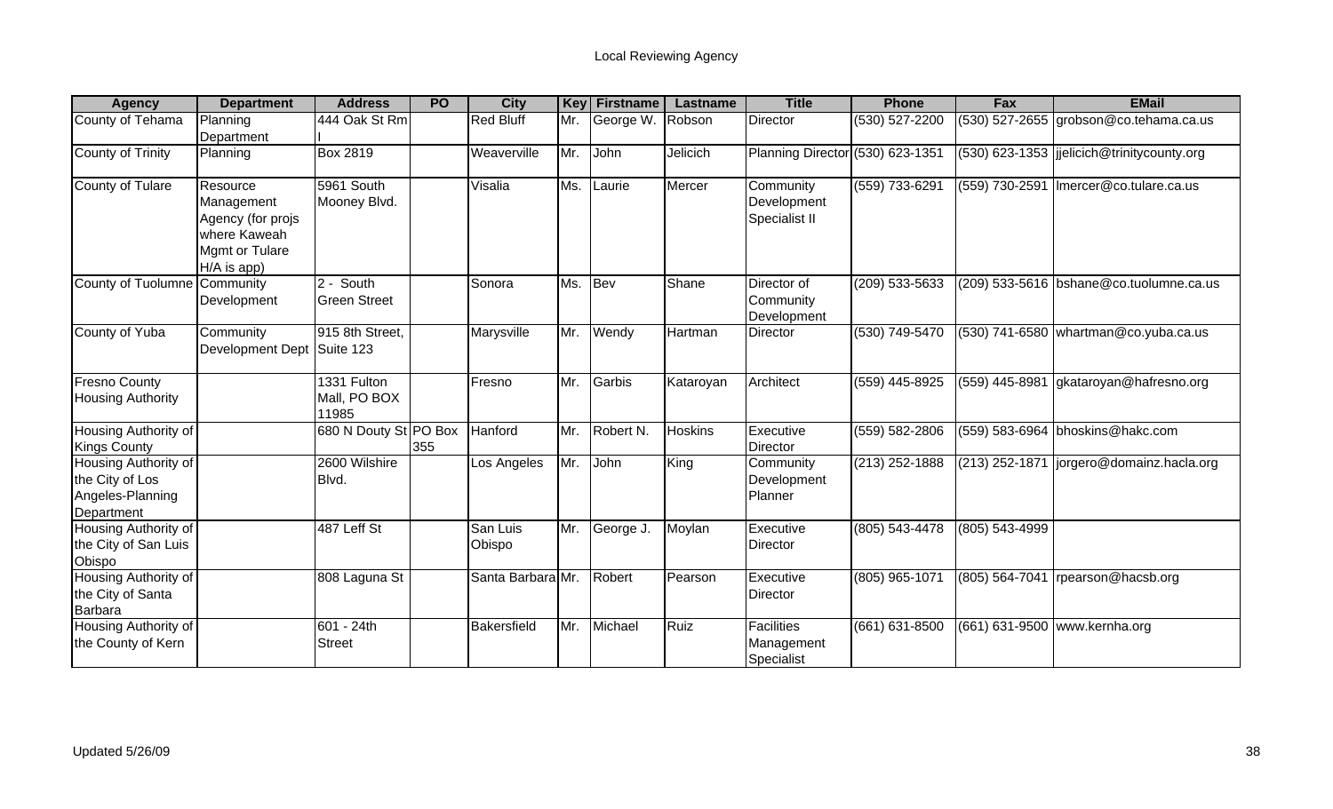# Local Reviewing Agency

| Agency | Department | Address | PO | City | Key | Firstname | Lastname | Title | Phone | Fax | EMail |
|---|---|---|---|---|---|---|---|---|---|---|---|
| County of Tehama | Planning Department | 444 Oak St Rm I | | Red Bluff | Mr. | George W. | Robson | Director | (530) 527-2200 | (530) 527-2655 | grobson@co.tehama.ca.us |
| County of Trinity | Planning | Box 2819 | | Weaverville | Mr. | John | Jelicich | Planning Director | (530) 623-1351 | (530) 623-1353 | jjelicich@trinitycounty.org |
| County of Tulare | Resource Management Agency (for projs where Kaweah Mgmt or Tulare H/A is app) | 5961 South Mooney Blvd. | | Visalia | Ms. | Laurie | Mercer | Community Development Specialist II | (559) 733-6291 | (559) 730-2591 | lmercer@co.tulare.ca.us |
| County of Tuolumne | Community Development | 2 - South Green Street | | Sonora | Ms. | Bev | Shane | Director of Community Development | (209) 533-5633 | (209) 533-5616 | bshane@co.tuolumne.ca.us |
| County of Yuba | Community Development Dept | 915 8th Street, Suite 123 | | Marysville | Mr. | Wendy | Hartman | Director | (530) 749-5470 | (530) 741-6580 | whartman@co.yuba.ca.us |
| Fresno County Housing Authority | | 1331 Fulton Mall, PO BOX 11985 | | Fresno | Mr. | Garbis | Kataroyan | Architect | (559) 445-8925 | (559) 445-8981 | gkataroyan@hafresno.org |
| Housing Authority of Kings County | | 680 N Douty St | PO Box 355 | Hanford | Mr. | Robert N. | Hoskins | Executive Director | (559) 582-2806 | (559) 583-6964 | bhoskins@hakc.com |
| Housing Authority of the City of Los Angeles-Planning Department | | 2600 Wilshire Blvd. | | Los Angeles | Mr. | John | King | Community Development Planner | (213) 252-1888 | (213) 252-1871 | jorgero@domainz.hacla.org |
| Housing Authority of the City of San Luis Obispo | | 487 Leff St | | San Luis Obispo | Mr. | George J. | Moylan | Executive Director | (805) 543-4478 | (805) 543-4999 | |
| Housing Authority of the City of Santa Barbara | | 808 Laguna St | | Santa Barbara | Mr. | Robert | Pearson | Executive Director | (805) 965-1071 | (805) 564-7041 | rpearson@hacsb.org |
| Housing Authority of the County of Kern | | 601 - 24th Street | | Bakersfield | Mr. | Michael | Ruiz | Facilities Management Specialist | (661) 631-8500 | (661) 631-9500 | www.kernha.org |

Updated 5/26/09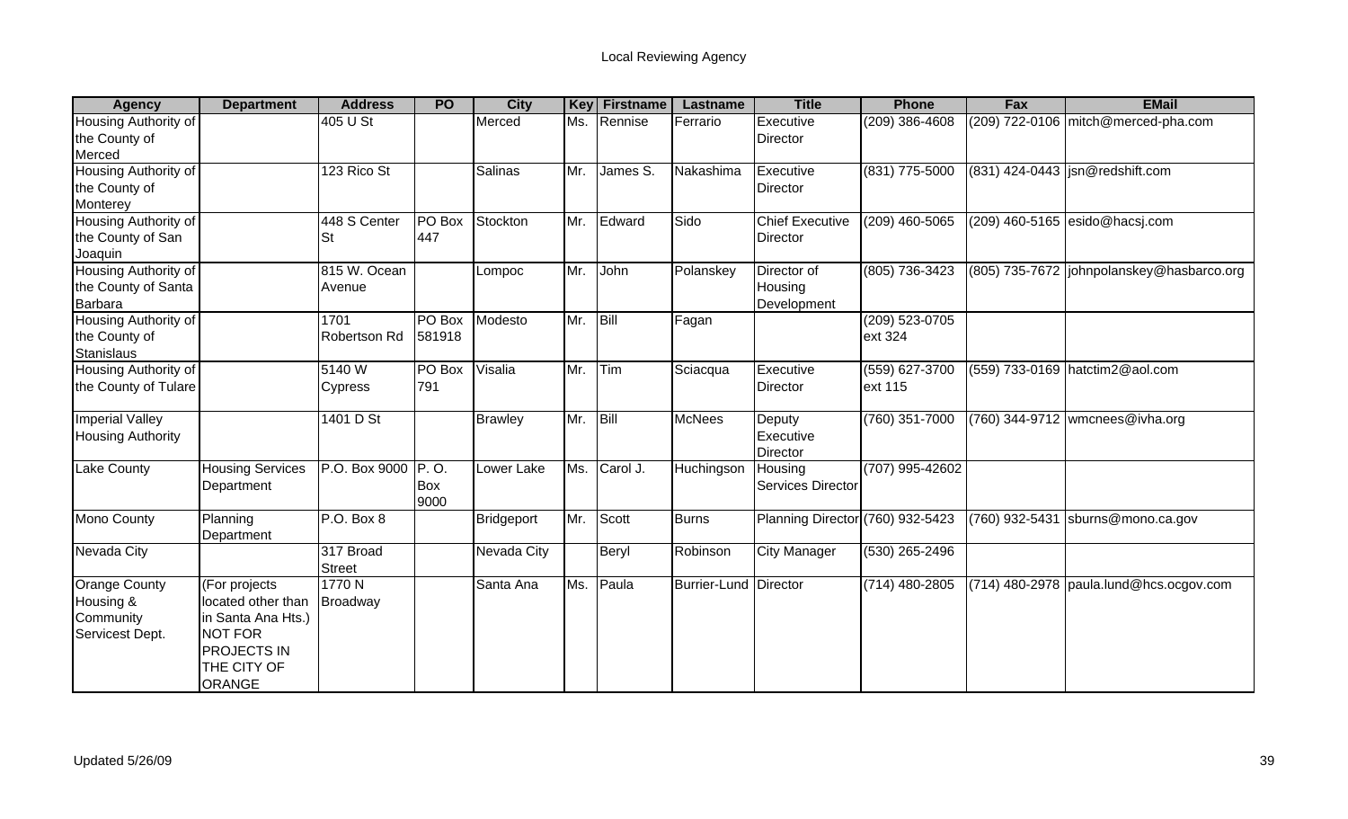Local Reviewing Agency

| Agency | Department | Address | PO | City | Key | Firstname | Lastname | Title | Phone | Fax | EMail |
|---|---|---|---|---|---|---|---|---|---|---|---|
| Housing Authority of the County of Merced | | 405 U St | | Merced | Ms. | Rennise | Ferrario | Executive Director | (209) 386-4608 | (209) 722-0106 | mitch@merced-pha.com |
| Housing Authority of the County of Monterey | | 123 Rico St | | Salinas | Mr. | James S. | Nakashima | Executive Director | (831) 775-5000 | (831) 424-0443 | jsn@redshift.com |
| Housing Authority of the County of San Joaquin | | 448 S Center St | PO Box 447 | Stockton | Mr. | Edward | Sido | Chief Executive Director | (209) 460-5065 | (209) 460-5165 | esido@hacsj.com |
| Housing Authority of the County of Santa Barbara | | 815 W. Ocean Avenue | | Lompoc | Mr. | John | Polanskey | Director of Housing Development | (805) 736-3423 | (805) 735-7672 | johnpolanskey@hasbarco.org |
| Housing Authority of the County of Stanislaus | | 1701 Robertson Rd | PO Box 581918 | Modesto | Mr. | Bill | Fagan | | (209) 523-0705 ext 324 | | |
| Housing Authority of the County of Tulare | | 5140 W Cypress | PO Box 791 | Visalia | Mr. | Tim | Sciacqua | Executive Director | (559) 627-3700 ext 115 | (559) 733-0169 | hatctim2@aol.com |
| Imperial Valley Housing Authority | | 1401 D St | | Brawley | Mr. | Bill | McNees | Deputy Executive Director | (760) 351-7000 | (760) 344-9712 | wmcnees@ivha.org |
| Lake County | Housing Services Department | P.O. Box 9000 | P. O. Box 9000 | Lower Lake | Ms. | Carol J. | Huchingson | Housing Services Director | (707) 995-42602 | | |
| Mono County | Planning Department | P.O. Box 8 | | Bridgeport | Mr. | Scott | Burns | Planning Director | (760) 932-5423 | (760) 932-5431 | sburns@mono.ca.gov |
| Nevada City | | 317 Broad Street | | Nevada City | | Beryl | Robinson | City Manager | (530) 265-2496 | | |
| Orange County Housing & Community Servicest Dept. | (For projects located other than in Santa Ana Hts.) NOT FOR PROJECTS IN THE CITY OF ORANGE | 1770 N Broadway | | Santa Ana | Ms. | Paula | Burrier-Lund | Director | (714) 480-2805 | (714) 480-2978 | paula.lund@hcs.ocgov.com |

Updated 5/26/09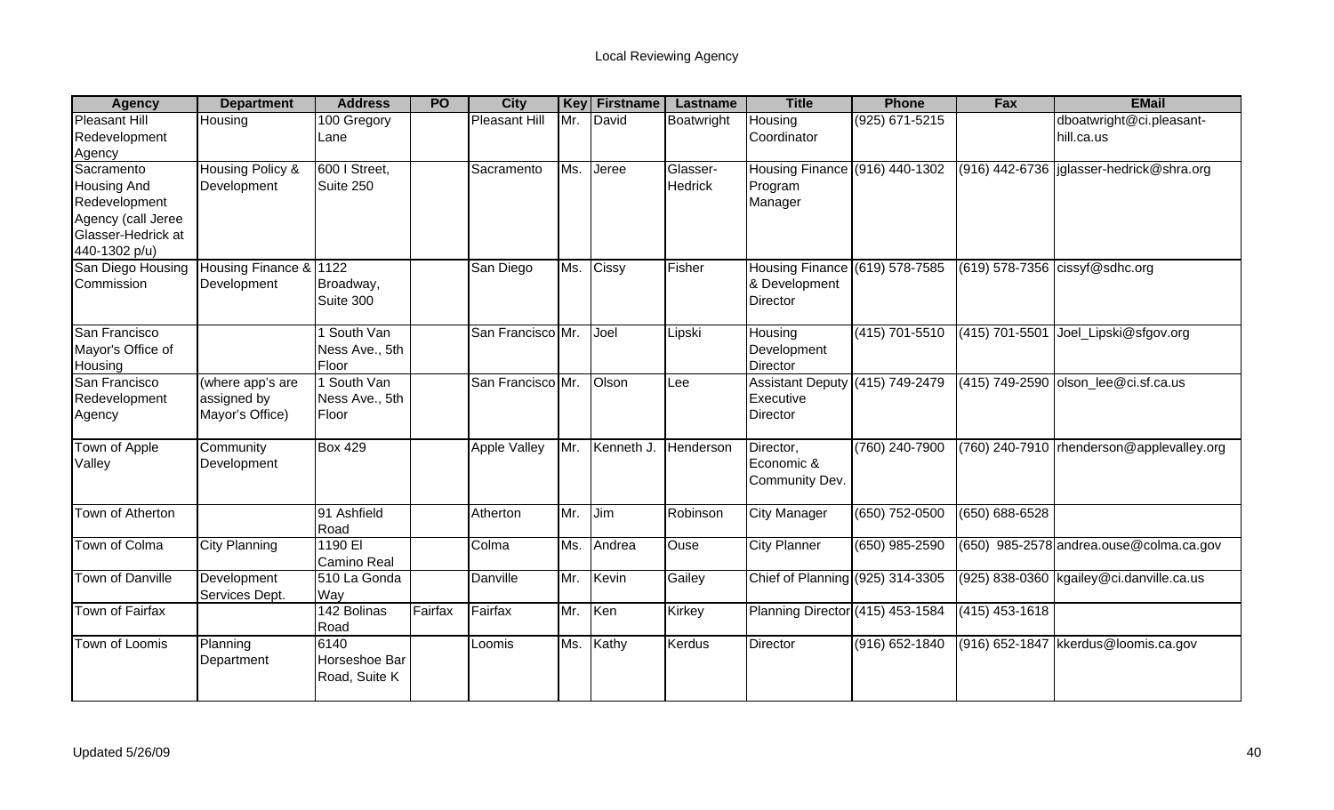# Local Reviewing Agency

| Agency | Department | Address | PO | City | Key | Firstname | Lastname | Title | Phone | Fax | EMail |
|---|---|---|---|---|---|---|---|---|---|---|---|
| Pleasant Hill Redevelopment Agency | Housing | 100 Gregory Lane | | Pleasant Hill | Mr. | David | Boatwright | Housing Coordinator | (925) 671-5215 | | dboatwright@ci.pleasant-hill.ca.us |
| Sacramento Housing And Redevelopment Agency (call Jeree Glasser-Hedrick at 440-1302 p/u) | Housing Policy & Development | 600 I Street, Suite 250 | | Sacramento | Ms. | Jeree | Glasser-Hedrick | Housing Finance Program Manager | (916) 440-1302 | (916) 442-6736 | jglasser-hedrick@shra.org |
| San Diego Housing Commission | Housing Finance & Development | 1122 Broadway, Suite 300 | | San Diego | Ms. | Cissy | Fisher | Housing Finance & Development Director | (619) 578-7585 | (619) 578-7356 | cissyf@sdhc.org |
| San Francisco Mayor's Office of Housing | | 1 South Van Ness Ave., 5th Floor | | San Francisco | Mr. | Joel | Lipski | Housing Development Director | (415) 701-5510 | (415) 701-5501 | Joel_Lipski@sfgov.org |
| San Francisco Redevelopment Agency | (where app's are assigned by Mayor's Office) | 1 South Van Ness Ave., 5th Floor | | San Francisco | Mr. | Olson | Lee | Assistant Deputy Executive Director | (415) 749-2479 | (415) 749-2590 | olson_lee@ci.sf.ca.us |
| Town of Apple Valley | Community Development | Box 429 | | Apple Valley | Mr. | Kenneth J. | Henderson | Director, Economic & Community Dev. | (760) 240-7900 | (760) 240-7910 | rhenderson@applevalley.org |
| Town of Atherton | | 91 Ashfield Road | | Atherton | Mr. | Jim | Robinson | City Manager | (650) 752-0500 | (650) 688-6528 | |
| Town of Colma | City Planning | 1190 El Camino Real | | Colma | Ms. | Andrea | Ouse | City Planner | (650) 985-2590 | (650) 985-2578 | andrea.ouse@colma.ca.gov |
| Town of Danville | Development Services Dept. | 510 La Gonda Way | | Danville | Mr. | Kevin | Gailey | Chief of Planning | (925) 314-3305 | (925) 838-0360 | kgailey@ci.danville.ca.us |
| Town of Fairfax | | 142 Bolinas Road | Fairfax | Fairfax | Mr. | Ken | Kirkey | Planning Director | (415) 453-1584 | (415) 453-1618 | |
| Town of Loomis | Planning Department | 6140 Horseshoe Bar Road, Suite K | | Loomis | Ms. | Kathy | Kerdus | Director | (916) 652-1840 | (916) 652-1847 | kkerdus@loomis.ca.gov |

Updated 5/26/09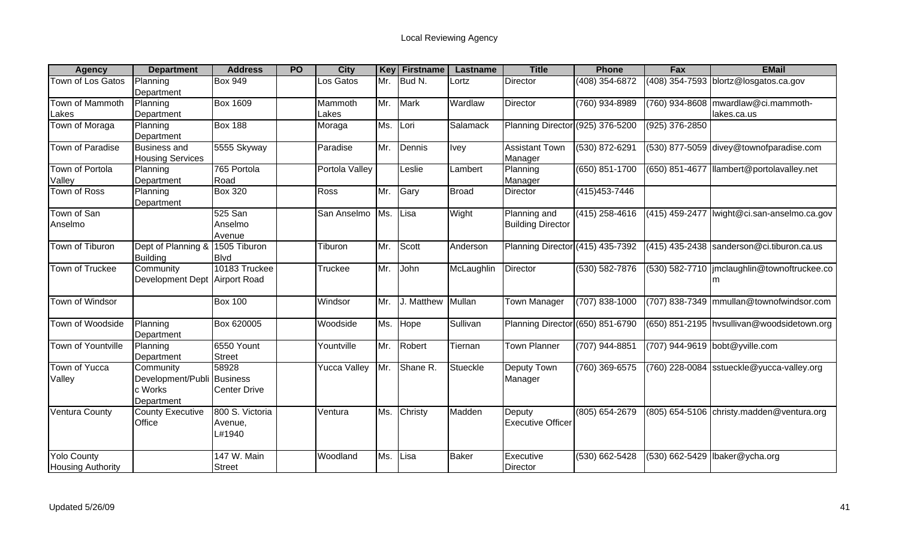# Local Reviewing Agency

| Agency | Department | Address | PO | City | Key | Firstname | Lastname | Title | Phone | Fax | EMail |
|---|---|---|---|---|---|---|---|---|---|---|---|
| Town of Los Gatos | Planning Department | Box 949 | | Los Gatos | Mr. | Bud N. | Lortz | Director | (408) 354-6872 | (408) 354-7593 | blortz@losgatos.ca.gov |
| Town of Mammoth Lakes | Planning Department | Box 1609 | | Mammoth Lakes | Mr. | Mark | Wardlaw | Director | (760) 934-8989 | (760) 934-8608 | mwardlaw@ci.mammoth-lakes.ca.us |
| Town of Moraga | Planning Department | Box 188 | | Moraga | Ms. | Lori | Salamack | Planning Director | (925) 376-5200 | (925) 376-2850 | |
| Town of Paradise | Business and Housing Services | 5555 Skyway | | Paradise | Mr. | Dennis | Ivey | Assistant Town Manager | (530) 872-6291 | (530) 877-5059 | divey@townofparadise.com |
| Town of Portola Valley | Planning Department | 765 Portola Road | | Portola Valley | | Leslie | Lambert | Planning Manager | (650) 851-1700 | (650) 851-4677 | llambert@portolavalley.net |
| Town of Ross | Planning Department | Box 320 | | Ross | Mr. | Gary | Broad | Director | (415)453-7446 | | |
| Town of San Anselmo | | 525 San Anselmo Avenue | | San Anselmo | Ms. | Lisa | Wight | Planning and Building Director | (415) 258-4616 | (415) 459-2477 | lwight@ci.san-anselmo.ca.gov |
| Town of Tiburon | Dept of Planning & Building | 1505 Tiburon Blvd | | Tiburon | Mr. | Scott | Anderson | Planning Director | (415) 435-7392 | (415) 435-2438 | sanderson@ci.tiburon.ca.us |
| Town of Truckee | Community Development Dept | 10183 Truckee Airport Road | | Truckee | Mr. | John | McLaughlin | Director | (530) 582-7876 | (530) 582-7710 | jmclaughlin@townoftruckee.com |
| Town of Windsor | | Box 100 | | Windsor | Mr. | J. Matthew | Mullan | Town Manager | (707) 838-1000 | (707) 838-7349 | mmullan@townofwindsor.com |
| Town of Woodside | Planning Department | Box 620005 | | Woodside | Ms. | Hope | Sullivan | Planning Director | (650) 851-6790 | (650) 851-2195 | hvsullivan@woodsidetown.org |
| Town of Yountville | Planning Department | 6550 Yount Street | | Yountville | Mr. | Robert | Tiernan | Town Planner | (707) 944-8851 | (707) 944-9619 | bobt@yville.com |
| Town of Yucca Valley | Community Development/Public Works Department | 58928 Business Center Drive | | Yucca Valley | Mr. | Shane R. | Stueckle | Deputy Town Manager | (760) 369-6575 | (760) 228-0084 | sstueckle@yucca-valley.org |
| Ventura County | County Executive Office | 800 S. Victoria Avenue, L#1940 | | Ventura | Ms. | Christy | Madden | Deputy Executive Officer | (805) 654-2679 | (805) 654-5106 | christy.madden@ventura.org |
| Yolo County Housing Authority | | 147 W. Main Street | | Woodland | Ms. | Lisa | Baker | Executive Director | (530) 662-5428 | (530) 662-5429 | lbaker@ycha.org |

Updated 5/26/09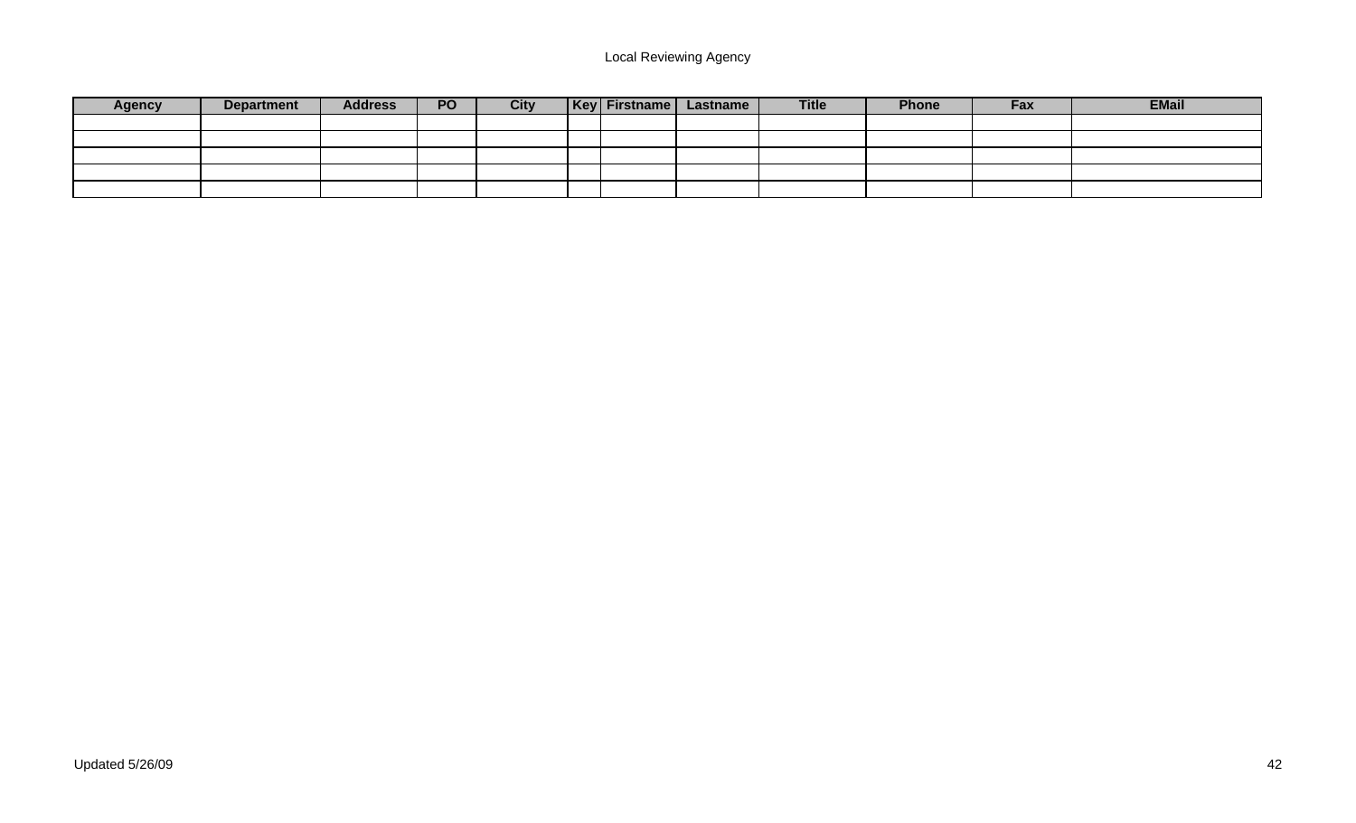Local Reviewing Agency

| Agency | Department | Address | PO | City | Key | Firstname | Lastname | Title | Phone | Fax | EMail |
|---|---|---|---|---|---|---|---|---|---|---|---|
| | | | | | | | | | | | |
| | | | | | | | | | | | |
| | | | | | | | | | | | |
| | | | | | | | | | | | |
| | | | | | | | | | | | |

Updated 5/26/09